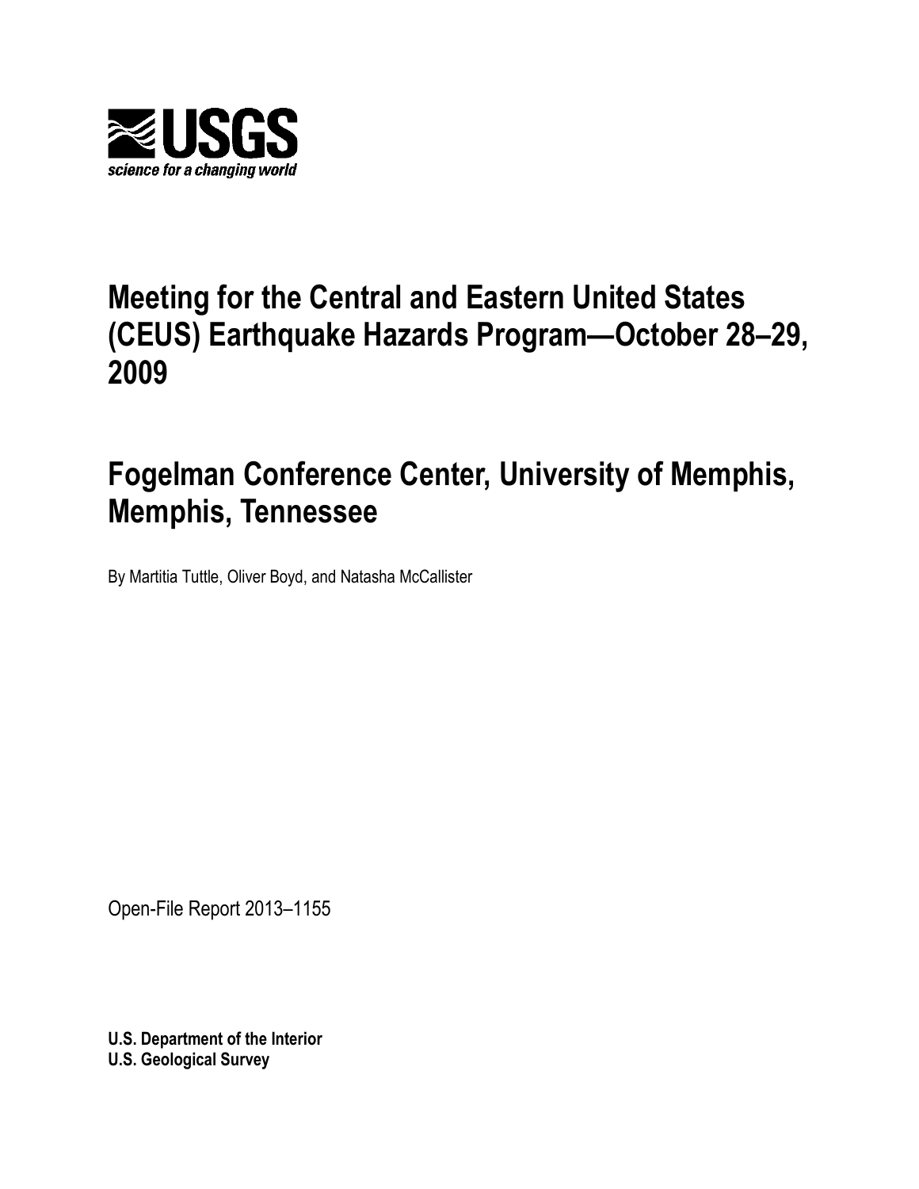USGS

*science for a changing world*

# Meeting for the Central and Eastern United States (CEUS) Earthquake Hazards Program—October 28–29, 2009

# Fogelman Conference Center, University of Memphis, Memphis, Tennessee

By Martitia Tuttle, Oliver Boyd, and Natasha McCallister

Open-File Report 2013–1155

**U.S. Department of the Interior**
**U.S. Geological Survey**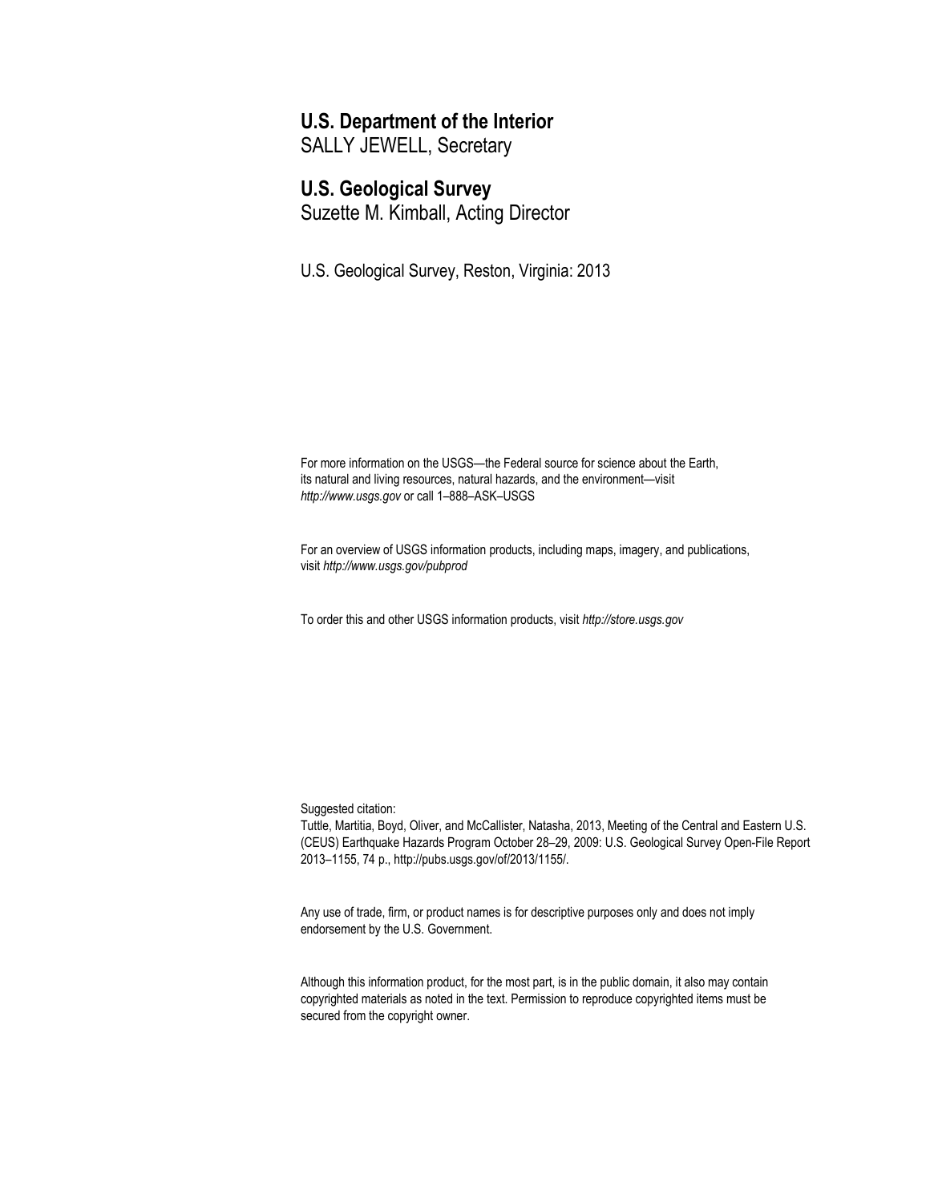**U.S. Department of the Interior**
SALLY JEWELL, Secretary

**U.S. Geological Survey**
Suzette M. Kimball, Acting Director

U.S. Geological Survey, Reston, Virginia: 2013

For more information on the USGS—the Federal source for science about the Earth, its natural and living resources, natural hazards, and the environment—visit *http://www.usgs.gov* or call 1–888–ASK–USGS

For an overview of USGS information products, including maps, imagery, and publications, visit *http://www.usgs.gov/pubprod*

To order this and other USGS information products, visit *http://store.usgs.gov*

Suggested citation:
Tuttle, Martitia, Boyd, Oliver, and McCallister, Natasha, 2013, Meeting of the Central and Eastern U.S. (CEUS) Earthquake Hazards Program October 28–29, 2009: U.S. Geological Survey Open-File Report 2013–1155, 74 p., http://pubs.usgs.gov/of/2013/1155/.

Any use of trade, firm, or product names is for descriptive purposes only and does not imply endorsement by the U.S. Government.

Although this information product, for the most part, is in the public domain, it also may contain copyrighted materials as noted in the text. Permission to reproduce copyrighted items must be secured from the copyright owner.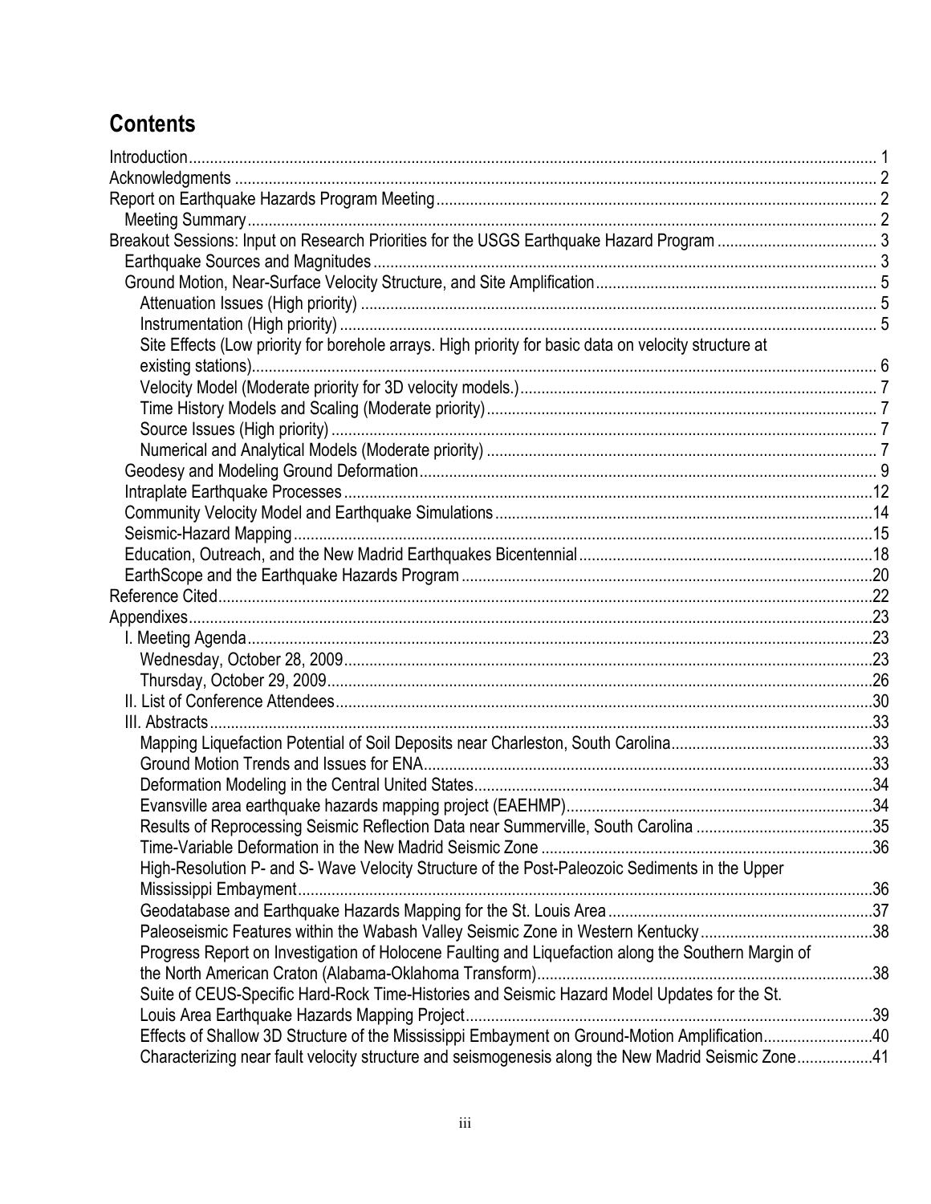# Contents

Introduction 1
Acknowledgments 2
Report on Earthquake Hazards Program Meeting 2
- Meeting Summary 2

Breakout Sessions: Input on Research Priorities for the USGS Earthquake Hazard Program 3
- Earthquake Sources and Magnitudes 3
- Ground Motion, Near-Surface Velocity Structure, and Site Amplification 5
  - Attenuation Issues (High priority) 5
  - Instrumentation (High priority) 5
  - Site Effects (Low priority for borehole arrays. High priority for basic data on velocity structure at existing stations) 6
  - Velocity Model (Moderate priority for 3D velocity models.) 7
  - Time History Models and Scaling (Moderate priority) 7
  - Source Issues (High priority) 7
  - Numerical and Analytical Models (Moderate priority) 7
- Geodesy and Modeling Ground Deformation 9
- Intraplate Earthquake Processes 12
- Community Velocity Model and Earthquake Simulations 14
- Seismic-Hazard Mapping 15
- Education, Outreach, and the New Madrid Earthquakes Bicentennial 18
- EarthScope and the Earthquake Hazards Program 20

Reference Cited 22
Appendixes 23
- I. Meeting Agenda 23
  - Wednesday, October 28, 2009 23
  - Thursday, October 29, 2009 26
- II. List of Conference Attendees 30
- III. Abstracts 33
  - Mapping Liquefaction Potential of Soil Deposits near Charleston, South Carolina 33
  - Ground Motion Trends and Issues for ENA 33
  - Deformation Modeling in the Central United States 34
  - Evansville area earthquake hazards mapping project (EAEHMP) 34
  - Results of Reprocessing Seismic Reflection Data near Summerville, South Carolina 35
  - Time-Variable Deformation in the New Madrid Seismic Zone 36
  - High-Resolution P- and S- Wave Velocity Structure of the Post-Paleozoic Sediments in the Upper Mississippi Embayment 36
  - Geodatabase and Earthquake Hazards Mapping for the St. Louis Area 37
  - Paleoseismic Features within the Wabash Valley Seismic Zone in Western Kentucky 38
  - Progress Report on Investigation of Holocene Faulting and Liquefaction along the Southern Margin of the North American Craton (Alabama-Oklahoma Transform) 38
  - Suite of CEUS-Specific Hard-Rock Time-Histories and Seismic Hazard Model Updates for the St. Louis Area Earthquake Hazards Mapping Project 39
  - Effects of Shallow 3D Structure of the Mississippi Embayment on Ground-Motion Amplification 40
  - Characterizing near fault velocity structure and seismogenesis along the New Madrid Seismic Zone 41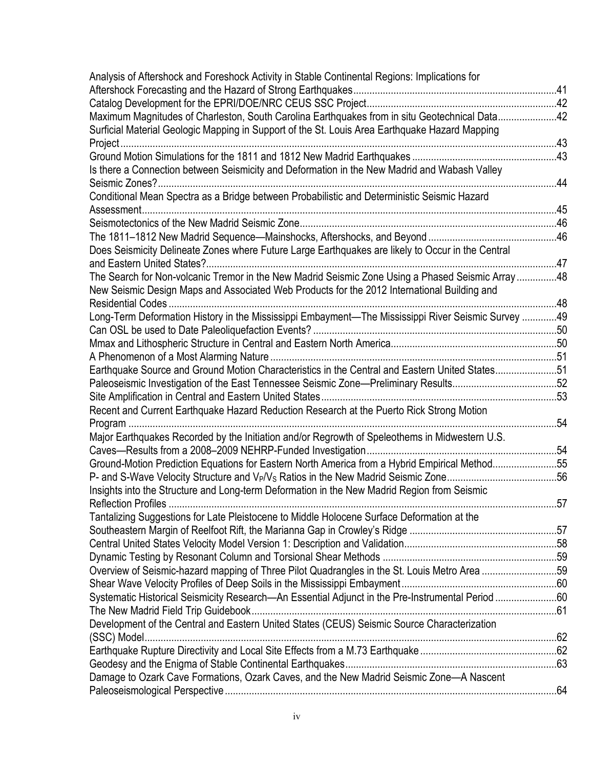Analysis of Aftershock and Foreshock Activity in Stable Continental Regions: Implications for Aftershock Forecasting and the Hazard of Strong Earthquakes ... 41

Catalog Development for the EPRI/DOE/NRC CEUS SSC Project ... 42

Maximum Magnitudes of Charleston, South Carolina Earthquakes from in situ Geotechnical Data ... 42

Surficial Material Geologic Mapping in Support of the St. Louis Area Earthquake Hazard Mapping Project ... 43

Ground Motion Simulations for the 1811 and 1812 New Madrid Earthquakes ... 43

Is there a Connection between Seismicity and Deformation in the New Madrid and Wabash Valley Seismic Zones? ... 44

Conditional Mean Spectra as a Bridge between Probabilistic and Deterministic Seismic Hazard Assessment ... 45

Seismotectonics of the New Madrid Seismic Zone ... 46

The 1811–1812 New Madrid Sequence—Mainshocks, Aftershocks, and Beyond ... 46

Does Seismicity Delineate Zones where Future Large Earthquakes are likely to Occur in the Central and Eastern United States? ... 47

The Search for Non-volcanic Tremor in the New Madrid Seismic Zone Using a Phased Seismic Array ... 48

New Seismic Design Maps and Associated Web Products for the 2012 International Building and Residential Codes ... 48

Long-Term Deformation History in the Mississippi Embayment—The Mississippi River Seismic Survey ... 49

Can OSL be used to Date Paleoliquefaction Events? ... 50

Mmax and Lithospheric Structure in Central and Eastern North America ... 50

A Phenomenon of a Most Alarming Nature ... 51

Earthquake Source and Ground Motion Characteristics in the Central and Eastern United States ... 51

Paleoseismic Investigation of the East Tennessee Seismic Zone—Preliminary Results ... 52

Site Amplification in Central and Eastern United States ... 53

Recent and Current Earthquake Hazard Reduction Research at the Puerto Rick Strong Motion Program ... 54

Major Earthquakes Recorded by the Initiation and/or Regrowth of Speleothems in Midwestern U.S. Caves—Results from a 2008–2009 NEHRP-Funded Investigation ... 54

Ground-Motion Prediction Equations for Eastern North America from a Hybrid Empirical Method ... 55

P- and S-Wave Velocity Structure and $V_P/V_S$ Ratios in the New Madrid Seismic Zone ... 56

Insights into the Structure and Long-term Deformation in the New Madrid Region from Seismic Reflection Profiles ... 57

Tantalizing Suggestions for Late Pleistocene to Middle Holocene Surface Deformation at the Southeastern Margin of Reelfoot Rift, the Marianna Gap in Crowley's Ridge ... 57

Central United States Velocity Model Version 1: Description and Validation ... 58

Dynamic Testing by Resonant Column and Torsional Shear Methods ... 59

Overview of Seismic-hazard mapping of Three Pilot Quadrangles in the St. Louis Metro Area ... 59

Shear Wave Velocity Profiles of Deep Soils in the Mississippi Embayment ... 60

Systematic Historical Seismicity Research—An Essential Adjunct in the Pre-Instrumental Period ... 60

The New Madrid Field Trip Guidebook ... 61

Development of the Central and Eastern United States (CEUS) Seismic Source Characterization (SSC) Model ... 62

Earthquake Rupture Directivity and Local Site Effects from a M.73 Earthquake ... 62

Geodesy and the Enigma of Stable Continental Earthquakes ... 63

Damage to Ozark Cave Formations, Ozark Caves, and the New Madrid Seismic Zone—A Nascent Paleoseismological Perspective ... 64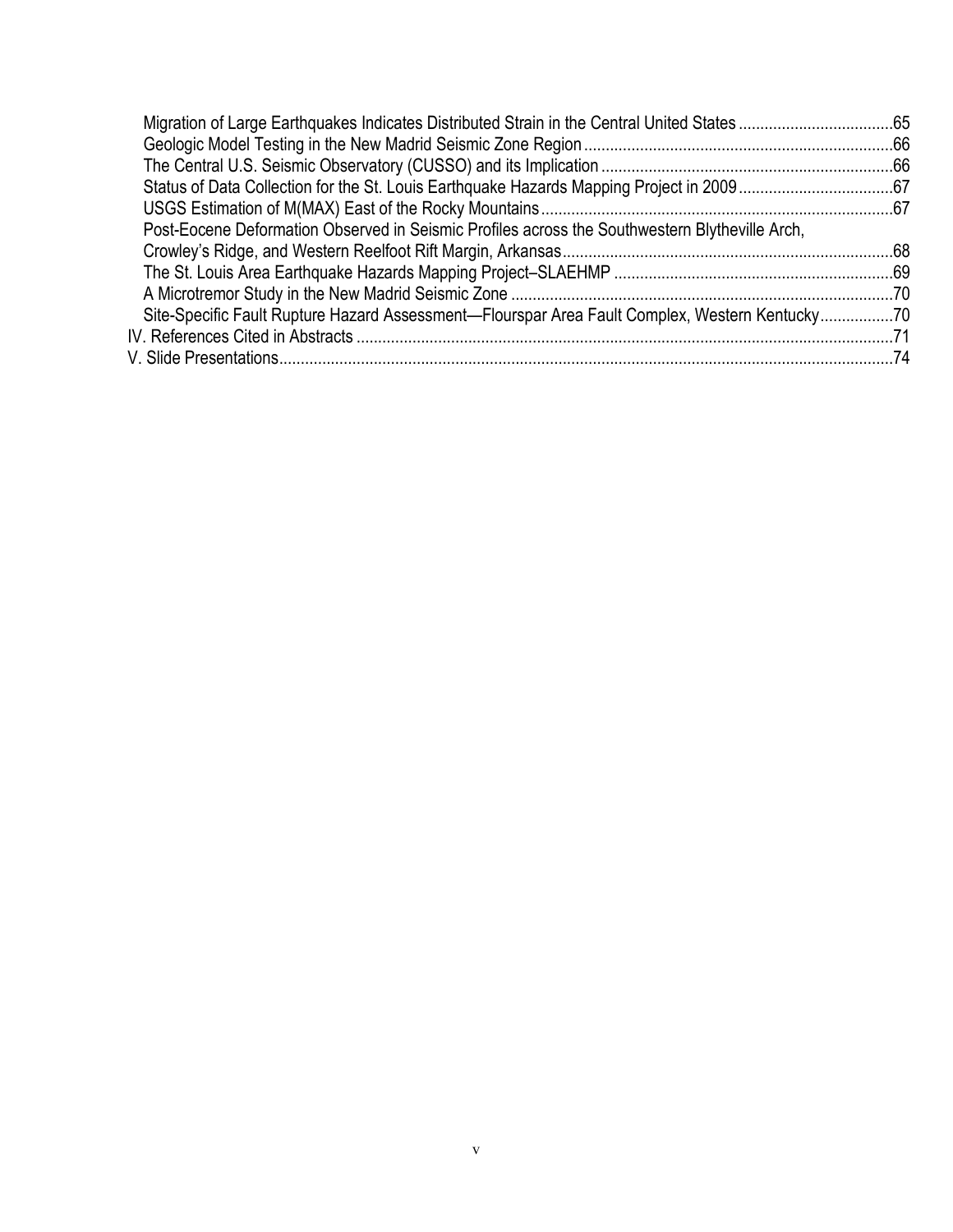Migration of Large Earthquakes Indicates Distributed Strain in the Central United States .................................... 65
Geologic Model Testing in the New Madrid Seismic Zone Region ........................................................................ 66
The Central U.S. Seismic Observatory (CUSSO) and its Implication .................................................................... 66
Status of Data Collection for the St. Louis Earthquake Hazards Mapping Project in 2009 .................................... 67
USGS Estimation of M(MAX) East of the Rocky Mountains .................................................................................. 67
Post-Eocene Deformation Observed in Seismic Profiles across the Southwestern Blytheville Arch, Crowley's Ridge, and Western Reelfoot Rift Margin, Arkansas ............................................................................ 68
The St. Louis Area Earthquake Hazards Mapping Project–SLAEHMP ................................................................. 69
A Microtremor Study in the New Madrid Seismic Zone ......................................................................................... 70
Site-Specific Fault Rupture Hazard Assessment—Flourspar Area Fault Complex, Western Kentucky ................. 70

IV. References Cited in Abstracts ............................................................................................................................ 71

V. Slide Presentations .............................................................................................................................................. 74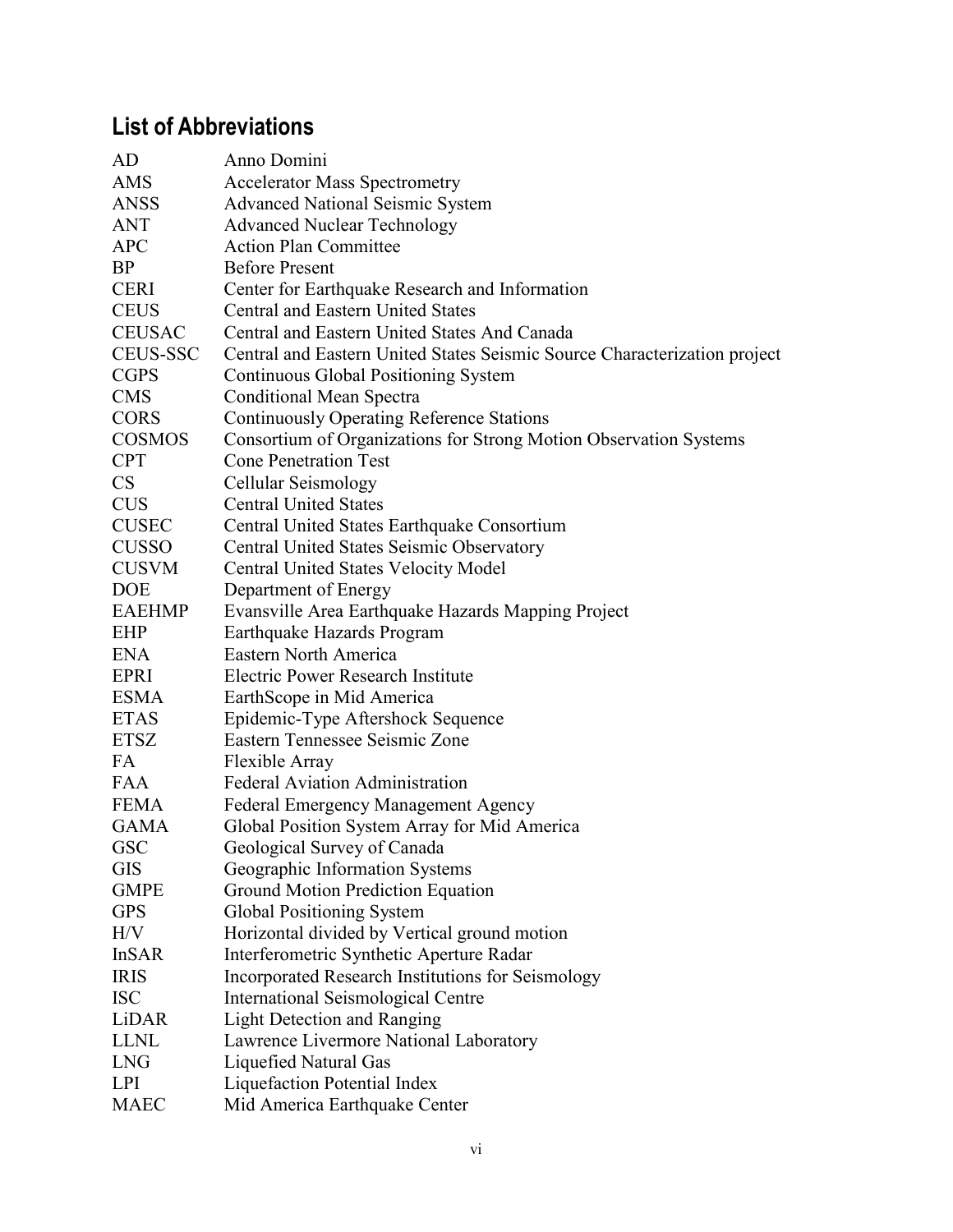## List of Abbreviations

| | |
|---|---|
| AD | Anno Domini |
| AMS | Accelerator Mass Spectrometry |
| ANSS | Advanced National Seismic System |
| ANT | Advanced Nuclear Technology |
| APC | Action Plan Committee |
| BP | Before Present |
| CERI | Center for Earthquake Research and Information |
| CEUS | Central and Eastern United States |
| CEUSAC | Central and Eastern United States And Canada |
| CEUS-SSC | Central and Eastern United States Seismic Source Characterization project |
| CGPS | Continuous Global Positioning System |
| CMS | Conditional Mean Spectra |
| CORS | Continuously Operating Reference Stations |
| COSMOS | Consortium of Organizations for Strong Motion Observation Systems |
| CPT | Cone Penetration Test |
| CS | Cellular Seismology |
| CUS | Central United States |
| CUSEC | Central United States Earthquake Consortium |
| CUSSO | Central United States Seismic Observatory |
| CUSVM | Central United States Velocity Model |
| DOE | Department of Energy |
| EAEHMP | Evansville Area Earthquake Hazards Mapping Project |
| EHP | Earthquake Hazards Program |
| ENA | Eastern North America |
| EPRI | Electric Power Research Institute |
| ESMA | EarthScope in Mid America |
| ETAS | Epidemic-Type Aftershock Sequence |
| ETSZ | Eastern Tennessee Seismic Zone |
| FA | Flexible Array |
| FAA | Federal Aviation Administration |
| FEMA | Federal Emergency Management Agency |
| GAMA | Global Position System Array for Mid America |
| GSC | Geological Survey of Canada |
| GIS | Geographic Information Systems |
| GMPE | Ground Motion Prediction Equation |
| GPS | Global Positioning System |
| H/V | Horizontal divided by Vertical ground motion |
| InSAR | Interferometric Synthetic Aperture Radar |
| IRIS | Incorporated Research Institutions for Seismology |
| ISC | International Seismological Centre |
| LiDAR | Light Detection and Ranging |
| LLNL | Lawrence Livermore National Laboratory |
| LNG | Liquefied Natural Gas |
| LPI | Liquefaction Potential Index |
| MAEC | Mid America Earthquake Center |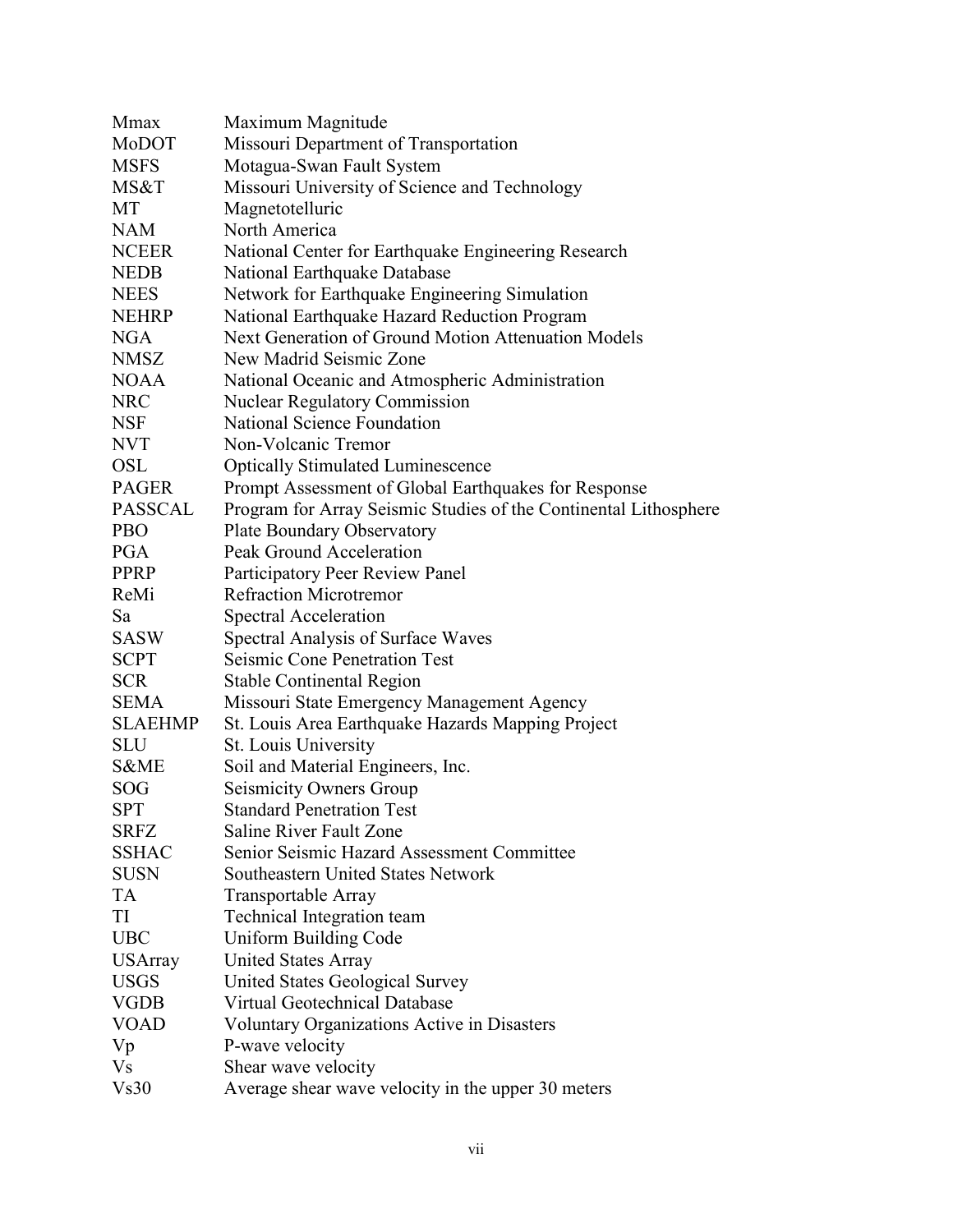| | |
|---|---|
| Mmax | Maximum Magnitude |
| MoDOT | Missouri Department of Transportation |
| MSFS | Motagua-Swan Fault System |
| MS&T | Missouri University of Science and Technology |
| MT | Magnetotelluric |
| NAM | North America |
| NCEER | National Center for Earthquake Engineering Research |
| NEDB | National Earthquake Database |
| NEES | Network for Earthquake Engineering Simulation |
| NEHRP | National Earthquake Hazard Reduction Program |
| NGA | Next Generation of Ground Motion Attenuation Models |
| NMSZ | New Madrid Seismic Zone |
| NOAA | National Oceanic and Atmospheric Administration |
| NRC | Nuclear Regulatory Commission |
| NSF | National Science Foundation |
| NVT | Non-Volcanic Tremor |
| OSL | Optically Stimulated Luminescence |
| PAGER | Prompt Assessment of Global Earthquakes for Response |
| PASSCAL | Program for Array Seismic Studies of the Continental Lithosphere |
| PBO | Plate Boundary Observatory |
| PGA | Peak Ground Acceleration |
| PPRP | Participatory Peer Review Panel |
| ReMi | Refraction Microtremor |
| Sa | Spectral Acceleration |
| SASW | Spectral Analysis of Surface Waves |
| SCPT | Seismic Cone Penetration Test |
| SCR | Stable Continental Region |
| SEMA | Missouri State Emergency Management Agency |
| SLAEHMP | St. Louis Area Earthquake Hazards Mapping Project |
| SLU | St. Louis University |
| S&ME | Soil and Material Engineers, Inc. |
| SOG | Seismicity Owners Group |
| SPT | Standard Penetration Test |
| SRFZ | Saline River Fault Zone |
| SSHAC | Senior Seismic Hazard Assessment Committee |
| SUSN | Southeastern United States Network |
| TA | Transportable Array |
| TI | Technical Integration team |
| UBC | Uniform Building Code |
| USArray | United States Array |
| USGS | United States Geological Survey |
| VGDB | Virtual Geotechnical Database |
| VOAD | Voluntary Organizations Active in Disasters |
| Vp | P-wave velocity |
| Vs | Shear wave velocity |
| Vs30 | Average shear wave velocity in the upper 30 meters |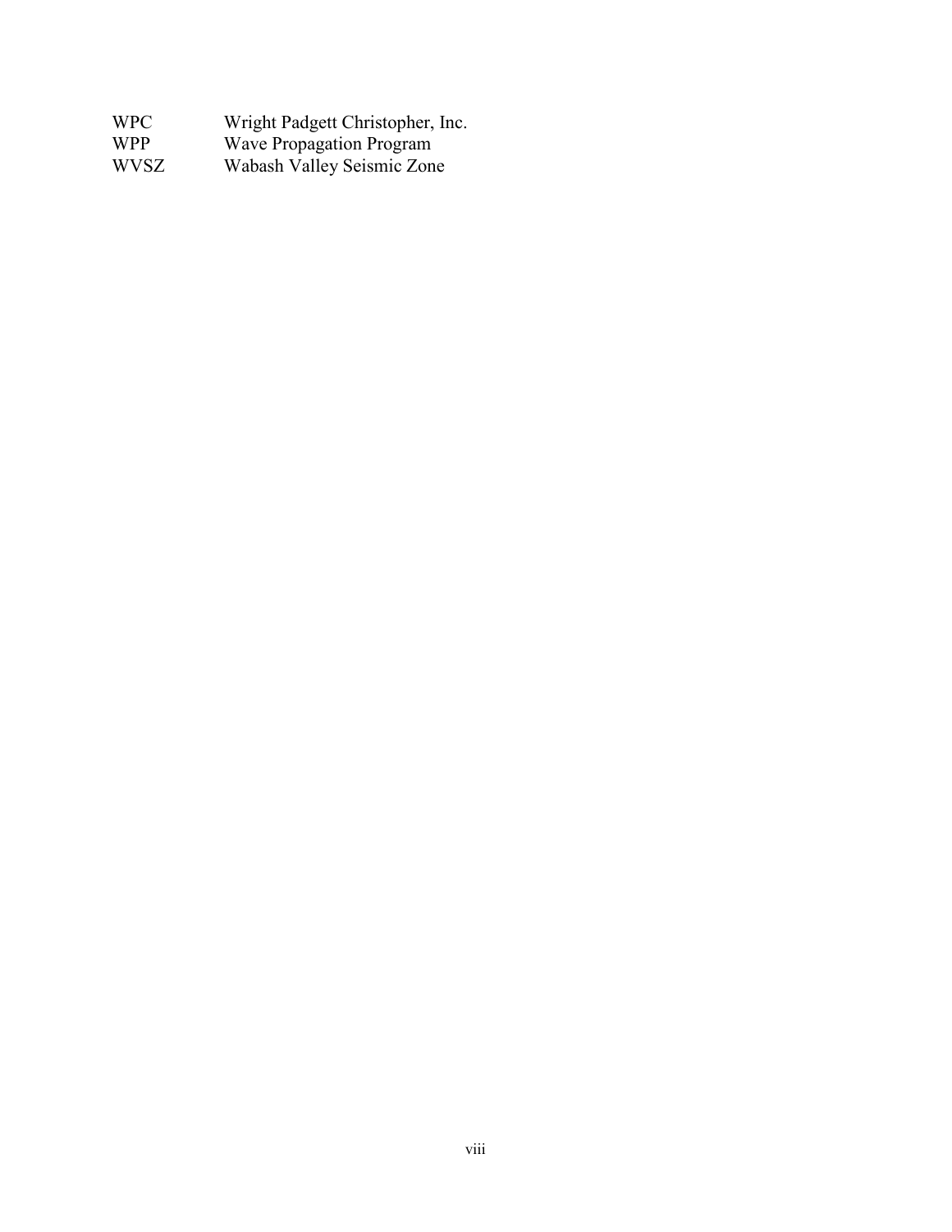| | |
|---|---|
| WPC | Wright Padgett Christopher, Inc. |
| WPP | Wave Propagation Program |
| WVSZ | Wabash Valley Seismic Zone |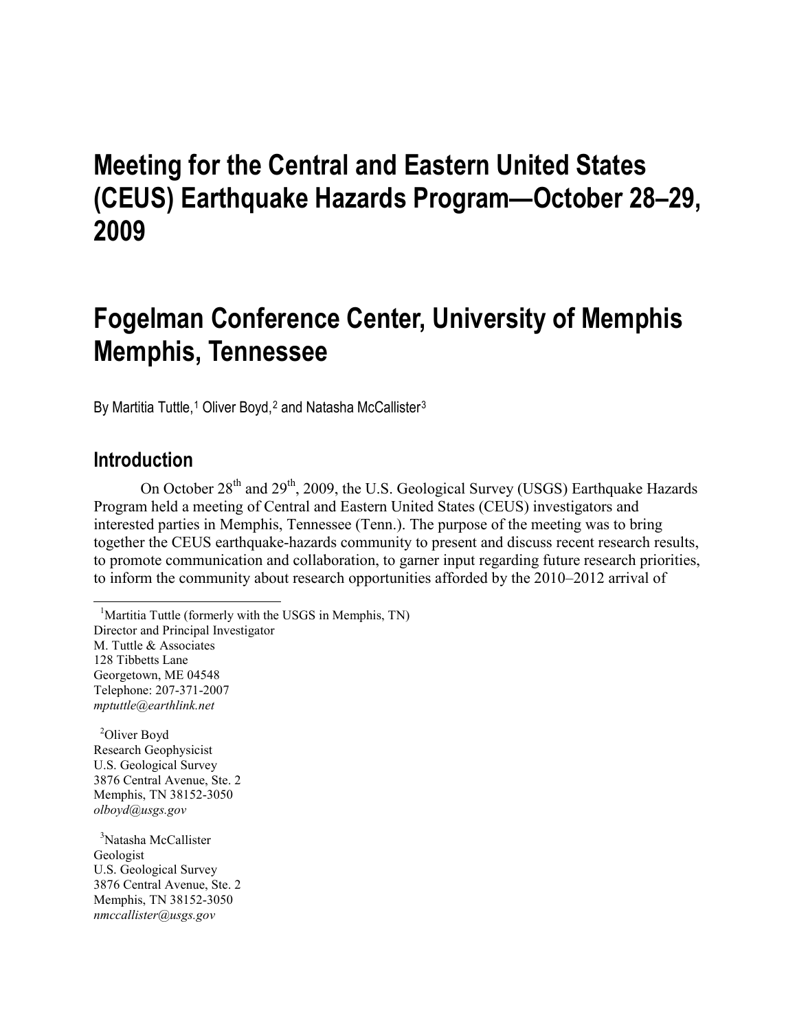# Meeting for the Central and Eastern United States (CEUS) Earthquake Hazards Program—October 28–29, 2009

# Fogelman Conference Center, University of Memphis Memphis, Tennessee

By Martitia Tuttle,[1] Oliver Boyd,[2] and Natasha McCallister[3]

## Introduction

On October 28th and 29th, 2009, the U.S. Geological Survey (USGS) Earthquake Hazards Program held a meeting of Central and Eastern United States (CEUS) investigators and interested parties in Memphis, Tennessee (Tenn.). The purpose of the meeting was to bring together the CEUS earthquake-hazards community to present and discuss recent research results, to promote communication and collaboration, to garner input regarding future research priorities, to inform the community about research opportunities afforded by the 2010–2012 arrival of

---

[1]Martitia Tuttle (formerly with the USGS in Memphis, TN)
Director and Principal Investigator
M. Tuttle & Associates
128 Tibbetts Lane
Georgetown, ME 04548
Telephone: 207-371-2007
*mptuttle@earthlink.net*

[2]Oliver Boyd
Research Geophysicist
U.S. Geological Survey
3876 Central Avenue, Ste. 2
Memphis, TN 38152-3050
*olboyd@usgs.gov*

[3]Natasha McCallister
Geologist
U.S. Geological Survey
3876 Central Avenue, Ste. 2
Memphis, TN 38152-3050
*nmccallister@usgs.gov*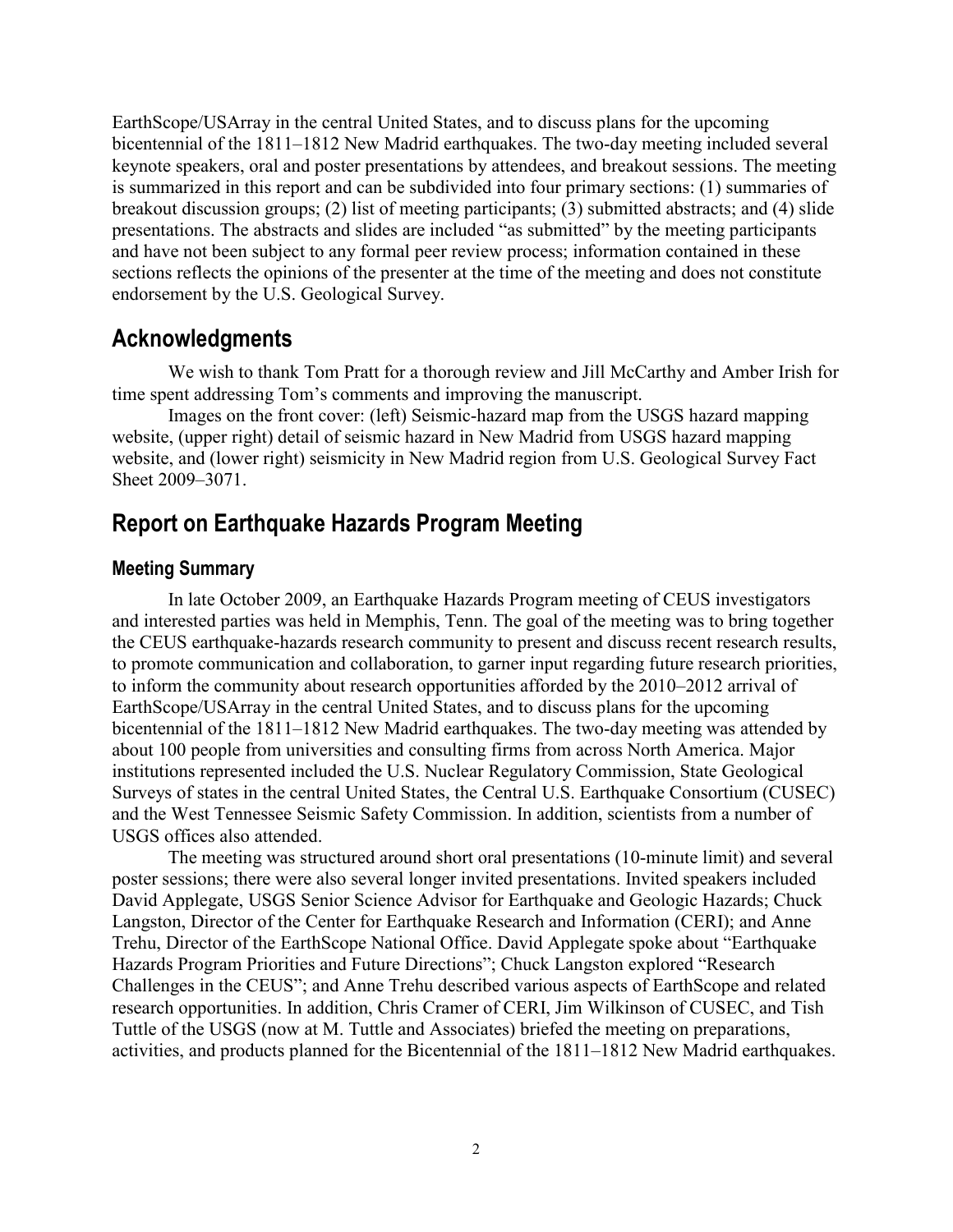EarthScope/USArray in the central United States, and to discuss plans for the upcoming bicentennial of the 1811–1812 New Madrid earthquakes. The two-day meeting included several keynote speakers, oral and poster presentations by attendees, and breakout sessions. The meeting is summarized in this report and can be subdivided into four primary sections: (1) summaries of breakout discussion groups; (2) list of meeting participants; (3) submitted abstracts; and (4) slide presentations. The abstracts and slides are included "as submitted" by the meeting participants and have not been subject to any formal peer review process; information contained in these sections reflects the opinions of the presenter at the time of the meeting and does not constitute endorsement by the U.S. Geological Survey.

## Acknowledgments

We wish to thank Tom Pratt for a thorough review and Jill McCarthy and Amber Irish for time spent addressing Tom's comments and improving the manuscript.

Images on the front cover: (left) Seismic-hazard map from the USGS hazard mapping website, (upper right) detail of seismic hazard in New Madrid from USGS hazard mapping website, and (lower right) seismicity in New Madrid region from U.S. Geological Survey Fact Sheet 2009–3071.

## Report on Earthquake Hazards Program Meeting

### Meeting Summary

In late October 2009, an Earthquake Hazards Program meeting of CEUS investigators and interested parties was held in Memphis, Tenn. The goal of the meeting was to bring together the CEUS earthquake-hazards research community to present and discuss recent research results, to promote communication and collaboration, to garner input regarding future research priorities, to inform the community about research opportunities afforded by the 2010–2012 arrival of EarthScope/USArray in the central United States, and to discuss plans for the upcoming bicentennial of the 1811–1812 New Madrid earthquakes. The two-day meeting was attended by about 100 people from universities and consulting firms from across North America. Major institutions represented included the U.S. Nuclear Regulatory Commission, State Geological Surveys of states in the central United States, the Central U.S. Earthquake Consortium (CUSEC) and the West Tennessee Seismic Safety Commission. In addition, scientists from a number of USGS offices also attended.

The meeting was structured around short oral presentations (10-minute limit) and several poster sessions; there were also several longer invited presentations. Invited speakers included David Applegate, USGS Senior Science Advisor for Earthquake and Geologic Hazards; Chuck Langston, Director of the Center for Earthquake Research and Information (CERI); and Anne Trehu, Director of the EarthScope National Office. David Applegate spoke about "Earthquake Hazards Program Priorities and Future Directions"; Chuck Langston explored "Research Challenges in the CEUS"; and Anne Trehu described various aspects of EarthScope and related research opportunities. In addition, Chris Cramer of CERI, Jim Wilkinson of CUSEC, and Tish Tuttle of the USGS (now at M. Tuttle and Associates) briefed the meeting on preparations, activities, and products planned for the Bicentennial of the 1811–1812 New Madrid earthquakes.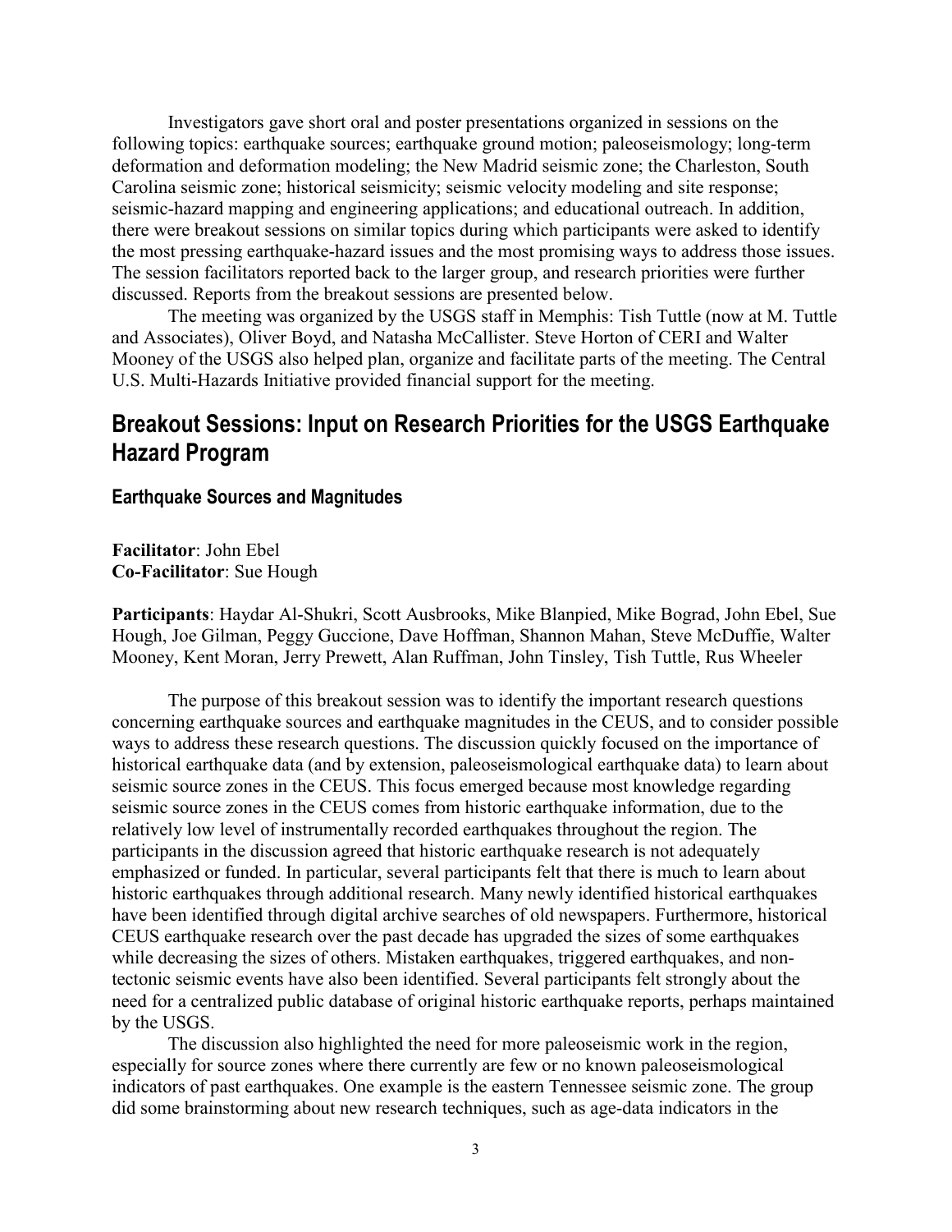Investigators gave short oral and poster presentations organized in sessions on the following topics: earthquake sources; earthquake ground motion; paleoseismology; long-term deformation and deformation modeling; the New Madrid seismic zone; the Charleston, South Carolina seismic zone; historical seismicity; seismic velocity modeling and site response; seismic-hazard mapping and engineering applications; and educational outreach. In addition, there were breakout sessions on similar topics during which participants were asked to identify the most pressing earthquake-hazard issues and the most promising ways to address those issues. The session facilitators reported back to the larger group, and research priorities were further discussed. Reports from the breakout sessions are presented below.

The meeting was organized by the USGS staff in Memphis: Tish Tuttle (now at M. Tuttle and Associates), Oliver Boyd, and Natasha McCallister. Steve Horton of CERI and Walter Mooney of the USGS also helped plan, organize and facilitate parts of the meeting. The Central U.S. Multi-Hazards Initiative provided financial support for the meeting.

## Breakout Sessions: Input on Research Priorities for the USGS Earthquake Hazard Program

### Earthquake Sources and Magnitudes

**Facilitator**: John Ebel
**Co-Facilitator**: Sue Hough

**Participants**: Haydar Al-Shukri, Scott Ausbrooks, Mike Blanpied, Mike Bograd, John Ebel, Sue Hough, Joe Gilman, Peggy Guccione, Dave Hoffman, Shannon Mahan, Steve McDuffie, Walter Mooney, Kent Moran, Jerry Prewett, Alan Ruffman, John Tinsley, Tish Tuttle, Rus Wheeler

The purpose of this breakout session was to identify the important research questions concerning earthquake sources and earthquake magnitudes in the CEUS, and to consider possible ways to address these research questions. The discussion quickly focused on the importance of historical earthquake data (and by extension, paleoseismological earthquake data) to learn about seismic source zones in the CEUS. This focus emerged because most knowledge regarding seismic source zones in the CEUS comes from historic earthquake information, due to the relatively low level of instrumentally recorded earthquakes throughout the region. The participants in the discussion agreed that historic earthquake research is not adequately emphasized or funded. In particular, several participants felt that there is much to learn about historic earthquakes through additional research. Many newly identified historical earthquakes have been identified through digital archive searches of old newspapers. Furthermore, historical CEUS earthquake research over the past decade has upgraded the sizes of some earthquakes while decreasing the sizes of others. Mistaken earthquakes, triggered earthquakes, and non-tectonic seismic events have also been identified. Several participants felt strongly about the need for a centralized public database of original historic earthquake reports, perhaps maintained by the USGS.

The discussion also highlighted the need for more paleoseismic work in the region, especially for source zones where there currently are few or no known paleoseismological indicators of past earthquakes. One example is the eastern Tennessee seismic zone. The group did some brainstorming about new research techniques, such as age-data indicators in the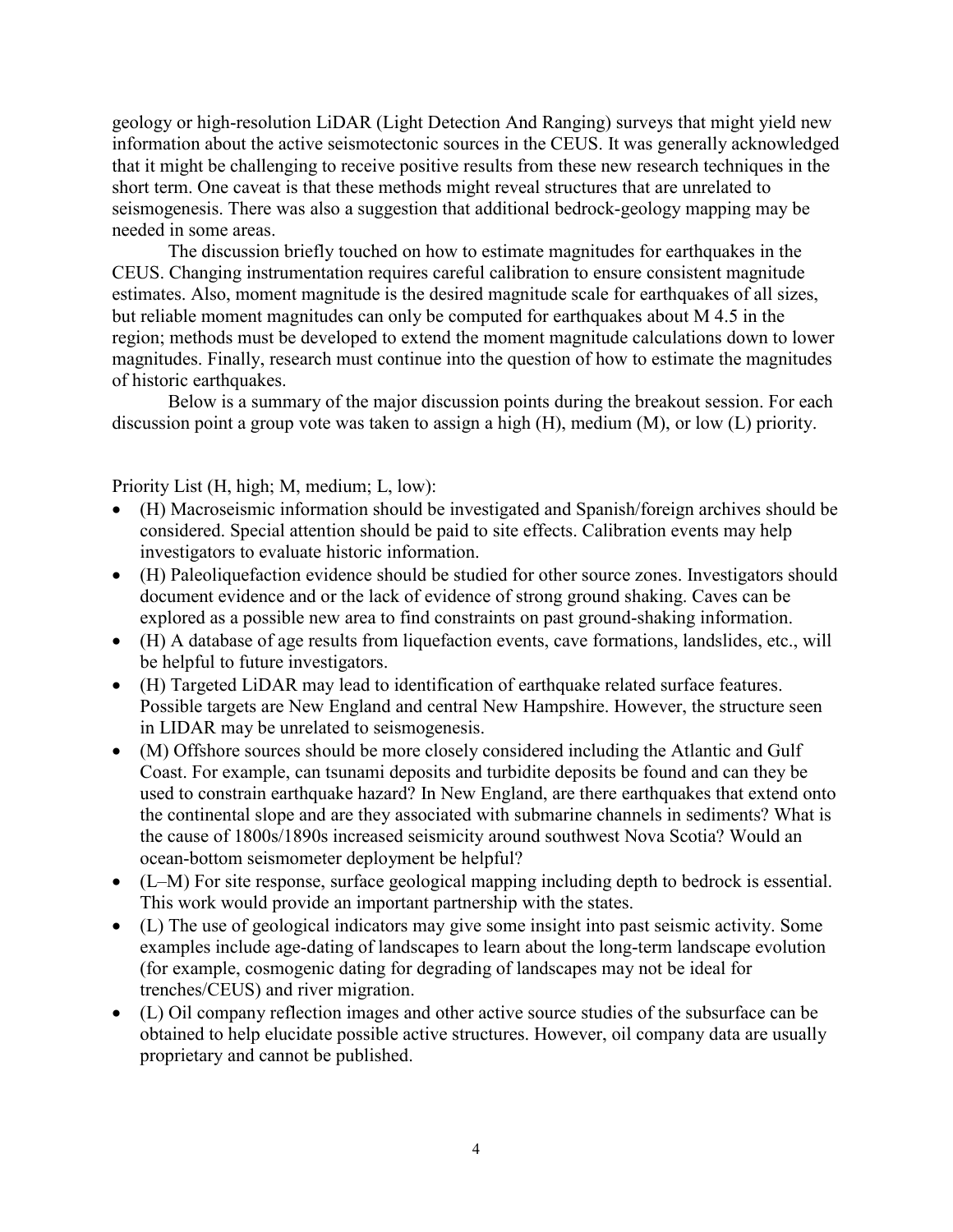geology or high-resolution LiDAR (Light Detection And Ranging) surveys that might yield new information about the active seismotectonic sources in the CEUS. It was generally acknowledged that it might be challenging to receive positive results from these new research techniques in the short term. One caveat is that these methods might reveal structures that are unrelated to seismogenesis. There was also a suggestion that additional bedrock-geology mapping may be needed in some areas.

The discussion briefly touched on how to estimate magnitudes for earthquakes in the CEUS. Changing instrumentation requires careful calibration to ensure consistent magnitude estimates. Also, moment magnitude is the desired magnitude scale for earthquakes of all sizes, but reliable moment magnitudes can only be computed for earthquakes about M 4.5 in the region; methods must be developed to extend the moment magnitude calculations down to lower magnitudes. Finally, research must continue into the question of how to estimate the magnitudes of historic earthquakes.

Below is a summary of the major discussion points during the breakout session. For each discussion point a group vote was taken to assign a high (H), medium (M), or low (L) priority.

Priority List (H, high; M, medium; L, low):

- (H) Macroseismic information should be investigated and Spanish/foreign archives should be considered. Special attention should be paid to site effects. Calibration events may help investigators to evaluate historic information.
- (H) Paleoliquefaction evidence should be studied for other source zones. Investigators should document evidence and or the lack of evidence of strong ground shaking. Caves can be explored as a possible new area to find constraints on past ground-shaking information.
- (H) A database of age results from liquefaction events, cave formations, landslides, etc., will be helpful to future investigators.
- (H) Targeted LiDAR may lead to identification of earthquake related surface features. Possible targets are New England and central New Hampshire. However, the structure seen in LIDAR may be unrelated to seismogenesis.
- (M) Offshore sources should be more closely considered including the Atlantic and Gulf Coast. For example, can tsunami deposits and turbidite deposits be found and can they be used to constrain earthquake hazard? In New England, are there earthquakes that extend onto the continental slope and are they associated with submarine channels in sediments? What is the cause of 1800s/1890s increased seismicity around southwest Nova Scotia? Would an ocean-bottom seismometer deployment be helpful?
- (L–M) For site response, surface geological mapping including depth to bedrock is essential. This work would provide an important partnership with the states.
- (L) The use of geological indicators may give some insight into past seismic activity. Some examples include age-dating of landscapes to learn about the long-term landscape evolution (for example, cosmogenic dating for degrading of landscapes may not be ideal for trenches/CEUS) and river migration.
- (L) Oil company reflection images and other active source studies of the subsurface can be obtained to help elucidate possible active structures. However, oil company data are usually proprietary and cannot be published.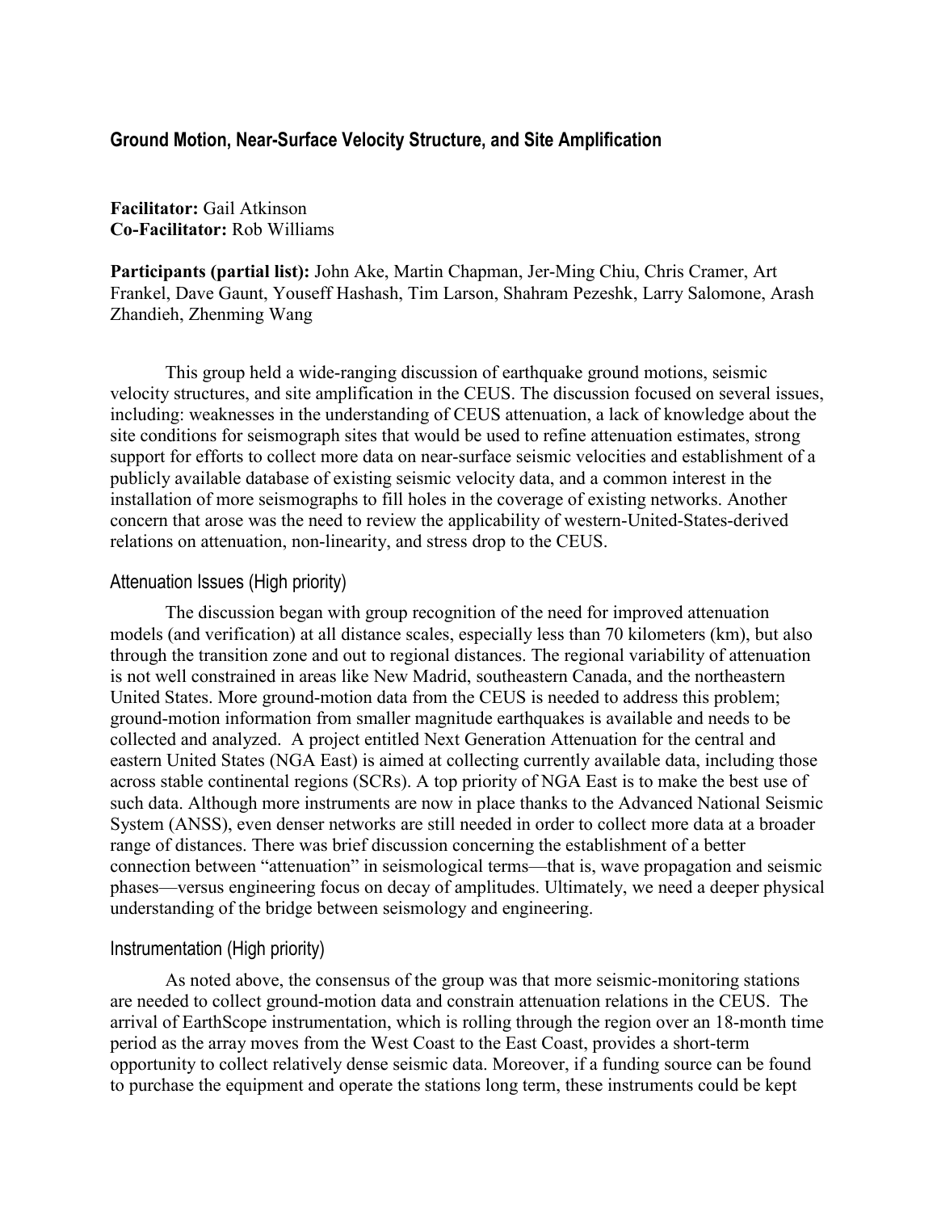## Ground Motion, Near-Surface Velocity Structure, and Site Amplification

**Facilitator:** Gail Atkinson
**Co-Facilitator:** Rob Williams

**Participants (partial list):** John Ake, Martin Chapman, Jer-Ming Chiu, Chris Cramer, Art Frankel, Dave Gaunt, Youseff Hashash, Tim Larson, Shahram Pezeshk, Larry Salomone, Arash Zhandieh, Zhenming Wang

This group held a wide-ranging discussion of earthquake ground motions, seismic velocity structures, and site amplification in the CEUS. The discussion focused on several issues, including: weaknesses in the understanding of CEUS attenuation, a lack of knowledge about the site conditions for seismograph sites that would be used to refine attenuation estimates, strong support for efforts to collect more data on near-surface seismic velocities and establishment of a publicly available database of existing seismic velocity data, and a common interest in the installation of more seismographs to fill holes in the coverage of existing networks. Another concern that arose was the need to review the applicability of western-United-States-derived relations on attenuation, non-linearity, and stress drop to the CEUS.

### Attenuation Issues (High priority)

The discussion began with group recognition of the need for improved attenuation models (and verification) at all distance scales, especially less than 70 kilometers (km), but also through the transition zone and out to regional distances. The regional variability of attenuation is not well constrained in areas like New Madrid, southeastern Canada, and the northeastern United States. More ground-motion data from the CEUS is needed to address this problem; ground-motion information from smaller magnitude earthquakes is available and needs to be collected and analyzed. A project entitled Next Generation Attenuation for the central and eastern United States (NGA East) is aimed at collecting currently available data, including those across stable continental regions (SCRs). A top priority of NGA East is to make the best use of such data. Although more instruments are now in place thanks to the Advanced National Seismic System (ANSS), even denser networks are still needed in order to collect more data at a broader range of distances. There was brief discussion concerning the establishment of a better connection between "attenuation" in seismological terms—that is, wave propagation and seismic phases—versus engineering focus on decay of amplitudes. Ultimately, we need a deeper physical understanding of the bridge between seismology and engineering.

### Instrumentation (High priority)

As noted above, the consensus of the group was that more seismic-monitoring stations are needed to collect ground-motion data and constrain attenuation relations in the CEUS. The arrival of EarthScope instrumentation, which is rolling through the region over an 18-month time period as the array moves from the West Coast to the East Coast, provides a short-term opportunity to collect relatively dense seismic data. Moreover, if a funding source can be found to purchase the equipment and operate the stations long term, these instruments could be kept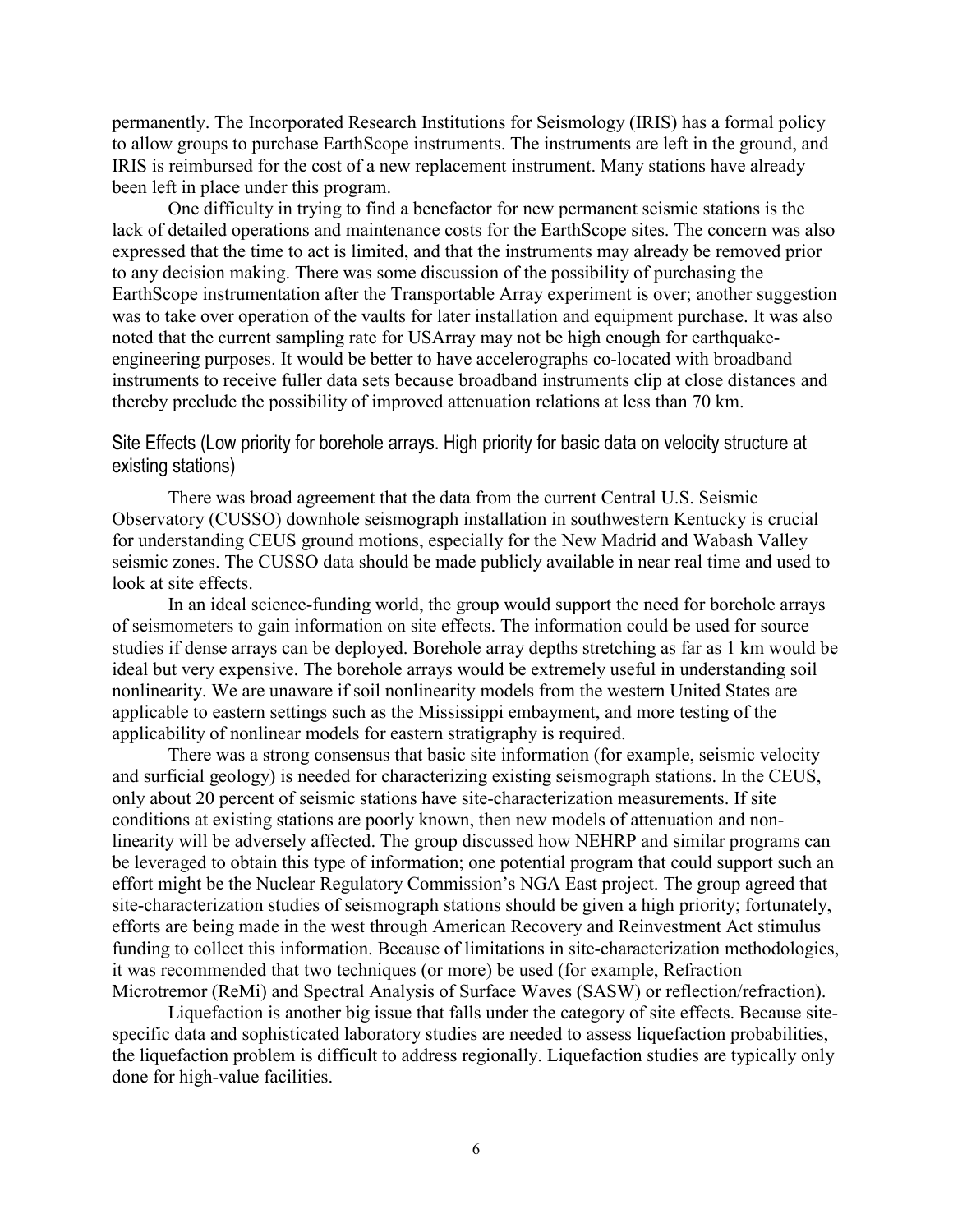permanently. The Incorporated Research Institutions for Seismology (IRIS) has a formal policy to allow groups to purchase EarthScope instruments. The instruments are left in the ground, and IRIS is reimbursed for the cost of a new replacement instrument. Many stations have already been left in place under this program.

One difficulty in trying to find a benefactor for new permanent seismic stations is the lack of detailed operations and maintenance costs for the EarthScope sites. The concern was also expressed that the time to act is limited, and that the instruments may already be removed prior to any decision making. There was some discussion of the possibility of purchasing the EarthScope instrumentation after the Transportable Array experiment is over; another suggestion was to take over operation of the vaults for later installation and equipment purchase. It was also noted that the current sampling rate for USArray may not be high enough for earthquake-engineering purposes. It would be better to have accelerographs co-located with broadband instruments to receive fuller data sets because broadband instruments clip at close distances and thereby preclude the possibility of improved attenuation relations at less than 70 km.

## Site Effects (Low priority for borehole arrays. High priority for basic data on velocity structure at existing stations)

There was broad agreement that the data from the current Central U.S. Seismic Observatory (CUSSO) downhole seismograph installation in southwestern Kentucky is crucial for understanding CEUS ground motions, especially for the New Madrid and Wabash Valley seismic zones. The CUSSO data should be made publicly available in near real time and used to look at site effects.

In an ideal science-funding world, the group would support the need for borehole arrays of seismometers to gain information on site effects. The information could be used for source studies if dense arrays can be deployed. Borehole array depths stretching as far as 1 km would be ideal but very expensive. The borehole arrays would be extremely useful in understanding soil nonlinearity. We are unaware if soil nonlinearity models from the western United States are applicable to eastern settings such as the Mississippi embayment, and more testing of the applicability of nonlinear models for eastern stratigraphy is required.

There was a strong consensus that basic site information (for example, seismic velocity and surficial geology) is needed for characterizing existing seismograph stations. In the CEUS, only about 20 percent of seismic stations have site-characterization measurements. If site conditions at existing stations are poorly known, then new models of attenuation and non-linearity will be adversely affected. The group discussed how NEHRP and similar programs can be leveraged to obtain this type of information; one potential program that could support such an effort might be the Nuclear Regulatory Commission's NGA East project. The group agreed that site-characterization studies of seismograph stations should be given a high priority; fortunately, efforts are being made in the west through American Recovery and Reinvestment Act stimulus funding to collect this information. Because of limitations in site-characterization methodologies, it was recommended that two techniques (or more) be used (for example, Refraction Microtremor (ReMi) and Spectral Analysis of Surface Waves (SASW) or reflection/refraction).

Liquefaction is another big issue that falls under the category of site effects. Because site-specific data and sophisticated laboratory studies are needed to assess liquefaction probabilities, the liquefaction problem is difficult to address regionally. Liquefaction studies are typically only done for high-value facilities.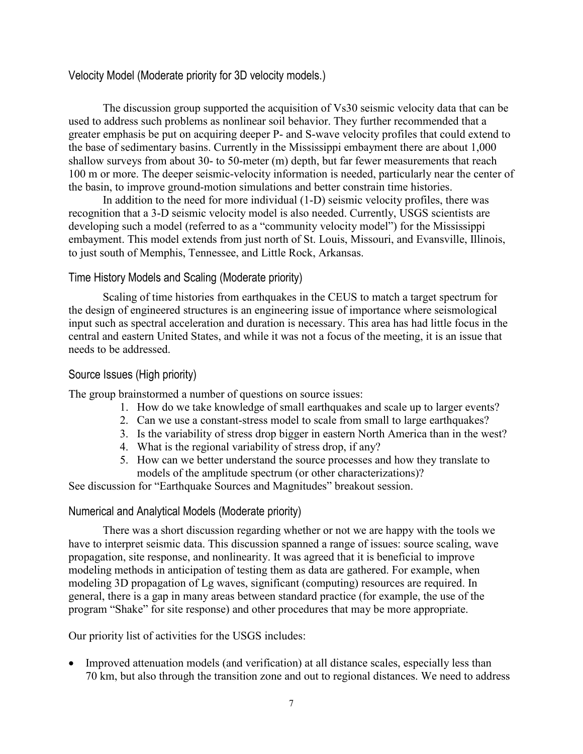### Velocity Model (Moderate priority for 3D velocity models.)

The discussion group supported the acquisition of Vs30 seismic velocity data that can be used to address such problems as nonlinear soil behavior. They further recommended that a greater emphasis be put on acquiring deeper P- and S-wave velocity profiles that could extend to the base of sedimentary basins. Currently in the Mississippi embayment there are about 1,000 shallow surveys from about 30- to 50-meter (m) depth, but far fewer measurements that reach 100 m or more. The deeper seismic-velocity information is needed, particularly near the center of the basin, to improve ground-motion simulations and better constrain time histories.

In addition to the need for more individual (1-D) seismic velocity profiles, there was recognition that a 3-D seismic velocity model is also needed. Currently, USGS scientists are developing such a model (referred to as a "community velocity model") for the Mississippi embayment. This model extends from just north of St. Louis, Missouri, and Evansville, Illinois, to just south of Memphis, Tennessee, and Little Rock, Arkansas.

### Time History Models and Scaling (Moderate priority)

Scaling of time histories from earthquakes in the CEUS to match a target spectrum for the design of engineered structures is an engineering issue of importance where seismological input such as spectral acceleration and duration is necessary. This area has had little focus in the central and eastern United States, and while it was not a focus of the meeting, it is an issue that needs to be addressed.

### Source Issues (High priority)

The group brainstormed a number of questions on source issues:

1. How do we take knowledge of small earthquakes and scale up to larger events?
2. Can we use a constant-stress model to scale from small to large earthquakes?
3. Is the variability of stress drop bigger in eastern North America than in the west?
4. What is the regional variability of stress drop, if any?
5. How can we better understand the source processes and how they translate to models of the amplitude spectrum (or other characterizations)?

See discussion for "Earthquake Sources and Magnitudes" breakout session.

### Numerical and Analytical Models (Moderate priority)

There was a short discussion regarding whether or not we are happy with the tools we have to interpret seismic data. This discussion spanned a range of issues: source scaling, wave propagation, site response, and nonlinearity. It was agreed that it is beneficial to improve modeling methods in anticipation of testing them as data are gathered. For example, when modeling 3D propagation of Lg waves, significant (computing) resources are required. In general, there is a gap in many areas between standard practice (for example, the use of the program "Shake" for site response) and other procedures that may be more appropriate.

Our priority list of activities for the USGS includes:

- Improved attenuation models (and verification) at all distance scales, especially less than 70 km, but also through the transition zone and out to regional distances. We need to address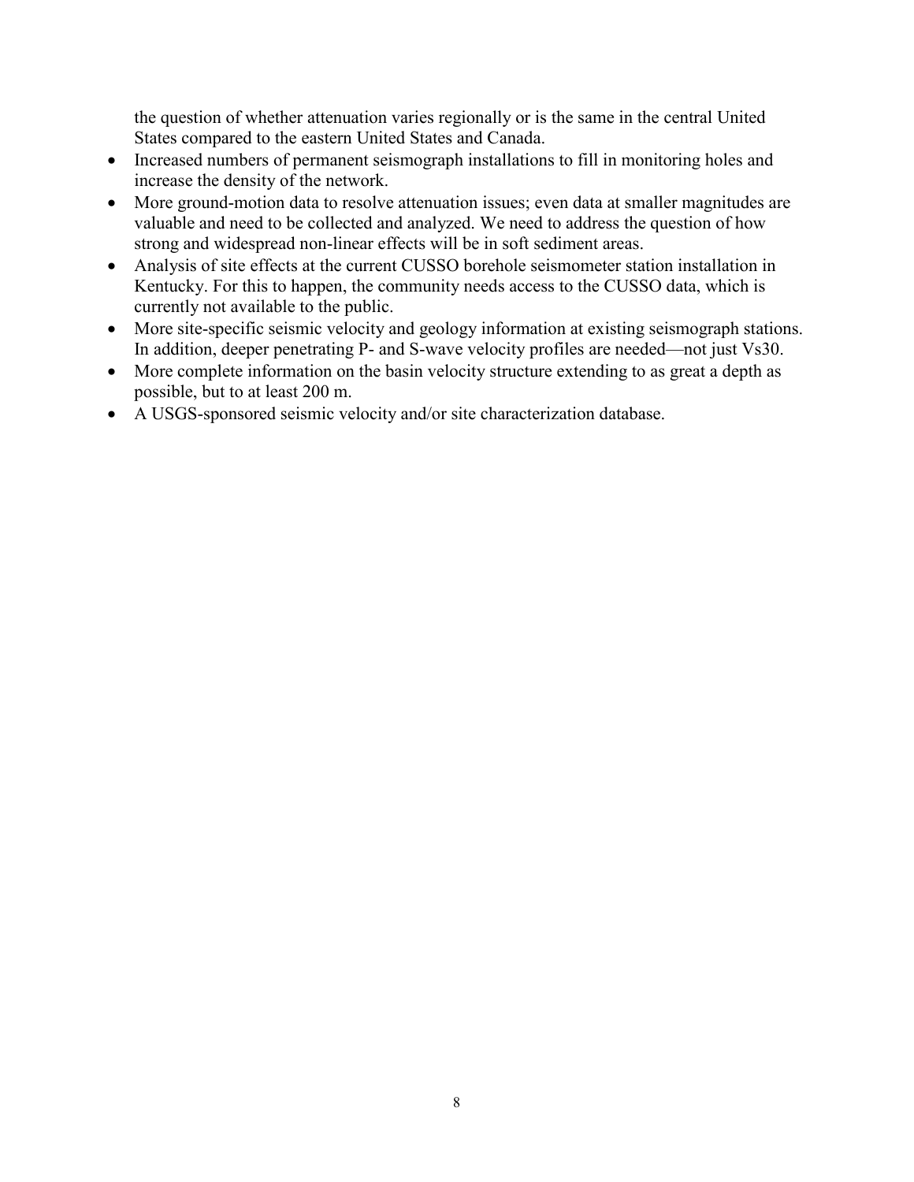the question of whether attenuation varies regionally or is the same in the central United States compared to the eastern United States and Canada.

- Increased numbers of permanent seismograph installations to fill in monitoring holes and increase the density of the network.
- More ground-motion data to resolve attenuation issues; even data at smaller magnitudes are valuable and need to be collected and analyzed. We need to address the question of how strong and widespread non-linear effects will be in soft sediment areas.
- Analysis of site effects at the current CUSSO borehole seismometer station installation in Kentucky. For this to happen, the community needs access to the CUSSO data, which is currently not available to the public.
- More site-specific seismic velocity and geology information at existing seismograph stations. In addition, deeper penetrating P- and S-wave velocity profiles are needed—not just Vs30.
- More complete information on the basin velocity structure extending to as great a depth as possible, but to at least 200 m.
- A USGS-sponsored seismic velocity and/or site characterization database.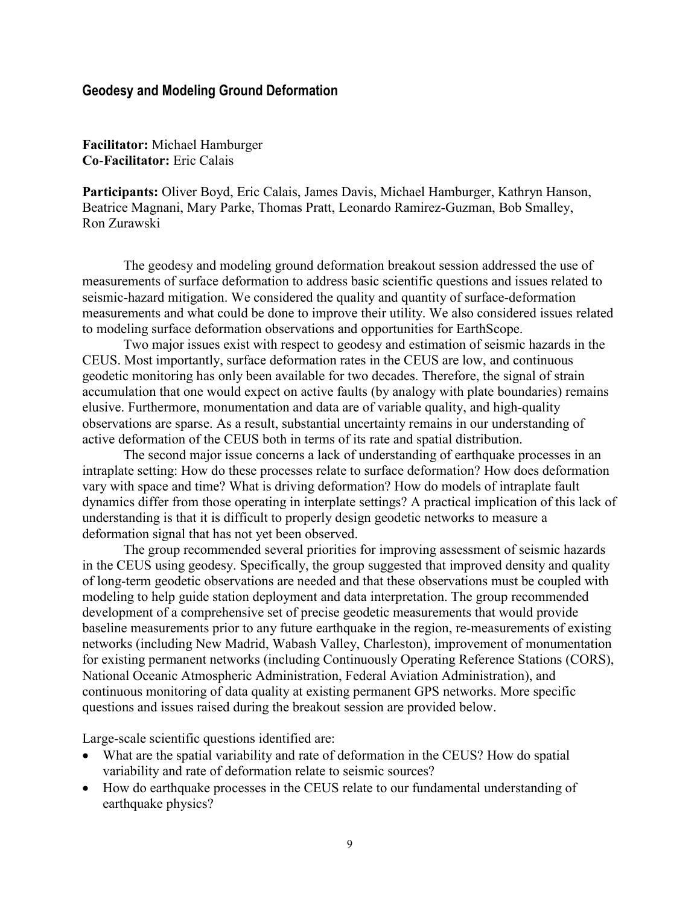## Geodesy and Modeling Ground Deformation

**Facilitator:** Michael Hamburger
**Co-Facilitator:** Eric Calais

**Participants:** Oliver Boyd, Eric Calais, James Davis, Michael Hamburger, Kathryn Hanson, Beatrice Magnani, Mary Parke, Thomas Pratt, Leonardo Ramirez-Guzman, Bob Smalley, Ron Zurawski

The geodesy and modeling ground deformation breakout session addressed the use of measurements of surface deformation to address basic scientific questions and issues related to seismic-hazard mitigation. We considered the quality and quantity of surface-deformation measurements and what could be done to improve their utility. We also considered issues related to modeling surface deformation observations and opportunities for EarthScope.

Two major issues exist with respect to geodesy and estimation of seismic hazards in the CEUS. Most importantly, surface deformation rates in the CEUS are low, and continuous geodetic monitoring has only been available for two decades. Therefore, the signal of strain accumulation that one would expect on active faults (by analogy with plate boundaries) remains elusive. Furthermore, monumentation and data are of variable quality, and high-quality observations are sparse. As a result, substantial uncertainty remains in our understanding of active deformation of the CEUS both in terms of its rate and spatial distribution.

The second major issue concerns a lack of understanding of earthquake processes in an intraplate setting: How do these processes relate to surface deformation? How does deformation vary with space and time? What is driving deformation? How do models of intraplate fault dynamics differ from those operating in interplate settings? A practical implication of this lack of understanding is that it is difficult to properly design geodetic networks to measure a deformation signal that has not yet been observed.

The group recommended several priorities for improving assessment of seismic hazards in the CEUS using geodesy. Specifically, the group suggested that improved density and quality of long-term geodetic observations are needed and that these observations must be coupled with modeling to help guide station deployment and data interpretation. The group recommended development of a comprehensive set of precise geodetic measurements that would provide baseline measurements prior to any future earthquake in the region, re-measurements of existing networks (including New Madrid, Wabash Valley, Charleston), improvement of monumentation for existing permanent networks (including Continuously Operating Reference Stations (CORS), National Oceanic Atmospheric Administration, Federal Aviation Administration), and continuous monitoring of data quality at existing permanent GPS networks. More specific questions and issues raised during the breakout session are provided below.

Large-scale scientific questions identified are:

- What are the spatial variability and rate of deformation in the CEUS? How do spatial variability and rate of deformation relate to seismic sources?
- How do earthquake processes in the CEUS relate to our fundamental understanding of earthquake physics?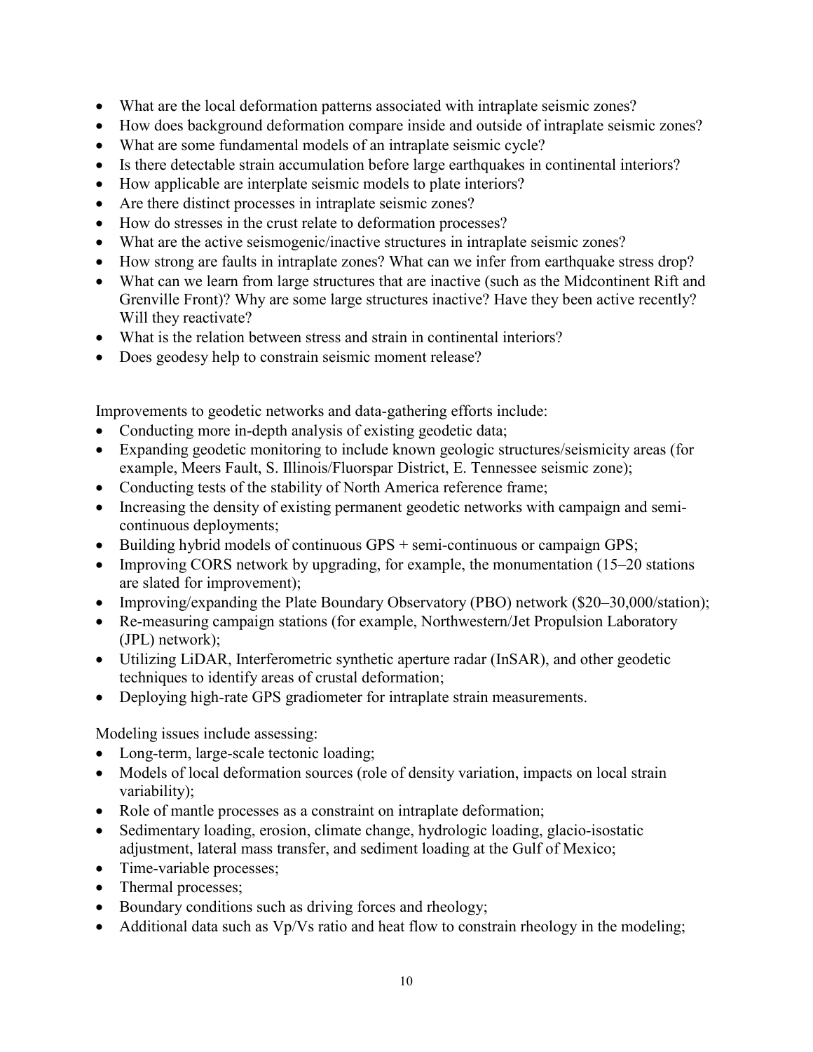- What are the local deformation patterns associated with intraplate seismic zones?
- How does background deformation compare inside and outside of intraplate seismic zones?
- What are some fundamental models of an intraplate seismic cycle?
- Is there detectable strain accumulation before large earthquakes in continental interiors?
- How applicable are interplate seismic models to plate interiors?
- Are there distinct processes in intraplate seismic zones?
- How do stresses in the crust relate to deformation processes?
- What are the active seismogenic/inactive structures in intraplate seismic zones?
- How strong are faults in intraplate zones? What can we infer from earthquake stress drop?
- What can we learn from large structures that are inactive (such as the Midcontinent Rift and Grenville Front)? Why are some large structures inactive? Have they been active recently? Will they reactivate?
- What is the relation between stress and strain in continental interiors?
- Does geodesy help to constrain seismic moment release?

Improvements to geodetic networks and data-gathering efforts include:

- Conducting more in-depth analysis of existing geodetic data;
- Expanding geodetic monitoring to include known geologic structures/seismicity areas (for example, Meers Fault, S. Illinois/Fluorspar District, E. Tennessee seismic zone);
- Conducting tests of the stability of North America reference frame;
- Increasing the density of existing permanent geodetic networks with campaign and semi-continuous deployments;
- Building hybrid models of continuous GPS + semi-continuous or campaign GPS;
- Improving CORS network by upgrading, for example, the monumentation (15–20 stations are slated for improvement);
- Improving/expanding the Plate Boundary Observatory (PBO) network ($20–30,000/station);
- Re-measuring campaign stations (for example, Northwestern/Jet Propulsion Laboratory (JPL) network);
- Utilizing LiDAR, Interferometric synthetic aperture radar (InSAR), and other geodetic techniques to identify areas of crustal deformation;
- Deploying high-rate GPS gradiometer for intraplate strain measurements.

Modeling issues include assessing:

- Long-term, large-scale tectonic loading;
- Models of local deformation sources (role of density variation, impacts on local strain variability);
- Role of mantle processes as a constraint on intraplate deformation;
- Sedimentary loading, erosion, climate change, hydrologic loading, glacio-isostatic adjustment, lateral mass transfer, and sediment loading at the Gulf of Mexico;
- Time-variable processes;
- Thermal processes;
- Boundary conditions such as driving forces and rheology;
- Additional data such as Vp/Vs ratio and heat flow to constrain rheology in the modeling;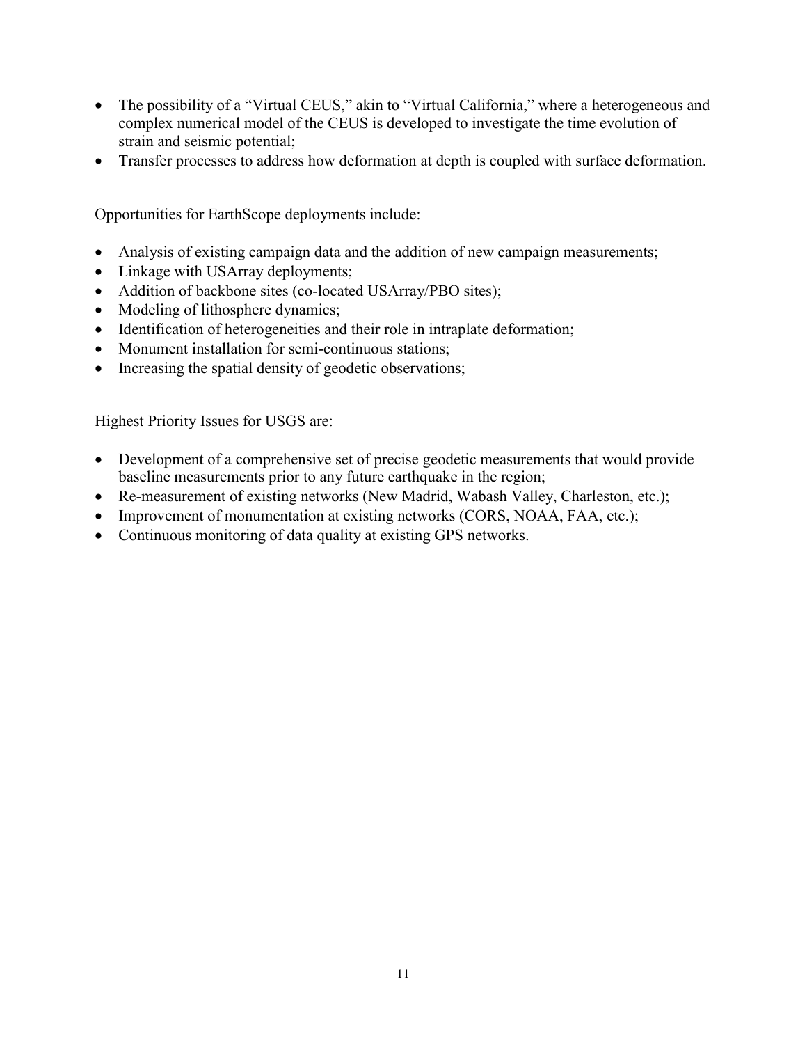- The possibility of a "Virtual CEUS," akin to "Virtual California," where a heterogeneous and complex numerical model of the CEUS is developed to investigate the time evolution of strain and seismic potential;
- Transfer processes to address how deformation at depth is coupled with surface deformation.

Opportunities for EarthScope deployments include:

- Analysis of existing campaign data and the addition of new campaign measurements;
- Linkage with USArray deployments;
- Addition of backbone sites (co-located USArray/PBO sites);
- Modeling of lithosphere dynamics;
- Identification of heterogeneities and their role in intraplate deformation;
- Monument installation for semi-continuous stations;
- Increasing the spatial density of geodetic observations;

Highest Priority Issues for USGS are:

- Development of a comprehensive set of precise geodetic measurements that would provide baseline measurements prior to any future earthquake in the region;
- Re-measurement of existing networks (New Madrid, Wabash Valley, Charleston, etc.);
- Improvement of monumentation at existing networks (CORS, NOAA, FAA, etc.);
- Continuous monitoring of data quality at existing GPS networks.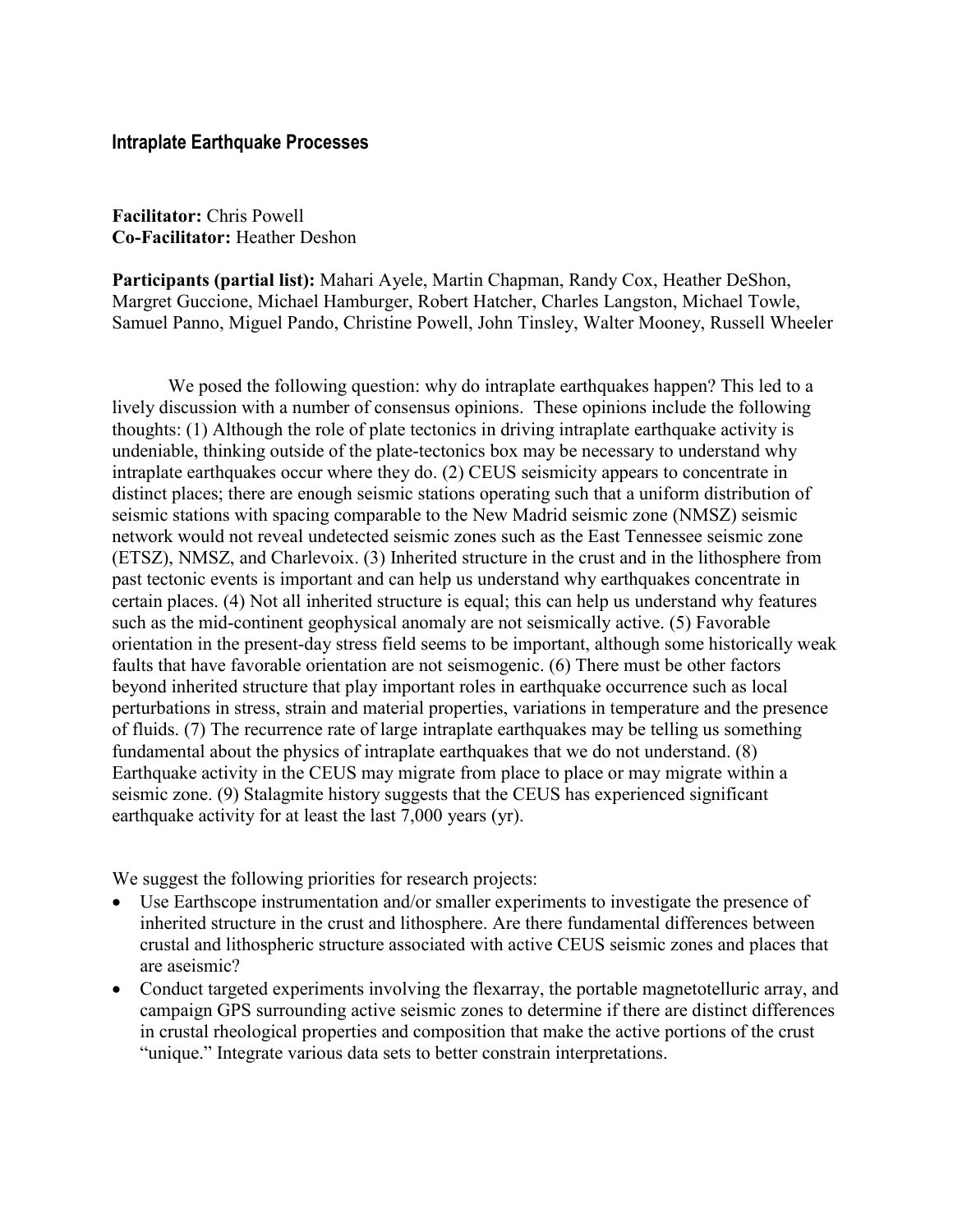## Intraplate Earthquake Processes

**Facilitator:** Chris Powell
**Co-Facilitator:** Heather Deshon

**Participants (partial list):** Mahari Ayele, Martin Chapman, Randy Cox, Heather DeShon, Margret Guccione, Michael Hamburger, Robert Hatcher, Charles Langston, Michael Towle, Samuel Panno, Miguel Pando, Christine Powell, John Tinsley, Walter Mooney, Russell Wheeler

We posed the following question: why do intraplate earthquakes happen? This led to a lively discussion with a number of consensus opinions. These opinions include the following thoughts: (1) Although the role of plate tectonics in driving intraplate earthquake activity is undeniable, thinking outside of the plate-tectonics box may be necessary to understand why intraplate earthquakes occur where they do. (2) CEUS seismicity appears to concentrate in distinct places; there are enough seismic stations operating such that a uniform distribution of seismic stations with spacing comparable to the New Madrid seismic zone (NMSZ) seismic network would not reveal undetected seismic zones such as the East Tennessee seismic zone (ETSZ), NMSZ, and Charlevoix. (3) Inherited structure in the crust and in the lithosphere from past tectonic events is important and can help us understand why earthquakes concentrate in certain places. (4) Not all inherited structure is equal; this can help us understand why features such as the mid-continent geophysical anomaly are not seismically active. (5) Favorable orientation in the present-day stress field seems to be important, although some historically weak faults that have favorable orientation are not seismogenic. (6) There must be other factors beyond inherited structure that play important roles in earthquake occurrence such as local perturbations in stress, strain and material properties, variations in temperature and the presence of fluids. (7) The recurrence rate of large intraplate earthquakes may be telling us something fundamental about the physics of intraplate earthquakes that we do not understand. (8) Earthquake activity in the CEUS may migrate from place to place or may migrate within a seismic zone. (9) Stalagmite history suggests that the CEUS has experienced significant earthquake activity for at least the last 7,000 years (yr).

We suggest the following priorities for research projects:

- Use Earthscope instrumentation and/or smaller experiments to investigate the presence of inherited structure in the crust and lithosphere. Are there fundamental differences between crustal and lithospheric structure associated with active CEUS seismic zones and places that are aseismic?
- Conduct targeted experiments involving the flexarray, the portable magnetotelluric array, and campaign GPS surrounding active seismic zones to determine if there are distinct differences in crustal rheological properties and composition that make the active portions of the crust "unique." Integrate various data sets to better constrain interpretations.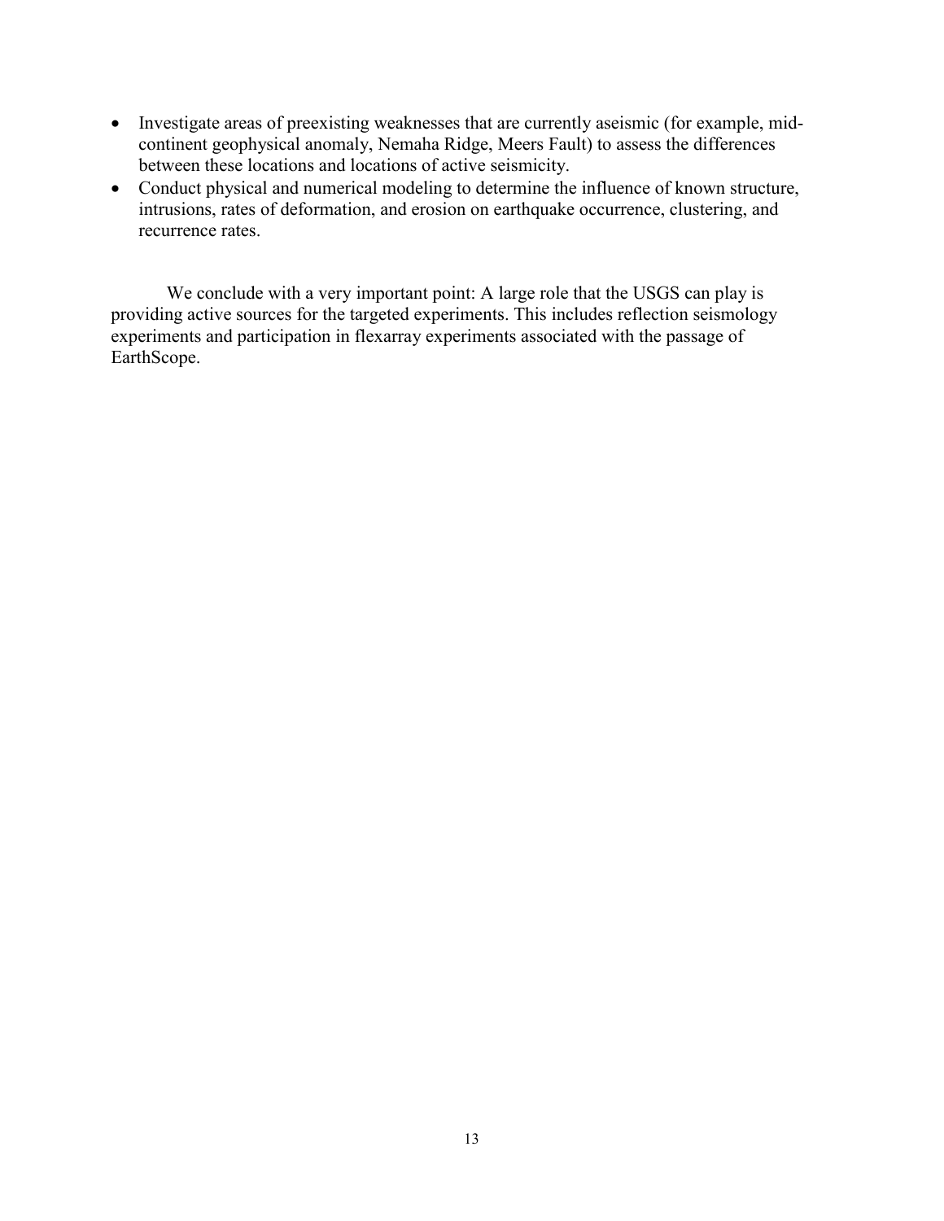- Investigate areas of preexisting weaknesses that are currently aseismic (for example, mid-continent geophysical anomaly, Nemaha Ridge, Meers Fault) to assess the differences between these locations and locations of active seismicity.
- Conduct physical and numerical modeling to determine the influence of known structure, intrusions, rates of deformation, and erosion on earthquake occurrence, clustering, and recurrence rates.

We conclude with a very important point: A large role that the USGS can play is providing active sources for the targeted experiments. This includes reflection seismology experiments and participation in flexarray experiments associated with the passage of EarthScope.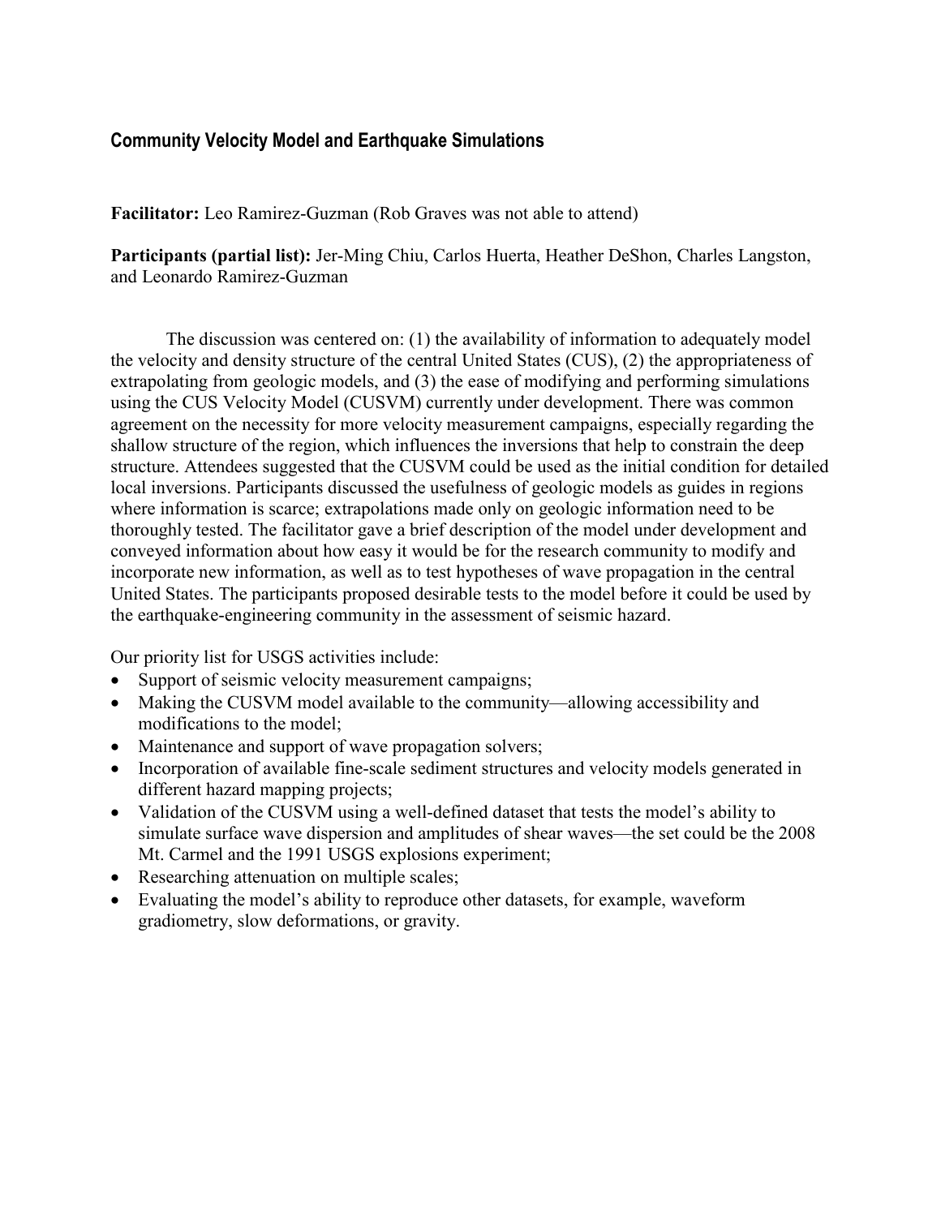## Community Velocity Model and Earthquake Simulations

**Facilitator:** Leo Ramirez-Guzman (Rob Graves was not able to attend)

**Participants (partial list):** Jer-Ming Chiu, Carlos Huerta, Heather DeShon, Charles Langston, and Leonardo Ramirez-Guzman

The discussion was centered on: (1) the availability of information to adequately model the velocity and density structure of the central United States (CUS), (2) the appropriateness of extrapolating from geologic models, and (3) the ease of modifying and performing simulations using the CUS Velocity Model (CUSVM) currently under development. There was common agreement on the necessity for more velocity measurement campaigns, especially regarding the shallow structure of the region, which influences the inversions that help to constrain the deep structure. Attendees suggested that the CUSVM could be used as the initial condition for detailed local inversions. Participants discussed the usefulness of geologic models as guides in regions where information is scarce; extrapolations made only on geologic information need to be thoroughly tested. The facilitator gave a brief description of the model under development and conveyed information about how easy it would be for the research community to modify and incorporate new information, as well as to test hypotheses of wave propagation in the central United States. The participants proposed desirable tests to the model before it could be used by the earthquake-engineering community in the assessment of seismic hazard.

Our priority list for USGS activities include:

- Support of seismic velocity measurement campaigns;
- Making the CUSVM model available to the community—allowing accessibility and modifications to the model;
- Maintenance and support of wave propagation solvers;
- Incorporation of available fine-scale sediment structures and velocity models generated in different hazard mapping projects;
- Validation of the CUSVM using a well-defined dataset that tests the model's ability to simulate surface wave dispersion and amplitudes of shear waves—the set could be the 2008 Mt. Carmel and the 1991 USGS explosions experiment;
- Researching attenuation on multiple scales;
- Evaluating the model's ability to reproduce other datasets, for example, waveform gradiometry, slow deformations, or gravity.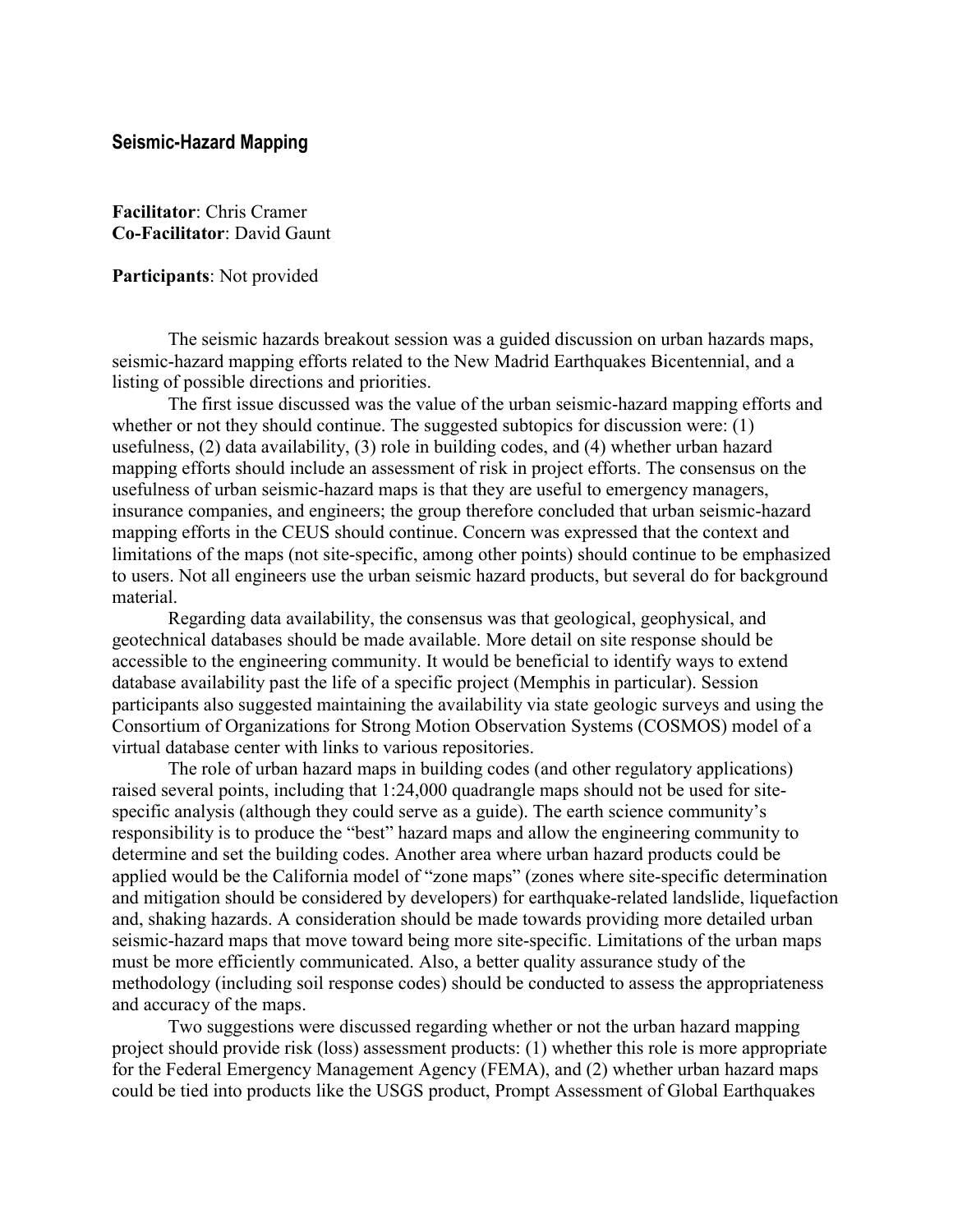## Seismic-Hazard Mapping

**Facilitator**: Chris Cramer
**Co-Facilitator**: David Gaunt

**Participants**: Not provided

The seismic hazards breakout session was a guided discussion on urban hazards maps, seismic-hazard mapping efforts related to the New Madrid Earthquakes Bicentennial, and a listing of possible directions and priorities.

The first issue discussed was the value of the urban seismic-hazard mapping efforts and whether or not they should continue. The suggested subtopics for discussion were: (1) usefulness, (2) data availability, (3) role in building codes, and (4) whether urban hazard mapping efforts should include an assessment of risk in project efforts. The consensus on the usefulness of urban seismic-hazard maps is that they are useful to emergency managers, insurance companies, and engineers; the group therefore concluded that urban seismic-hazard mapping efforts in the CEUS should continue. Concern was expressed that the context and limitations of the maps (not site-specific, among other points) should continue to be emphasized to users. Not all engineers use the urban seismic hazard products, but several do for background material.

Regarding data availability, the consensus was that geological, geophysical, and geotechnical databases should be made available. More detail on site response should be accessible to the engineering community. It would be beneficial to identify ways to extend database availability past the life of a specific project (Memphis in particular). Session participants also suggested maintaining the availability via state geologic surveys and using the Consortium of Organizations for Strong Motion Observation Systems (COSMOS) model of a virtual database center with links to various repositories.

The role of urban hazard maps in building codes (and other regulatory applications) raised several points, including that 1:24,000 quadrangle maps should not be used for site-specific analysis (although they could serve as a guide). The earth science community's responsibility is to produce the "best" hazard maps and allow the engineering community to determine and set the building codes. Another area where urban hazard products could be applied would be the California model of "zone maps" (zones where site-specific determination and mitigation should be considered by developers) for earthquake-related landslide, liquefaction and, shaking hazards. A consideration should be made towards providing more detailed urban seismic-hazard maps that move toward being more site-specific. Limitations of the urban maps must be more efficiently communicated. Also, a better quality assurance study of the methodology (including soil response codes) should be conducted to assess the appropriateness and accuracy of the maps.

Two suggestions were discussed regarding whether or not the urban hazard mapping project should provide risk (loss) assessment products: (1) whether this role is more appropriate for the Federal Emergency Management Agency (FEMA), and (2) whether urban hazard maps could be tied into products like the USGS product, Prompt Assessment of Global Earthquakes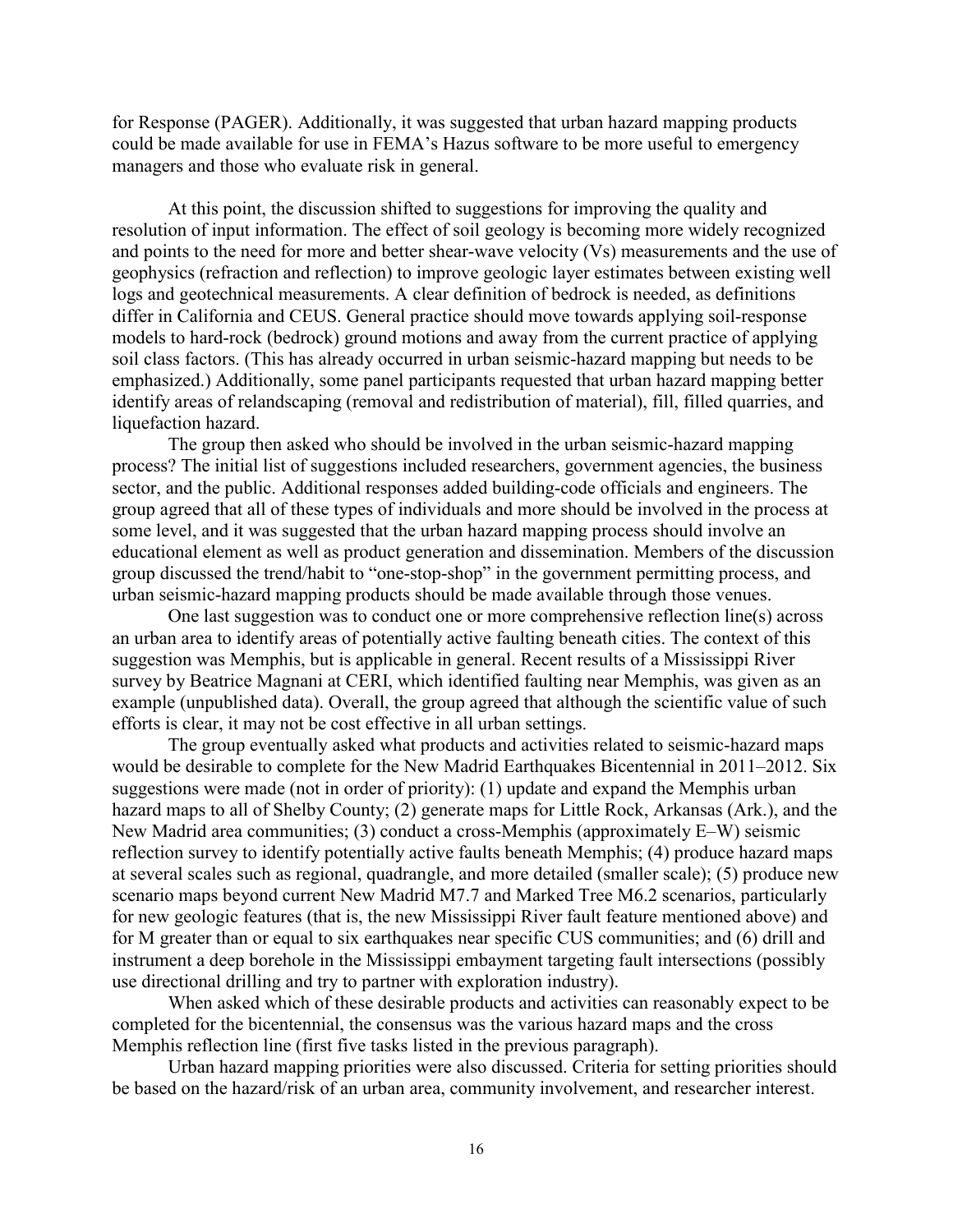for Response (PAGER). Additionally, it was suggested that urban hazard mapping products could be made available for use in FEMA's Hazus software to be more useful to emergency managers and those who evaluate risk in general.

At this point, the discussion shifted to suggestions for improving the quality and resolution of input information. The effect of soil geology is becoming more widely recognized and points to the need for more and better shear-wave velocity (Vs) measurements and the use of geophysics (refraction and reflection) to improve geologic layer estimates between existing well logs and geotechnical measurements. A clear definition of bedrock is needed, as definitions differ in California and CEUS. General practice should move towards applying soil-response models to hard-rock (bedrock) ground motions and away from the current practice of applying soil class factors. (This has already occurred in urban seismic-hazard mapping but needs to be emphasized.) Additionally, some panel participants requested that urban hazard mapping better identify areas of relandscaping (removal and redistribution of material), fill, filled quarries, and liquefaction hazard.

The group then asked who should be involved in the urban seismic-hazard mapping process? The initial list of suggestions included researchers, government agencies, the business sector, and the public. Additional responses added building-code officials and engineers. The group agreed that all of these types of individuals and more should be involved in the process at some level, and it was suggested that the urban hazard mapping process should involve an educational element as well as product generation and dissemination. Members of the discussion group discussed the trend/habit to "one-stop-shop" in the government permitting process, and urban seismic-hazard mapping products should be made available through those venues.

One last suggestion was to conduct one or more comprehensive reflection line(s) across an urban area to identify areas of potentially active faulting beneath cities. The context of this suggestion was Memphis, but is applicable in general. Recent results of a Mississippi River survey by Beatrice Magnani at CERI, which identified faulting near Memphis, was given as an example (unpublished data). Overall, the group agreed that although the scientific value of such efforts is clear, it may not be cost effective in all urban settings.

The group eventually asked what products and activities related to seismic-hazard maps would be desirable to complete for the New Madrid Earthquakes Bicentennial in 2011–2012. Six suggestions were made (not in order of priority): (1) update and expand the Memphis urban hazard maps to all of Shelby County; (2) generate maps for Little Rock, Arkansas (Ark.), and the New Madrid area communities; (3) conduct a cross-Memphis (approximately E–W) seismic reflection survey to identify potentially active faults beneath Memphis; (4) produce hazard maps at several scales such as regional, quadrangle, and more detailed (smaller scale); (5) produce new scenario maps beyond current New Madrid M7.7 and Marked Tree M6.2 scenarios, particularly for new geologic features (that is, the new Mississippi River fault feature mentioned above) and for M greater than or equal to six earthquakes near specific CUS communities; and (6) drill and instrument a deep borehole in the Mississippi embayment targeting fault intersections (possibly use directional drilling and try to partner with exploration industry).

When asked which of these desirable products and activities can reasonably expect to be completed for the bicentennial, the consensus was the various hazard maps and the cross Memphis reflection line (first five tasks listed in the previous paragraph).

Urban hazard mapping priorities were also discussed. Criteria for setting priorities should be based on the hazard/risk of an urban area, community involvement, and researcher interest.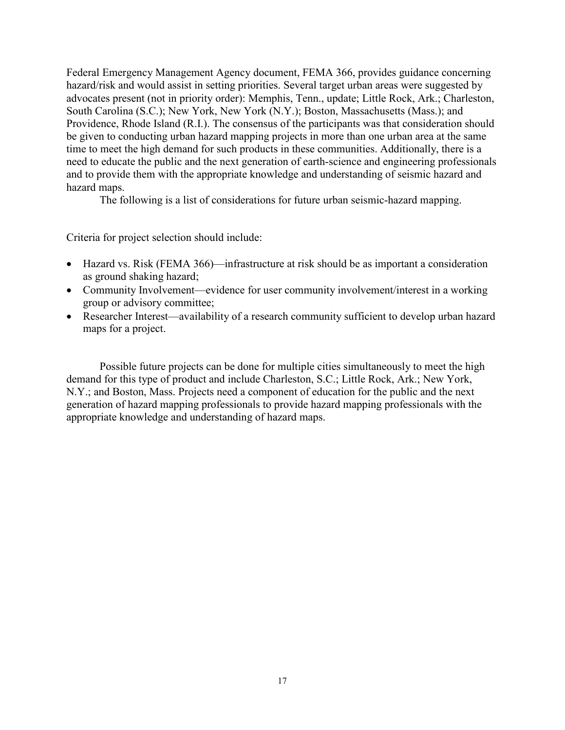Federal Emergency Management Agency document, FEMA 366, provides guidance concerning hazard/risk and would assist in setting priorities. Several target urban areas were suggested by advocates present (not in priority order): Memphis, Tenn., update; Little Rock, Ark.; Charleston, South Carolina (S.C.); New York, New York (N.Y.); Boston, Massachusetts (Mass.); and Providence, Rhode Island (R.I.). The consensus of the participants was that consideration should be given to conducting urban hazard mapping projects in more than one urban area at the same time to meet the high demand for such products in these communities. Additionally, there is a need to educate the public and the next generation of earth-science and engineering professionals and to provide them with the appropriate knowledge and understanding of seismic hazard and hazard maps.

The following is a list of considerations for future urban seismic-hazard mapping.

Criteria for project selection should include:

- Hazard vs. Risk (FEMA 366)—infrastructure at risk should be as important a consideration as ground shaking hazard;
- Community Involvement—evidence for user community involvement/interest in a working group or advisory committee;
- Researcher Interest—availability of a research community sufficient to develop urban hazard maps for a project.

Possible future projects can be done for multiple cities simultaneously to meet the high demand for this type of product and include Charleston, S.C.; Little Rock, Ark.; New York, N.Y.; and Boston, Mass. Projects need a component of education for the public and the next generation of hazard mapping professionals to provide hazard mapping professionals with the appropriate knowledge and understanding of hazard maps.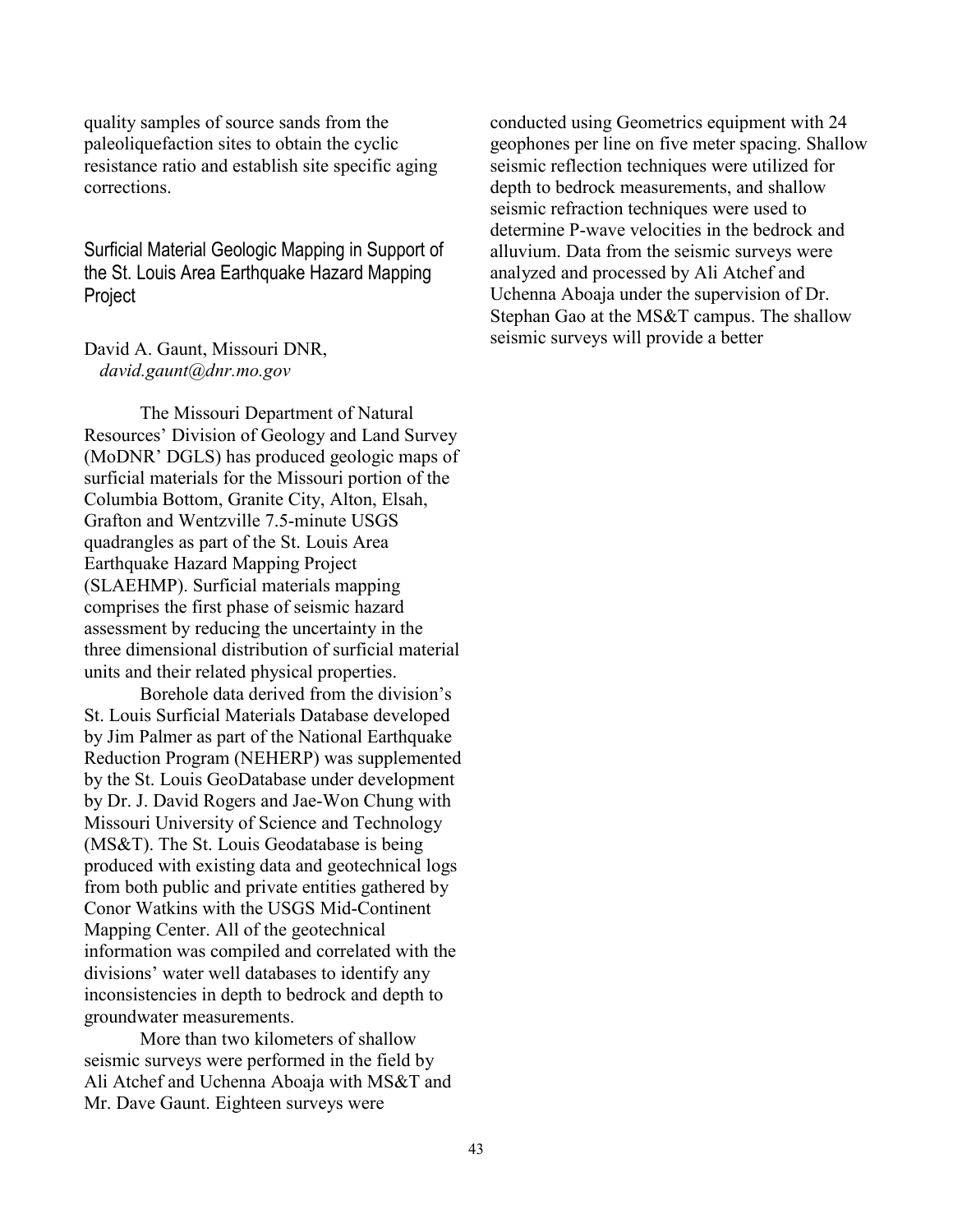quality samples of source sands from the paleoliquefaction sites to obtain the cyclic resistance ratio and establish site specific aging corrections.

## Surficial Material Geologic Mapping in Support of the St. Louis Area Earthquake Hazard Mapping Project

David A. Gaunt, Missouri DNR, *david.gaunt@dnr.mo.gov*

The Missouri Department of Natural Resources' Division of Geology and Land Survey (MoDNR' DGLS) has produced geologic maps of surficial materials for the Missouri portion of the Columbia Bottom, Granite City, Alton, Elsah, Grafton and Wentzville 7.5-minute USGS quadrangles as part of the St. Louis Area Earthquake Hazard Mapping Project (SLAEHMP). Surficial materials mapping comprises the first phase of seismic hazard assessment by reducing the uncertainty in the three dimensional distribution of surficial material units and their related physical properties.

Borehole data derived from the division's St. Louis Surficial Materials Database developed by Jim Palmer as part of the National Earthquake Reduction Program (NEHERP) was supplemented by the St. Louis GeoDatabase under development by Dr. J. David Rogers and Jae-Won Chung with Missouri University of Science and Technology (MS&T). The St. Louis Geodatabase is being produced with existing data and geotechnical logs from both public and private entities gathered by Conor Watkins with the USGS Mid-Continent Mapping Center. All of the geotechnical information was compiled and correlated with the divisions' water well databases to identify any inconsistencies in depth to bedrock and depth to groundwater measurements.

More than two kilometers of shallow seismic surveys were performed in the field by Ali Atchef and Uchenna Aboaja with MS&T and Mr. Dave Gaunt. Eighteen surveys were conducted using Geometrics equipment with 24 geophones per line on five meter spacing. Shallow seismic reflection techniques were utilized for depth to bedrock measurements, and shallow seismic refraction techniques were used to determine P-wave velocities in the bedrock and alluvium. Data from the seismic surveys were analyzed and processed by Ali Atchef and Uchenna Aboaja under the supervision of Dr. Stephan Gao at the MS&T campus. The shallow seismic surveys will provide a better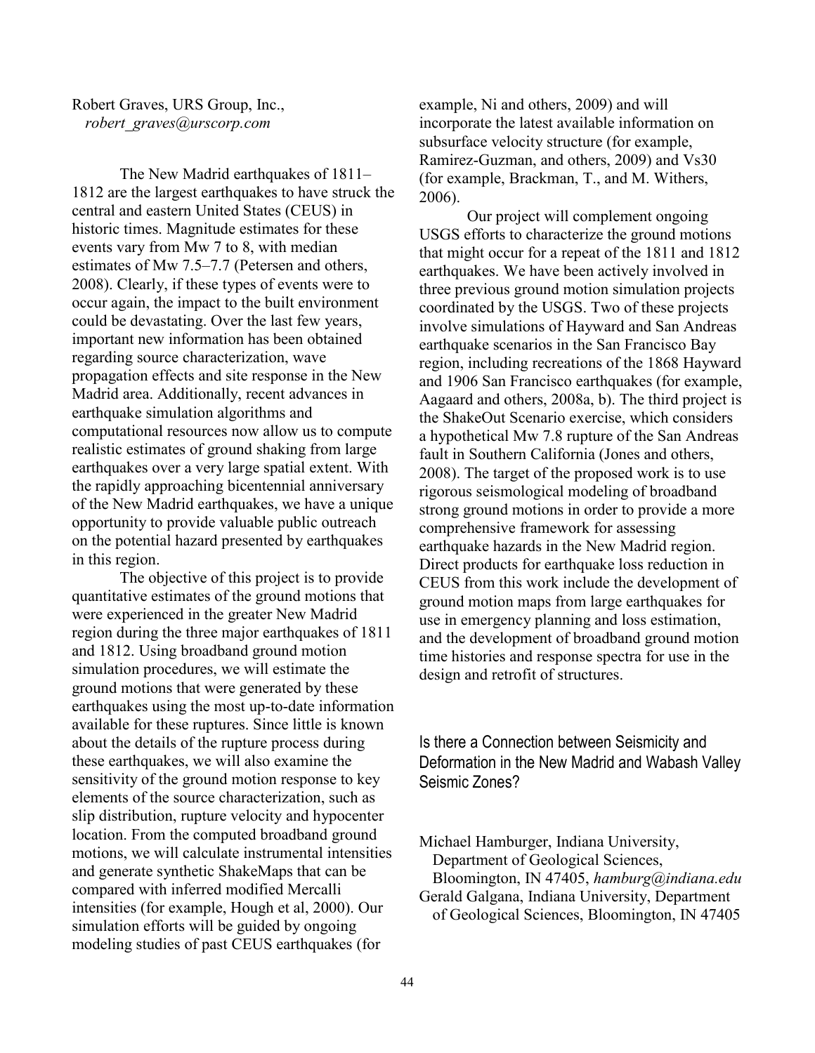Robert Graves, URS Group, Inc.,
*robert_graves@urscorp.com*

The New Madrid earthquakes of 1811–1812 are the largest earthquakes to have struck the central and eastern United States (CEUS) in historic times. Magnitude estimates for these events vary from Mw 7 to 8, with median estimates of Mw 7.5–7.7 (Petersen and others, 2008). Clearly, if these types of events were to occur again, the impact to the built environment could be devastating. Over the last few years, important new information has been obtained regarding source characterization, wave propagation effects and site response in the New Madrid area. Additionally, recent advances in earthquake simulation algorithms and computational resources now allow us to compute realistic estimates of ground shaking from large earthquakes over a very large spatial extent. With the rapidly approaching bicentennial anniversary of the New Madrid earthquakes, we have a unique opportunity to provide valuable public outreach on the potential hazard presented by earthquakes in this region.

The objective of this project is to provide quantitative estimates of the ground motions that were experienced in the greater New Madrid region during the three major earthquakes of 1811 and 1812. Using broadband ground motion simulation procedures, we will estimate the ground motions that were generated by these earthquakes using the most up-to-date information available for these ruptures. Since little is known about the details of the rupture process during these earthquakes, we will also examine the sensitivity of the ground motion response to key elements of the source characterization, such as slip distribution, rupture velocity and hypocenter location. From the computed broadband ground motions, we will calculate instrumental intensities and generate synthetic ShakeMaps that can be compared with inferred modified Mercalli intensities (for example, Hough et al, 2000). Our simulation efforts will be guided by ongoing modeling studies of past CEUS earthquakes (for example, Ni and others, 2009) and will incorporate the latest available information on subsurface velocity structure (for example, Ramirez-Guzman, and others, 2009) and Vs30 (for example, Brackman, T., and M. Withers, 2006).

Our project will complement ongoing USGS efforts to characterize the ground motions that might occur for a repeat of the 1811 and 1812 earthquakes. We have been actively involved in three previous ground motion simulation projects coordinated by the USGS. Two of these projects involve simulations of Hayward and San Andreas earthquake scenarios in the San Francisco Bay region, including recreations of the 1868 Hayward and 1906 San Francisco earthquakes (for example, Aagaard and others, 2008a, b). The third project is the ShakeOut Scenario exercise, which considers a hypothetical Mw 7.8 rupture of the San Andreas fault in Southern California (Jones and others, 2008). The target of the proposed work is to use rigorous seismological modeling of broadband strong ground motions in order to provide a more comprehensive framework for assessing earthquake hazards in the New Madrid region. Direct products for earthquake loss reduction in CEUS from this work include the development of ground motion maps from large earthquakes for use in emergency planning and loss estimation, and the development of broadband ground motion time histories and response spectra for use in the design and retrofit of structures.

## Is there a Connection between Seismicity and Deformation in the New Madrid and Wabash Valley Seismic Zones?

Michael Hamburger, Indiana University, Department of Geological Sciences, Bloomington, IN 47405, *hamburg@indiana.edu*
Gerald Galgana, Indiana University, Department of Geological Sciences, Bloomington, IN 47405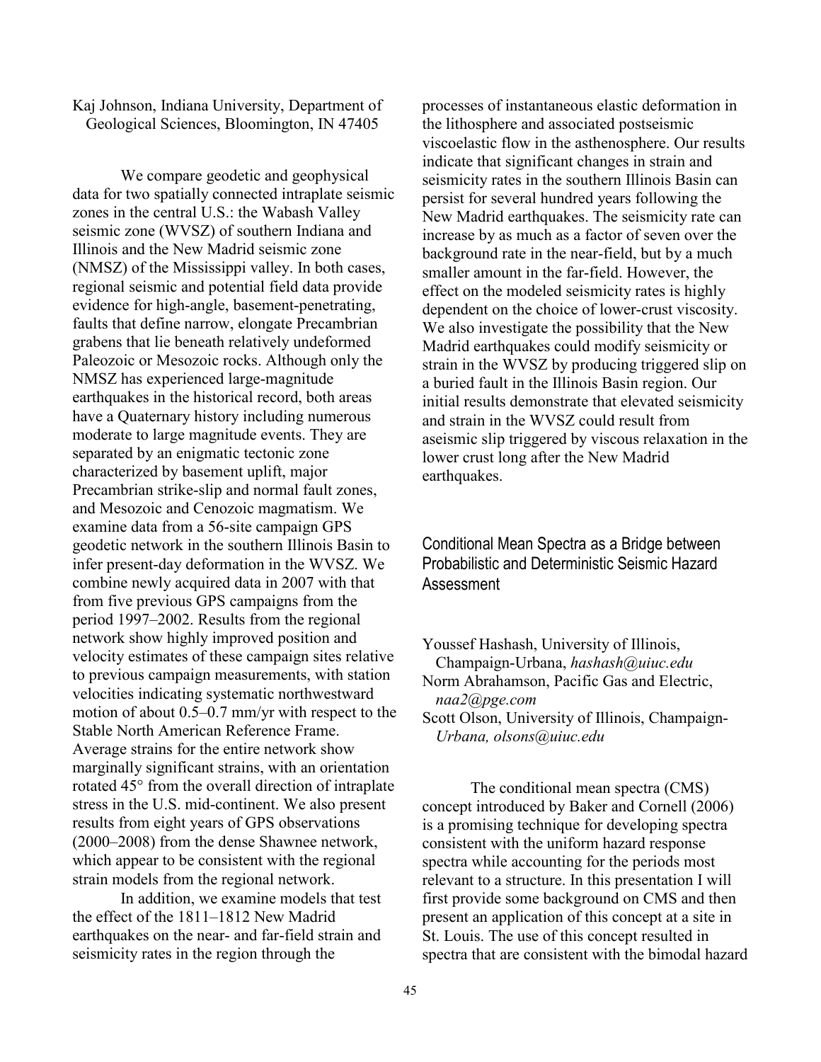Kaj Johnson, Indiana University, Department of Geological Sciences, Bloomington, IN 47405

We compare geodetic and geophysical data for two spatially connected intraplate seismic zones in the central U.S.: the Wabash Valley seismic zone (WVSZ) of southern Indiana and Illinois and the New Madrid seismic zone (NMSZ) of the Mississippi valley. In both cases, regional seismic and potential field data provide evidence for high-angle, basement-penetrating, faults that define narrow, elongate Precambrian grabens that lie beneath relatively undeformed Paleozoic or Mesozoic rocks. Although only the NMSZ has experienced large-magnitude earthquakes in the historical record, both areas have a Quaternary history including numerous moderate to large magnitude events. They are separated by an enigmatic tectonic zone characterized by basement uplift, major Precambrian strike-slip and normal fault zones, and Mesozoic and Cenozoic magmatism. We examine data from a 56-site campaign GPS geodetic network in the southern Illinois Basin to infer present-day deformation in the WVSZ. We combine newly acquired data in 2007 with that from five previous GPS campaigns from the period 1997–2002. Results from the regional network show highly improved position and velocity estimates of these campaign sites relative to previous campaign measurements, with station velocities indicating systematic northwestward motion of about 0.5–0.7 mm/yr with respect to the Stable North American Reference Frame. Average strains for the entire network show marginally significant strains, with an orientation rotated 45° from the overall direction of intraplate stress in the U.S. mid-continent. We also present results from eight years of GPS observations (2000–2008) from the dense Shawnee network, which appear to be consistent with the regional strain models from the regional network.

In addition, we examine models that test the effect of the 1811–1812 New Madrid earthquakes on the near- and far-field strain and seismicity rates in the region through the processes of instantaneous elastic deformation in the lithosphere and associated postseismic viscoelastic flow in the asthenosphere. Our results indicate that significant changes in strain and seismicity rates in the southern Illinois Basin can persist for several hundred years following the New Madrid earthquakes. The seismicity rate can increase by as much as a factor of seven over the background rate in the near-field, but by a much smaller amount in the far-field. However, the effect on the modeled seismicity rates is highly dependent on the choice of lower-crust viscosity. We also investigate the possibility that the New Madrid earthquakes could modify seismicity or strain in the WVSZ by producing triggered slip on a buried fault in the Illinois Basin region. Our initial results demonstrate that elevated seismicity and strain in the WVSZ could result from aseismic slip triggered by viscous relaxation in the lower crust long after the New Madrid earthquakes.

## Conditional Mean Spectra as a Bridge between Probabilistic and Deterministic Seismic Hazard Assessment

Youssef Hashash, University of Illinois, Champaign-Urbana, *hashash@uiuc.edu*
Norm Abrahamson, Pacific Gas and Electric, *naa2@pge.com*
Scott Olson, University of Illinois, Champaign-Urbana, *olsons@uiuc.edu*

The conditional mean spectra (CMS) concept introduced by Baker and Cornell (2006) is a promising technique for developing spectra consistent with the uniform hazard response spectra while accounting for the periods most relevant to a structure. In this presentation I will first provide some background on CMS and then present an application of this concept at a site in St. Louis. The use of this concept resulted in spectra that are consistent with the bimodal hazard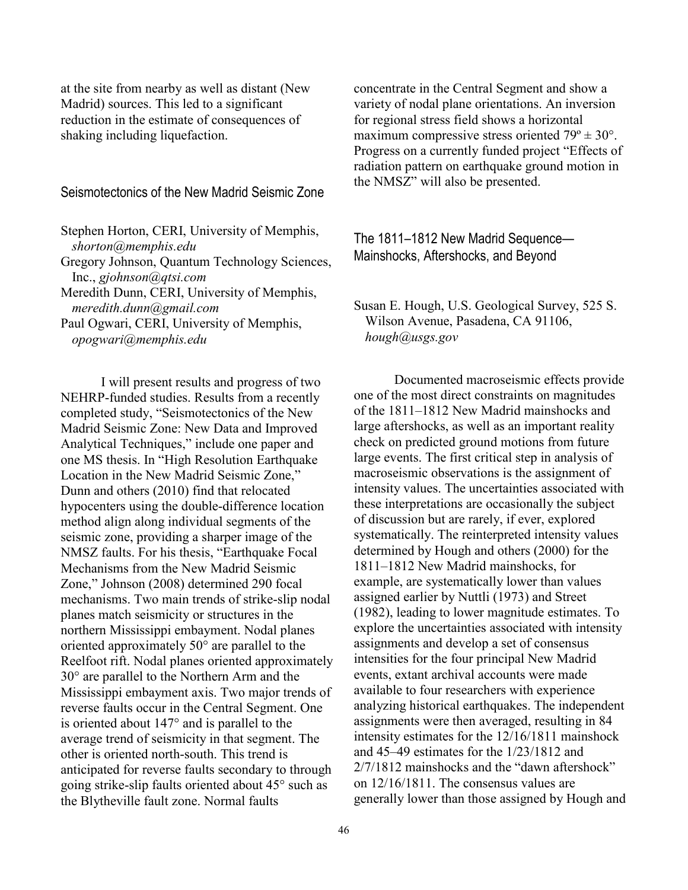at the site from nearby as well as distant (New Madrid) sources. This led to a significant reduction in the estimate of consequences of shaking including liquefaction.

## Seismotectonics of the New Madrid Seismic Zone

Stephen Horton, CERI, University of Memphis, *shorton@memphis.edu*
Gregory Johnson, Quantum Technology Sciences, Inc., *gjohnson@qtsi.com*
Meredith Dunn, CERI, University of Memphis, *meredith.dunn@gmail.com*
Paul Ogwari, CERI, University of Memphis, *opogwari@memphis.edu*

I will present results and progress of two NEHRP-funded studies. Results from a recently completed study, "Seismotectonics of the New Madrid Seismic Zone: New Data and Improved Analytical Techniques," include one paper and one MS thesis. In "High Resolution Earthquake Location in the New Madrid Seismic Zone," Dunn and others (2010) find that relocated hypocenters using the double-difference location method align along individual segments of the seismic zone, providing a sharper image of the NMSZ faults. For his thesis, "Earthquake Focal Mechanisms from the New Madrid Seismic Zone," Johnson (2008) determined 290 focal mechanisms. Two main trends of strike-slip nodal planes match seismicity or structures in the northern Mississippi embayment. Nodal planes oriented approximately 50° are parallel to the Reelfoot rift. Nodal planes oriented approximately 30° are parallel to the Northern Arm and the Mississippi embayment axis. Two major trends of reverse faults occur in the Central Segment. One is oriented about 147° and is parallel to the average trend of seismicity in that segment. The other is oriented north-south. This trend is anticipated for reverse faults secondary to through going strike-slip faults oriented about 45° such as the Blytheville fault zone. Normal faults concentrate in the Central Segment and show a variety of nodal plane orientations. An inversion for regional stress field shows a horizontal maximum compressive stress oriented 79º ± 30°. Progress on a currently funded project "Effects of radiation pattern on earthquake ground motion in the NMSZ" will also be presented.

## The 1811–1812 New Madrid Sequence—Mainshocks, Aftershocks, and Beyond

Susan E. Hough, U.S. Geological Survey, 525 S. Wilson Avenue, Pasadena, CA 91106, *hough@usgs.gov*

Documented macroseismic effects provide one of the most direct constraints on magnitudes of the 1811–1812 New Madrid mainshocks and large aftershocks, as well as an important reality check on predicted ground motions from future large events. The first critical step in analysis of macroseismic observations is the assignment of intensity values. The uncertainties associated with these interpretations are occasionally the subject of discussion but are rarely, if ever, explored systematically. The reinterpreted intensity values determined by Hough and others (2000) for the 1811–1812 New Madrid mainshocks, for example, are systematically lower than values assigned earlier by Nuttli (1973) and Street (1982), leading to lower magnitude estimates. To explore the uncertainties associated with intensity assignments and develop a set of consensus intensities for the four principal New Madrid events, extant archival accounts were made available to four researchers with experience analyzing historical earthquakes. The independent assignments were then averaged, resulting in 84 intensity estimates for the 12/16/1811 mainshock and 45–49 estimates for the 1/23/1812 and 2/7/1812 mainshocks and the "dawn aftershock" on 12/16/1811. The consensus values are generally lower than those assigned by Hough and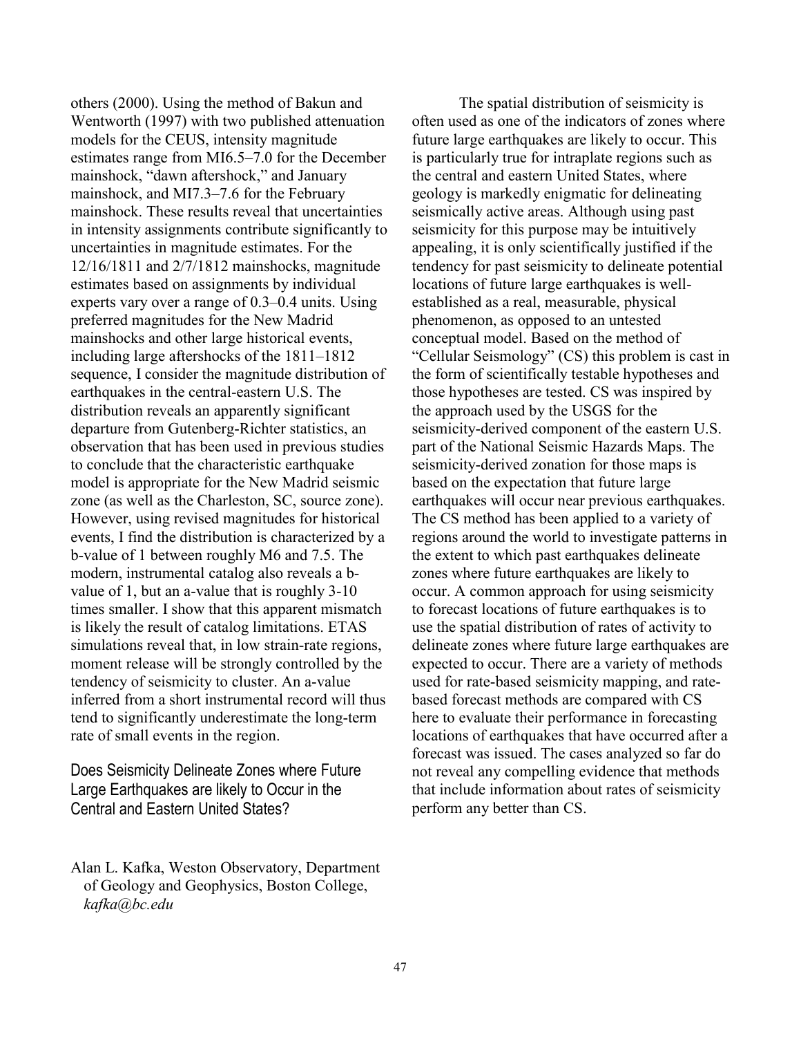others (2000). Using the method of Bakun and Wentworth (1997) with two published attenuation models for the CEUS, intensity magnitude estimates range from MI6.5–7.0 for the December mainshock, "dawn aftershock," and January mainshock, and MI7.3–7.6 for the February mainshock. These results reveal that uncertainties in intensity assignments contribute significantly to uncertainties in magnitude estimates. For the 12/16/1811 and 2/7/1812 mainshocks, magnitude estimates based on assignments by individual experts vary over a range of 0.3–0.4 units. Using preferred magnitudes for the New Madrid mainshocks and other large historical events, including large aftershocks of the 1811–1812 sequence, I consider the magnitude distribution of earthquakes in the central-eastern U.S. The distribution reveals an apparently significant departure from Gutenberg-Richter statistics, an observation that has been used in previous studies to conclude that the characteristic earthquake model is appropriate for the New Madrid seismic zone (as well as the Charleston, SC, source zone). However, using revised magnitudes for historical events, I find the distribution is characterized by a b-value of 1 between roughly M6 and 7.5. The modern, instrumental catalog also reveals a b-value of 1, but an a-value that is roughly 3-10 times smaller. I show that this apparent mismatch is likely the result of catalog limitations. ETAS simulations reveal that, in low strain-rate regions, moment release will be strongly controlled by the tendency of seismicity to cluster. An a-value inferred from a short instrumental record will thus tend to significantly underestimate the long-term rate of small events in the region.

## Does Seismicity Delineate Zones where Future Large Earthquakes are likely to Occur in the Central and Eastern United States?

Alan L. Kafka, Weston Observatory, Department of Geology and Geophysics, Boston College, *kafka@bc.edu*

The spatial distribution of seismicity is often used as one of the indicators of zones where future large earthquakes are likely to occur. This is particularly true for intraplate regions such as the central and eastern United States, where geology is markedly enigmatic for delineating seismically active areas. Although using past seismicity for this purpose may be intuitively appealing, it is only scientifically justified if the tendency for past seismicity to delineate potential locations of future large earthquakes is well-established as a real, measurable, physical phenomenon, as opposed to an untested conceptual model. Based on the method of "Cellular Seismology" (CS) this problem is cast in the form of scientifically testable hypotheses and those hypotheses are tested. CS was inspired by the approach used by the USGS for the seismicity-derived component of the eastern U.S. part of the National Seismic Hazards Maps. The seismicity-derived zonation for those maps is based on the expectation that future large earthquakes will occur near previous earthquakes. The CS method has been applied to a variety of regions around the world to investigate patterns in the extent to which past earthquakes delineate zones where future earthquakes are likely to occur. A common approach for using seismicity to forecast locations of future earthquakes is to use the spatial distribution of rates of activity to delineate zones where future large earthquakes are expected to occur. There are a variety of methods used for rate-based seismicity mapping, and rate-based forecast methods are compared with CS here to evaluate their performance in forecasting locations of earthquakes that have occurred after a forecast was issued. The cases analyzed so far do not reveal any compelling evidence that methods that include information about rates of seismicity perform any better than CS.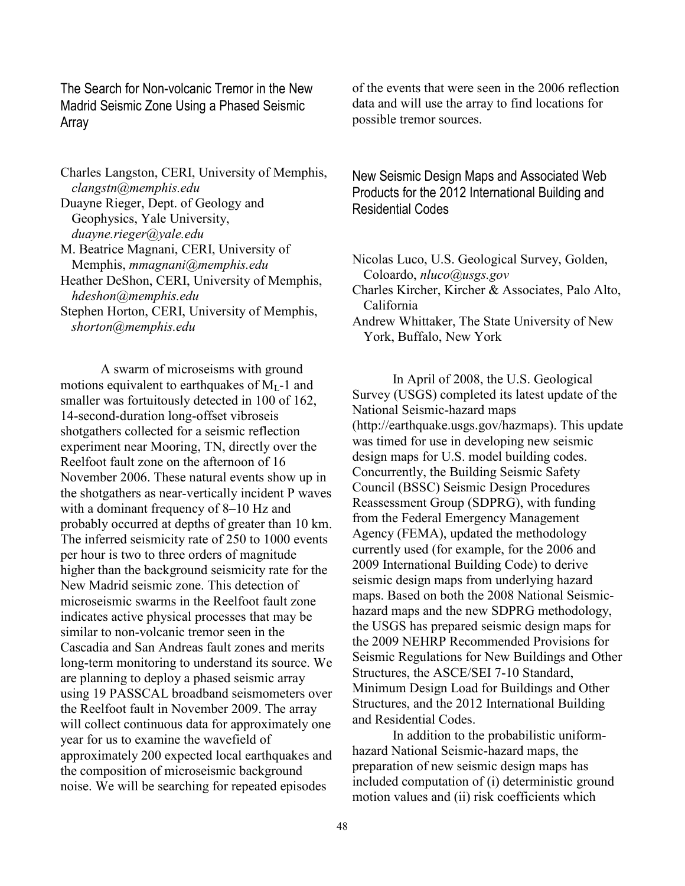## The Search for Non-volcanic Tremor in the New Madrid Seismic Zone Using a Phased Seismic Array

Charles Langston, CERI, University of Memphis, *clangstn@memphis.edu*
Duayne Rieger, Dept. of Geology and Geophysics, Yale University, *duayne.rieger@yale.edu*
M. Beatrice Magnani, CERI, University of Memphis, *mmagnani@memphis.edu*
Heather DeShon, CERI, University of Memphis, *hdeshon@memphis.edu*
Stephen Horton, CERI, University of Memphis, *shorton@memphis.edu*

A swarm of microseisms with ground motions equivalent to earthquakes of $M_L$-1 and smaller was fortuitously detected in 100 of 162, 14-second-duration long-offset vibroseis shotgathers collected for a seismic reflection experiment near Mooring, TN, directly over the Reelfoot fault zone on the afternoon of 16 November 2006. These natural events show up in the shotgathers as near-vertically incident P waves with a dominant frequency of 8–10 Hz and probably occurred at depths of greater than 10 km. The inferred seismicity rate of 250 to 1000 events per hour is two to three orders of magnitude higher than the background seismicity rate for the New Madrid seismic zone. This detection of microseismic swarms in the Reelfoot fault zone indicates active physical processes that may be similar to non-volcanic tremor seen in the Cascadia and San Andreas fault zones and merits long-term monitoring to understand its source. We are planning to deploy a phased seismic array using 19 PASSCAL broadband seismometers over the Reelfoot fault in November 2009. The array will collect continuous data for approximately one year for us to examine the wavefield of approximately 200 expected local earthquakes and the composition of microseismic background noise. We will be searching for repeated episodes of the events that were seen in the 2006 reflection data and will use the array to find locations for possible tremor sources.

## New Seismic Design Maps and Associated Web Products for the 2012 International Building and Residential Codes

Nicolas Luco, U.S. Geological Survey, Golden, Coloardo, *nluco@usgs.gov*
Charles Kircher, Kircher & Associates, Palo Alto, California
Andrew Whittaker, The State University of New York, Buffalo, New York

In April of 2008, the U.S. Geological Survey (USGS) completed its latest update of the National Seismic-hazard maps (http://earthquake.usgs.gov/hazmaps). This update was timed for use in developing new seismic design maps for U.S. model building codes. Concurrently, the Building Seismic Safety Council (BSSC) Seismic Design Procedures Reassessment Group (SDPRG), with funding from the Federal Emergency Management Agency (FEMA), updated the methodology currently used (for example, for the 2006 and 2009 International Building Code) to derive seismic design maps from underlying hazard maps. Based on both the 2008 National Seismic-hazard maps and the new SDPRG methodology, the USGS has prepared seismic design maps for the 2009 NEHRP Recommended Provisions for Seismic Regulations for New Buildings and Other Structures, the ASCE/SEI 7-10 Standard, Minimum Design Load for Buildings and Other Structures, and the 2012 International Building and Residential Codes.

In addition to the probabilistic uniform-hazard National Seismic-hazard maps, the preparation of new seismic design maps has included computation of (i) deterministic ground motion values and (ii) risk coefficients which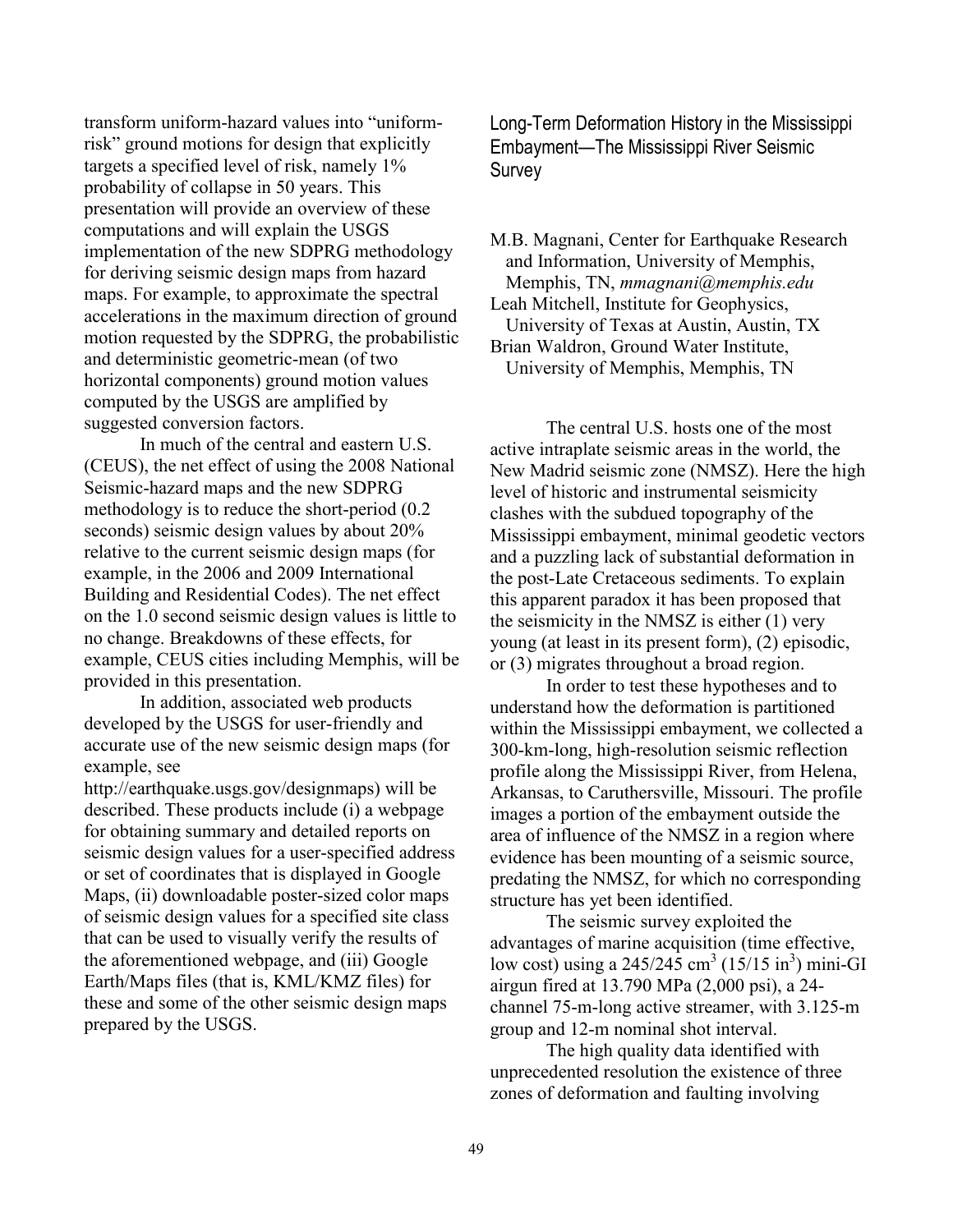transform uniform-hazard values into "uniform-risk" ground motions for design that explicitly targets a specified level of risk, namely 1% probability of collapse in 50 years. This presentation will provide an overview of these computations and will explain the USGS implementation of the new SDPRG methodology for deriving seismic design maps from hazard maps. For example, to approximate the spectral accelerations in the maximum direction of ground motion requested by the SDPRG, the probabilistic and deterministic geometric-mean (of two horizontal components) ground motion values computed by the USGS are amplified by suggested conversion factors.

In much of the central and eastern U.S. (CEUS), the net effect of using the 2008 National Seismic-hazard maps and the new SDPRG methodology is to reduce the short-period (0.2 seconds) seismic design values by about 20% relative to the current seismic design maps (for example, in the 2006 and 2009 International Building and Residential Codes). The net effect on the 1.0 second seismic design values is little to no change. Breakdowns of these effects, for example, CEUS cities including Memphis, will be provided in this presentation.

In addition, associated web products developed by the USGS for user-friendly and accurate use of the new seismic design maps (for example, see http://earthquake.usgs.gov/designmaps) will be described. These products include (i) a webpage for obtaining summary and detailed reports on seismic design values for a user-specified address or set of coordinates that is displayed in Google Maps, (ii) downloadable poster-sized color maps of seismic design values for a specified site class that can be used to visually verify the results of the aforementioned webpage, and (iii) Google Earth/Maps files (that is, KML/KMZ files) for these and some of the other seismic design maps prepared by the USGS.

## Long-Term Deformation History in the Mississippi Embayment—The Mississippi River Seismic Survey

M.B. Magnani, Center for Earthquake Research and Information, University of Memphis, Memphis, TN, *mmagnani@memphis.edu*
Leah Mitchell, Institute for Geophysics, University of Texas at Austin, Austin, TX
Brian Waldron, Ground Water Institute, University of Memphis, Memphis, TN

The central U.S. hosts one of the most active intraplate seismic areas in the world, the New Madrid seismic zone (NMSZ). Here the high level of historic and instrumental seismicity clashes with the subdued topography of the Mississippi embayment, minimal geodetic vectors and a puzzling lack of substantial deformation in the post-Late Cretaceous sediments. To explain this apparent paradox it has been proposed that the seismicity in the NMSZ is either (1) very young (at least in its present form), (2) episodic, or (3) migrates throughout a broad region.

In order to test these hypotheses and to understand how the deformation is partitioned within the Mississippi embayment, we collected a 300-km-long, high-resolution seismic reflection profile along the Mississippi River, from Helena, Arkansas, to Caruthersville, Missouri. The profile images a portion of the embayment outside the area of influence of the NMSZ in a region where evidence has been mounting of a seismic source, predating the NMSZ, for which no corresponding structure has yet been identified.

The seismic survey exploited the advantages of marine acquisition (time effective, low cost) using a 245/245 $cm^3$ (15/15 $in^3$) mini-GI airgun fired at 13.790 MPa (2,000 psi), a 24-channel 75-m-long active streamer, with 3.125-m group and 12-m nominal shot interval.

The high quality data identified with unprecedented resolution the existence of three zones of deformation and faulting involving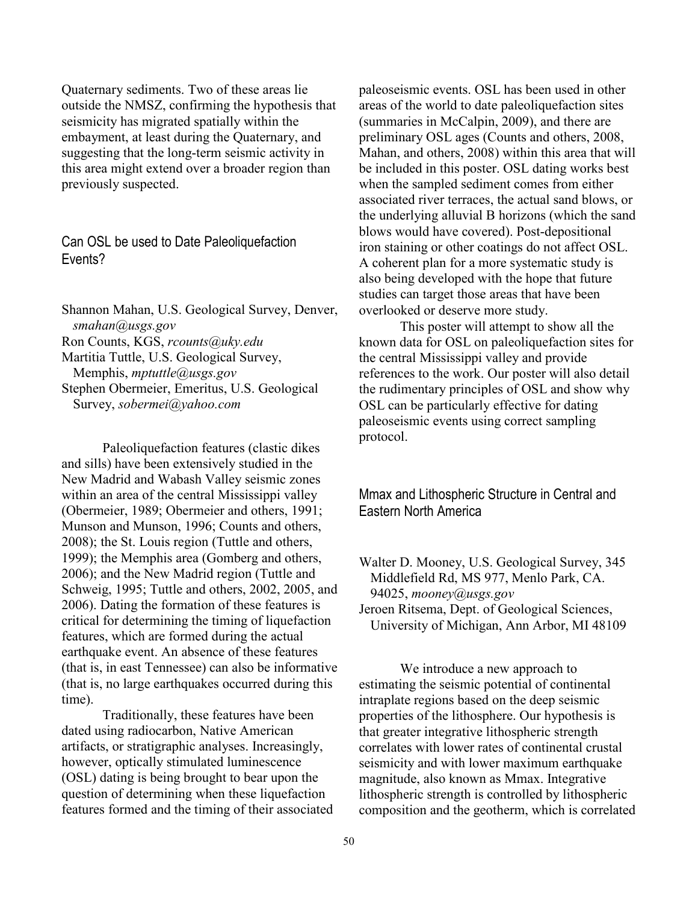Quaternary sediments. Two of these areas lie outside the NMSZ, confirming the hypothesis that seismicity has migrated spatially within the embayment, at least during the Quaternary, and suggesting that the long-term seismic activity in this area might extend over a broader region than previously suspected.

## Can OSL be used to Date Paleoliquefaction Events?

Shannon Mahan, U.S. Geological Survey, Denver, *smahan@usgs.gov*
Ron Counts, KGS, *rcounts@uky.edu*
Martitia Tuttle, U.S. Geological Survey, Memphis, *mptuttle@usgs.gov*
Stephen Obermeier, Emeritus, U.S. Geological Survey, *sobermei@yahoo.com*

Paleoliquefaction features (clastic dikes and sills) have been extensively studied in the New Madrid and Wabash Valley seismic zones within an area of the central Mississippi valley (Obermeier, 1989; Obermeier and others, 1991; Munson and Munson, 1996; Counts and others, 2008); the St. Louis region (Tuttle and others, 1999); the Memphis area (Gomberg and others, 2006); and the New Madrid region (Tuttle and Schweig, 1995; Tuttle and others, 2002, 2005, and 2006). Dating the formation of these features is critical for determining the timing of liquefaction features, which are formed during the actual earthquake event. An absence of these features (that is, in east Tennessee) can also be informative (that is, no large earthquakes occurred during this time).

Traditionally, these features have been dated using radiocarbon, Native American artifacts, or stratigraphic analyses. Increasingly, however, optically stimulated luminescence (OSL) dating is being brought to bear upon the question of determining when these liquefaction features formed and the timing of their associated paleoseismic events. OSL has been used in other areas of the world to date paleoliquefaction sites (summaries in McCalpin, 2009), and there are preliminary OSL ages (Counts and others, 2008, Mahan, and others, 2008) within this area that will be included in this poster. OSL dating works best when the sampled sediment comes from either associated river terraces, the actual sand blows, or the underlying alluvial B horizons (which the sand blows would have covered). Post-depositional iron staining or other coatings do not affect OSL. A coherent plan for a more systematic study is also being developed with the hope that future studies can target those areas that have been overlooked or deserve more study.

This poster will attempt to show all the known data for OSL on paleoliquefaction sites for the central Mississippi valley and provide references to the work. Our poster will also detail the rudimentary principles of OSL and show why OSL can be particularly effective for dating paleoseismic events using correct sampling protocol.

## Mmax and Lithospheric Structure in Central and Eastern North America

Walter D. Mooney, U.S. Geological Survey, 345 Middlefield Rd, MS 977, Menlo Park, CA. 94025, *mooney@usgs.gov*
Jeroen Ritsema, Dept. of Geological Sciences, University of Michigan, Ann Arbor, MI 48109

We introduce a new approach to estimating the seismic potential of continental intraplate regions based on the deep seismic properties of the lithosphere. Our hypothesis is that greater integrative lithospheric strength correlates with lower rates of continental crustal seismicity and with lower maximum earthquake magnitude, also known as Mmax. Integrative lithospheric strength is controlled by lithospheric composition and the geotherm, which is correlated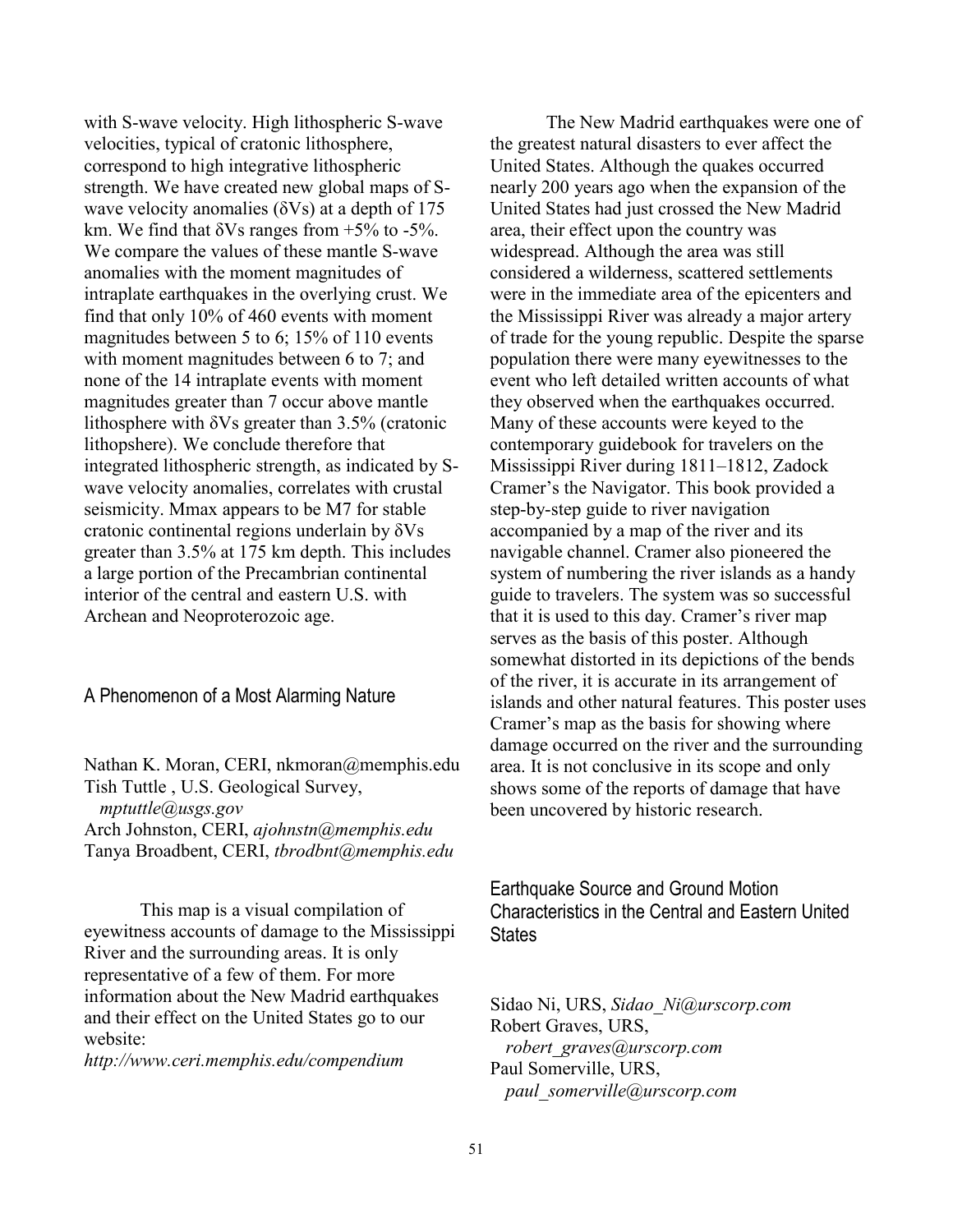with S-wave velocity. High lithospheric S-wave velocities, typical of cratonic lithosphere, correspond to high integrative lithospheric strength. We have created new global maps of S-wave velocity anomalies ($\delta Vs$) at a depth of 175 km. We find that $\delta Vs$ ranges from +5% to -5%. We compare the values of these mantle S-wave anomalies with the moment magnitudes of intraplate earthquakes in the overlying crust. We find that only 10% of 460 events with moment magnitudes between 5 to 6; 15% of 110 events with moment magnitudes between 6 to 7; and none of the 14 intraplate events with moment magnitudes greater than 7 occur above mantle lithosphere with $\delta Vs$ greater than 3.5% (cratonic lithopshere). We conclude therefore that integrated lithospheric strength, as indicated by S-wave velocity anomalies, correlates with crustal seismicity. Mmax appears to be M7 for stable cratonic continental regions underlain by $\delta Vs$ greater than 3.5% at 175 km depth. This includes a large portion of the Precambrian continental interior of the central and eastern U.S. with Archean and Neoproterozoic age.

## A Phenomenon of a Most Alarming Nature

Nathan K. Moran, CERI, nkmoran@memphis.edu
Tish Tuttle , U.S. Geological Survey, *mptuttle@usgs.gov*
Arch Johnston, CERI, *ajohnstn@memphis.edu*
Tanya Broadbent, CERI, *tbrodbnt@memphis.edu*

This map is a visual compilation of eyewitness accounts of damage to the Mississippi River and the surrounding areas. It is only representative of a few of them. For more information about the New Madrid earthquakes and their effect on the United States go to our website:
*http://www.ceri.memphis.edu/compendium*

The New Madrid earthquakes were one of the greatest natural disasters to ever affect the United States. Although the quakes occurred nearly 200 years ago when the expansion of the United States had just crossed the New Madrid area, their effect upon the country was widespread. Although the area was still considered a wilderness, scattered settlements were in the immediate area of the epicenters and the Mississippi River was already a major artery of trade for the young republic. Despite the sparse population there were many eyewitnesses to the event who left detailed written accounts of what they observed when the earthquakes occurred. Many of these accounts were keyed to the contemporary guidebook for travelers on the Mississippi River during 1811–1812, Zadock Cramer's the Navigator. This book provided a step-by-step guide to river navigation accompanied by a map of the river and its navigable channel. Cramer also pioneered the system of numbering the river islands as a handy guide to travelers. The system was so successful that it is used to this day. Cramer's river map serves as the basis of this poster. Although somewhat distorted in its depictions of the bends of the river, it is accurate in its arrangement of islands and other natural features. This poster uses Cramer's map as the basis for showing where damage occurred on the river and the surrounding area. It is not conclusive in its scope and only shows some of the reports of damage that have been uncovered by historic research.

## Earthquake Source and Ground Motion Characteristics in the Central and Eastern United States

Sidao Ni, URS, *Sidao_Ni@urscorp.com*
Robert Graves, URS, *robert_graves@urscorp.com*
Paul Somerville, URS, *paul_somerville@urscorp.com*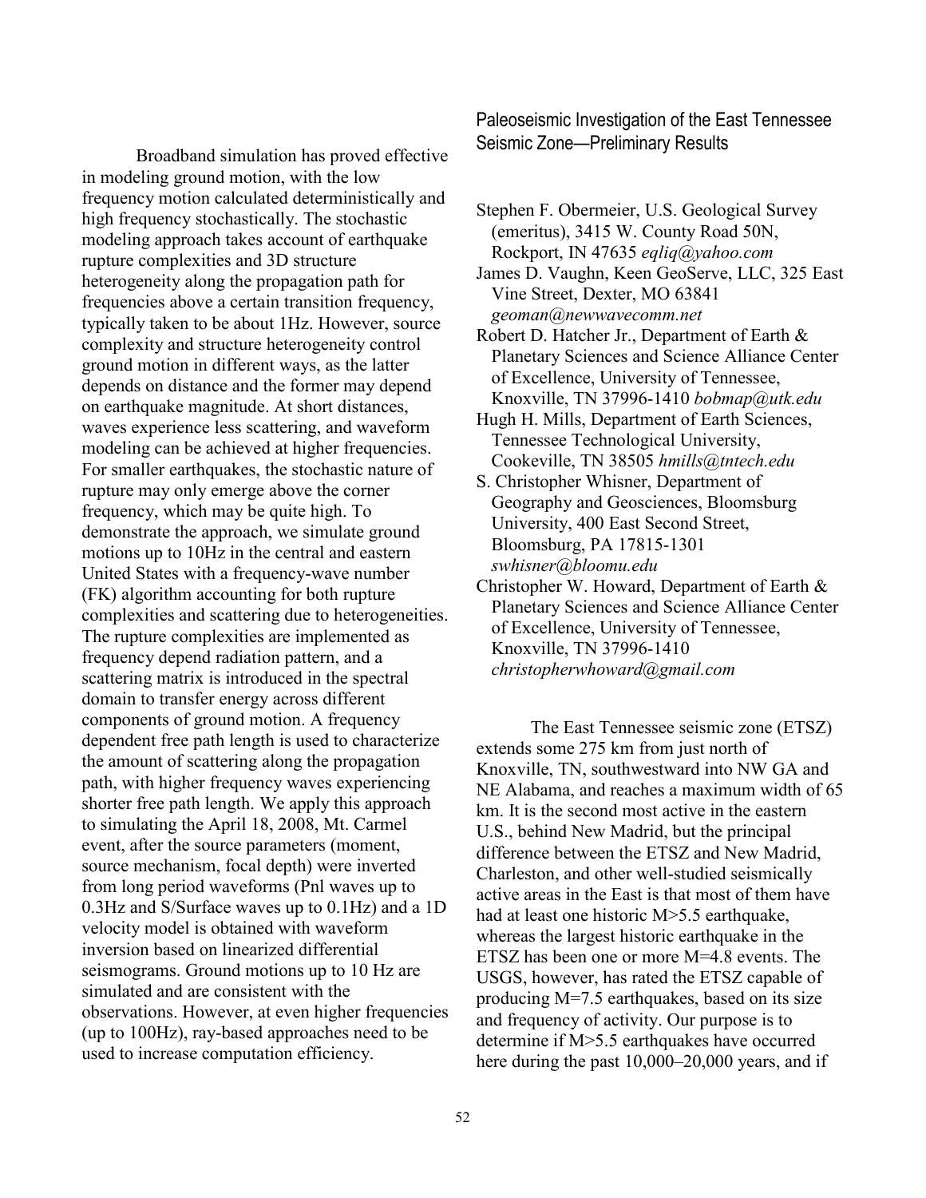Broadband simulation has proved effective in modeling ground motion, with the low frequency motion calculated deterministically and high frequency stochastically. The stochastic modeling approach takes account of earthquake rupture complexities and 3D structure heterogeneity along the propagation path for frequencies above a certain transition frequency, typically taken to be about 1Hz. However, source complexity and structure heterogeneity control ground motion in different ways, as the latter depends on distance and the former may depend on earthquake magnitude. At short distances, waves experience less scattering, and waveform modeling can be achieved at higher frequencies. For smaller earthquakes, the stochastic nature of rupture may only emerge above the corner frequency, which may be quite high. To demonstrate the approach, we simulate ground motions up to 10Hz in the central and eastern United States with a frequency-wave number (FK) algorithm accounting for both rupture complexities and scattering due to heterogeneities. The rupture complexities are implemented as frequency depend radiation pattern, and a scattering matrix is introduced in the spectral domain to transfer energy across different components of ground motion. A frequency dependent free path length is used to characterize the amount of scattering along the propagation path, with higher frequency waves experiencing shorter free path length. We apply this approach to simulating the April 18, 2008, Mt. Carmel event, after the source parameters (moment, source mechanism, focal depth) were inverted from long period waveforms (Pnl waves up to 0.3Hz and S/Surface waves up to 0.1Hz) and a 1D velocity model is obtained with waveform inversion based on linearized differential seismograms. Ground motions up to 10 Hz are simulated and are consistent with the observations. However, at even higher frequencies (up to 100Hz), ray-based approaches need to be used to increase computation efficiency.

## Paleoseismic Investigation of the East Tennessee Seismic Zone—Preliminary Results

Stephen F. Obermeier, U.S. Geological Survey (emeritus), 3415 W. County Road 50N, Rockport, IN 47635 *eqliq@yahoo.com*

James D. Vaughn, Keen GeoServe, LLC, 325 East Vine Street, Dexter, MO 63841 *geoman@newwavecomm.net*

Robert D. Hatcher Jr., Department of Earth & Planetary Sciences and Science Alliance Center of Excellence, University of Tennessee, Knoxville, TN 37996-1410 *bobmap@utk.edu*

Hugh H. Mills, Department of Earth Sciences, Tennessee Technological University, Cookeville, TN 38505 *hmills@tntech.edu*

S. Christopher Whisner, Department of Geography and Geosciences, Bloomsburg University, 400 East Second Street, Bloomsburg, PA 17815-1301 *swhisner@bloomu.edu*

Christopher W. Howard, Department of Earth & Planetary Sciences and Science Alliance Center of Excellence, University of Tennessee, Knoxville, TN 37996-1410 *christopherwhoward@gmail.com*

The East Tennessee seismic zone (ETSZ) extends some 275 km from just north of Knoxville, TN, southwestward into NW GA and NE Alabama, and reaches a maximum width of 65 km. It is the second most active in the eastern U.S., behind New Madrid, but the principal difference between the ETSZ and New Madrid, Charleston, and other well-studied seismically active areas in the East is that most of them have had at least one historic M>5.5 earthquake, whereas the largest historic earthquake in the ETSZ has been one or more M=4.8 events. The USGS, however, has rated the ETSZ capable of producing M=7.5 earthquakes, based on its size and frequency of activity. Our purpose is to determine if M>5.5 earthquakes have occurred here during the past 10,000–20,000 years, and if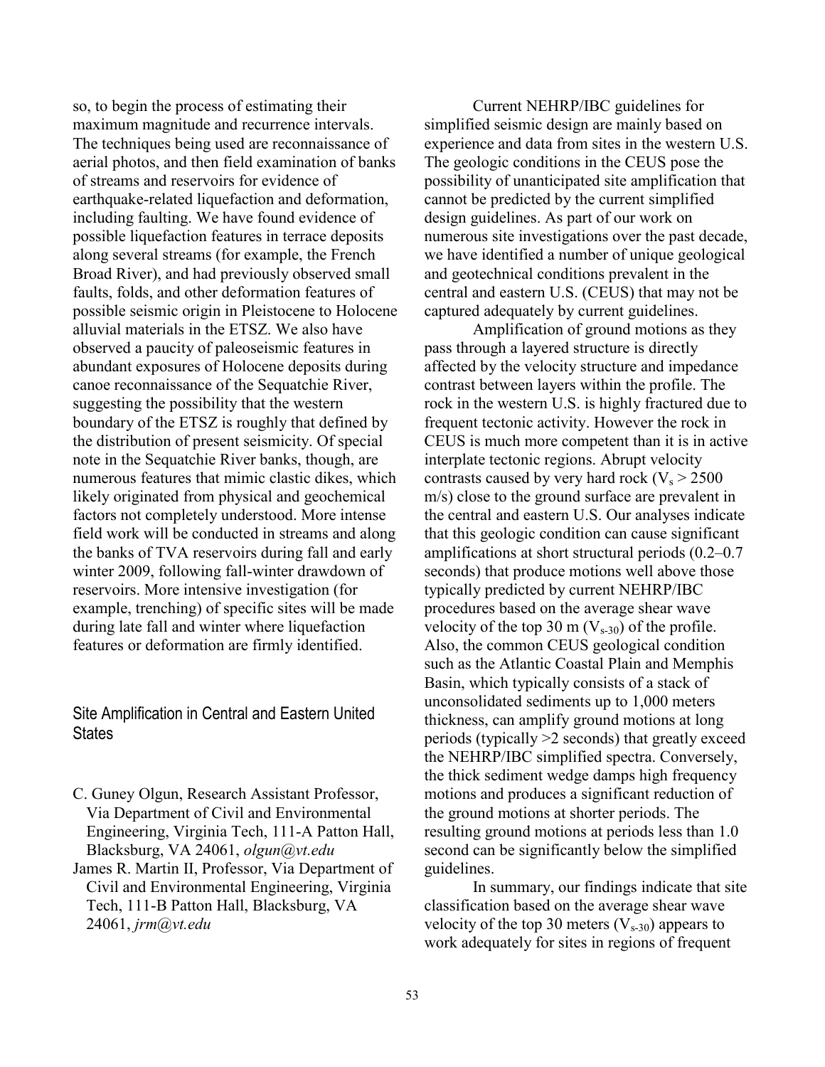so, to begin the process of estimating their maximum magnitude and recurrence intervals. The techniques being used are reconnaissance of aerial photos, and then field examination of banks of streams and reservoirs for evidence of earthquake-related liquefaction and deformation, including faulting. We have found evidence of possible liquefaction features in terrace deposits along several streams (for example, the French Broad River), and had previously observed small faults, folds, and other deformation features of possible seismic origin in Pleistocene to Holocene alluvial materials in the ETSZ. We also have observed a paucity of paleoseismic features in abundant exposures of Holocene deposits during canoe reconnaissance of the Sequatchie River, suggesting the possibility that the western boundary of the ETSZ is roughly that defined by the distribution of present seismicity. Of special note in the Sequatchie River banks, though, are numerous features that mimic clastic dikes, which likely originated from physical and geochemical factors not completely understood. More intense field work will be conducted in streams and along the banks of TVA reservoirs during fall and early winter 2009, following fall-winter drawdown of reservoirs. More intensive investigation (for example, trenching) of specific sites will be made during late fall and winter where liquefaction features or deformation are firmly identified.

## Site Amplification in Central and Eastern United States

C. Guney Olgun, Research Assistant Professor, Via Department of Civil and Environmental Engineering, Virginia Tech, 111-A Patton Hall, Blacksburg, VA 24061, *olgun@vt.edu*

James R. Martin II, Professor, Via Department of Civil and Environmental Engineering, Virginia Tech, 111-B Patton Hall, Blacksburg, VA 24061, *jrm@vt.edu*

Current NEHRP/IBC guidelines for simplified seismic design are mainly based on experience and data from sites in the western U.S. The geologic conditions in the CEUS pose the possibility of unanticipated site amplification that cannot be predicted by the current simplified design guidelines. As part of our work on numerous site investigations over the past decade, we have identified a number of unique geological and geotechnical conditions prevalent in the central and eastern U.S. (CEUS) that may not be captured adequately by current guidelines.

Amplification of ground motions as they pass through a layered structure is directly affected by the velocity structure and impedance contrast between layers within the profile. The rock in the western U.S. is highly fractured due to frequent tectonic activity. However the rock in CEUS is much more competent than it is in active interplate tectonic regions. Abrupt velocity contrasts caused by very hard rock ($V_s > 2500$ m/s) close to the ground surface are prevalent in the central and eastern U.S. Our analyses indicate that this geologic condition can cause significant amplifications at short structural periods (0.2–0.7 seconds) that produce motions well above those typically predicted by current NEHRP/IBC procedures based on the average shear wave velocity of the top 30 m ($V_{s\text{-}30}$) of the profile. Also, the common CEUS geological condition such as the Atlantic Coastal Plain and Memphis Basin, which typically consists of a stack of unconsolidated sediments up to 1,000 meters thickness, can amplify ground motions at long periods (typically >2 seconds) that greatly exceed the NEHRP/IBC simplified spectra. Conversely, the thick sediment wedge damps high frequency motions and produces a significant reduction of the ground motions at shorter periods. The resulting ground motions at periods less than 1.0 second can be significantly below the simplified guidelines.

In summary, our findings indicate that site classification based on the average shear wave velocity of the top 30 meters ($V_{s\text{-}30}$) appears to work adequately for sites in regions of frequent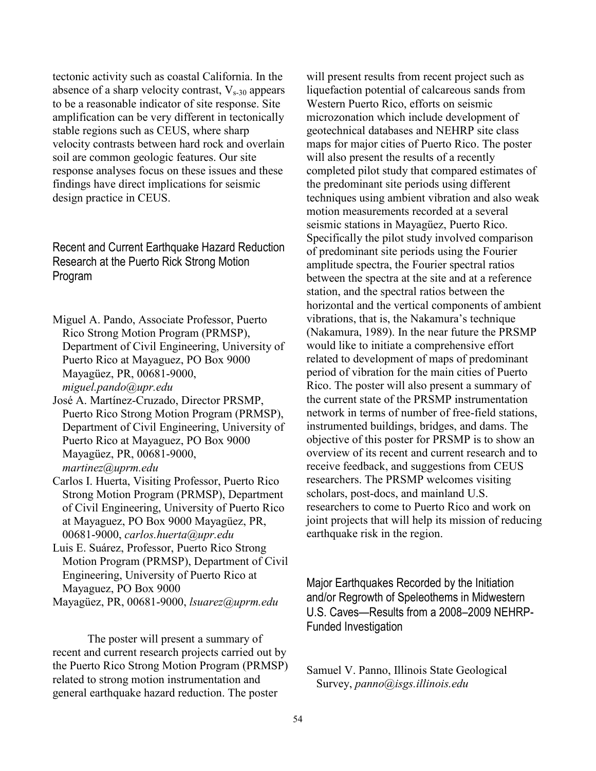tectonic activity such as coastal California. In the absence of a sharp velocity contrast, $V_{s-30}$ appears to be a reasonable indicator of site response. Site amplification can be very different in tectonically stable regions such as CEUS, where sharp velocity contrasts between hard rock and overlain soil are common geologic features. Our site response analyses focus on these issues and these findings have direct implications for seismic design practice in CEUS.

## Recent and Current Earthquake Hazard Reduction Research at the Puerto Rick Strong Motion Program

Miguel A. Pando, Associate Professor, Puerto Rico Strong Motion Program (PRMSP), Department of Civil Engineering, University of Puerto Rico at Mayaguez, PO Box 9000 Mayagüez, PR, 00681-9000, *miguel.pando@upr.edu*

José A. Martínez-Cruzado, Director PRSMP, Puerto Rico Strong Motion Program (PRMSP), Department of Civil Engineering, University of Puerto Rico at Mayaguez, PO Box 9000 Mayagüez, PR, 00681-9000, *martinez@uprm.edu*

Carlos I. Huerta, Visiting Professor, Puerto Rico Strong Motion Program (PRMSP), Department of Civil Engineering, University of Puerto Rico at Mayaguez, PO Box 9000 Mayagüez, PR, 00681-9000, *carlos.huerta@upr.edu*

Luis E. Suárez, Professor, Puerto Rico Strong Motion Program (PRMSP), Department of Civil Engineering, University of Puerto Rico at Mayaguez, PO Box 9000 Mayagüez, PR, 00681-9000, *lsuarez@uprm.edu*

The poster will present a summary of recent and current research projects carried out by the Puerto Rico Strong Motion Program (PRMSP) related to strong motion instrumentation and general earthquake hazard reduction. The poster will present results from recent project such as liquefaction potential of calcareous sands from Western Puerto Rico, efforts on seismic microzonation which include development of geotechnical databases and NEHRP site class maps for major cities of Puerto Rico. The poster will also present the results of a recently completed pilot study that compared estimates of the predominant site periods using different techniques using ambient vibration and also weak motion measurements recorded at a several seismic stations in Mayagüez, Puerto Rico. Specifically the pilot study involved comparison of predominant site periods using the Fourier amplitude spectra, the Fourier spectral ratios between the spectra at the site and at a reference station, and the spectral ratios between the horizontal and the vertical components of ambient vibrations, that is, the Nakamura's technique (Nakamura, 1989). In the near future the PRSMP would like to initiate a comprehensive effort related to development of maps of predominant period of vibration for the main cities of Puerto Rico. The poster will also present a summary of the current state of the PRSMP instrumentation network in terms of number of free-field stations, instrumented buildings, bridges, and dams. The objective of this poster for PRSMP is to show an overview of its recent and current research and to receive feedback, and suggestions from CEUS researchers. The PRSMP welcomes visiting scholars, post-docs, and mainland U.S. researchers to come to Puerto Rico and work on joint projects that will help its mission of reducing earthquake risk in the region.

## Major Earthquakes Recorded by the Initiation and/or Regrowth of Speleothems in Midwestern U.S. Caves—Results from a 2008–2009 NEHRP-Funded Investigation

Samuel V. Panno, Illinois State Geological Survey, *panno@isgs.illinois.edu*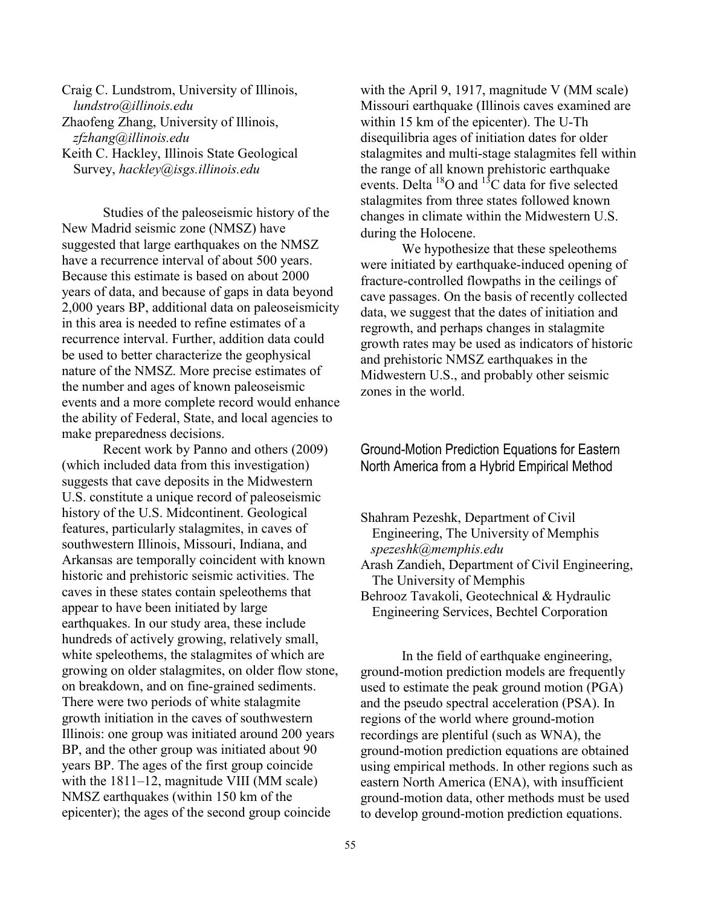Craig C. Lundstrom, University of Illinois, *lundstro@illinois.edu*
Zhaofeng Zhang, University of Illinois, *zfzhang@illinois.edu*
Keith C. Hackley, Illinois State Geological Survey, *hackley@isgs.illinois.edu*

Studies of the paleoseismic history of the New Madrid seismic zone (NMSZ) have suggested that large earthquakes on the NMSZ have a recurrence interval of about 500 years. Because this estimate is based on about 2000 years of data, and because of gaps in data beyond 2,000 years BP, additional data on paleoseismicity in this area is needed to refine estimates of a recurrence interval. Further, addition data could be used to better characterize the geophysical nature of the NMSZ. More precise estimates of the number and ages of known paleoseismic events and a more complete record would enhance the ability of Federal, State, and local agencies to make preparedness decisions.

Recent work by Panno and others (2009) (which included data from this investigation) suggests that cave deposits in the Midwestern U.S. constitute a unique record of paleoseismic history of the U.S. Midcontinent. Geological features, particularly stalagmites, in caves of southwestern Illinois, Missouri, Indiana, and Arkansas are temporally coincident with known historic and prehistoric seismic activities. The caves in these states contain speleothems that appear to have been initiated by large earthquakes. In our study area, these include hundreds of actively growing, relatively small, white speleothems, the stalagmites of which are growing on older stalagmites, on older flow stone, on breakdown, and on fine-grained sediments. There were two periods of white stalagmite growth initiation in the caves of southwestern Illinois: one group was initiated around 200 years BP, and the other group was initiated about 90 years BP. The ages of the first group coincide with the 1811–12, magnitude VIII (MM scale) NMSZ earthquakes (within 150 km of the epicenter); the ages of the second group coincide with the April 9, 1917, magnitude V (MM scale) Missouri earthquake (Illinois caves examined are within 15 km of the epicenter). The U-Th disequilibria ages of initiation dates for older stalagmites and multi-stage stalagmites fell within the range of all known prehistoric earthquake events. Delta $^{18}O$ and $^{13}C$ data for five selected stalagmites from three states followed known changes in climate within the Midwestern U.S. during the Holocene.

We hypothesize that these speleothems were initiated by earthquake-induced opening of fracture-controlled flowpaths in the ceilings of cave passages. On the basis of recently collected data, we suggest that the dates of initiation and regrowth, and perhaps changes in stalagmite growth rates may be used as indicators of historic and prehistoric NMSZ earthquakes in the Midwestern U.S., and probably other seismic zones in the world.

## Ground-Motion Prediction Equations for Eastern North America from a Hybrid Empirical Method

Shahram Pezeshk, Department of Civil Engineering, The University of Memphis *spezeshk@memphis.edu*
Arash Zandieh, Department of Civil Engineering, The University of Memphis
Behrooz Tavakoli, Geotechnical & Hydraulic Engineering Services, Bechtel Corporation

In the field of earthquake engineering, ground-motion prediction models are frequently used to estimate the peak ground motion (PGA) and the pseudo spectral acceleration (PSA). In regions of the world where ground-motion recordings are plentiful (such as WNA), the ground-motion prediction equations are obtained using empirical methods. In other regions such as eastern North America (ENA), with insufficient ground-motion data, other methods must be used to develop ground-motion prediction equations.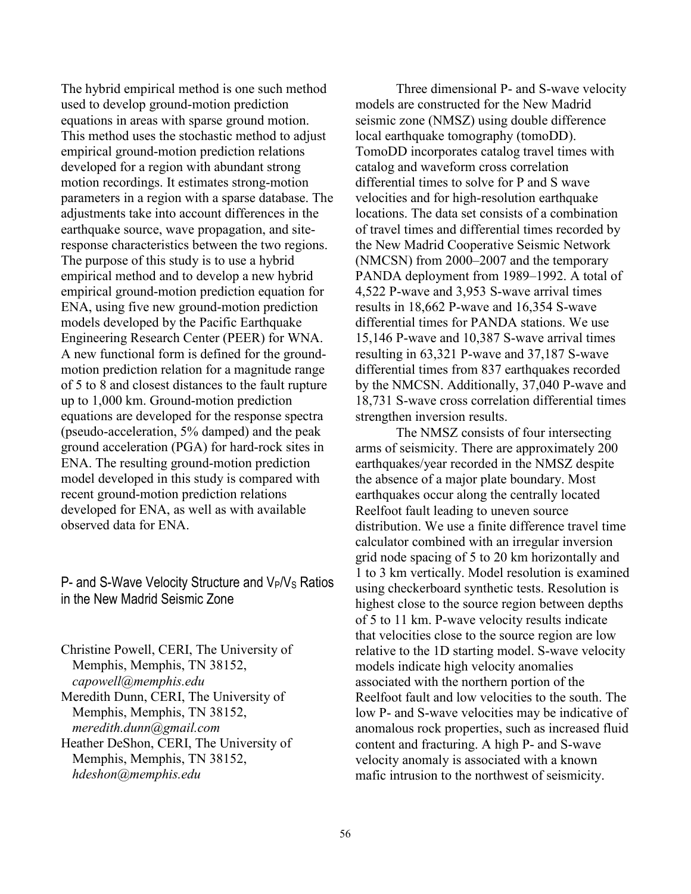The hybrid empirical method is one such method used to develop ground-motion prediction equations in areas with sparse ground motion. This method uses the stochastic method to adjust empirical ground-motion prediction relations developed for a region with abundant strong motion recordings. It estimates strong-motion parameters in a region with a sparse database. The adjustments take into account differences in the earthquake source, wave propagation, and site-response characteristics between the two regions. The purpose of this study is to use a hybrid empirical method and to develop a new hybrid empirical ground-motion prediction equation for ENA, using five new ground-motion prediction models developed by the Pacific Earthquake Engineering Research Center (PEER) for WNA. A new functional form is defined for the ground-motion prediction relation for a magnitude range of 5 to 8 and closest distances to the fault rupture up to 1,000 km. Ground-motion prediction equations are developed for the response spectra (pseudo-acceleration, 5% damped) and the peak ground acceleration (PGA) for hard-rock sites in ENA. The resulting ground-motion prediction model developed in this study is compared with recent ground-motion prediction relations developed for ENA, as well as with available observed data for ENA.

## P- and S-Wave Velocity Structure and $V_P/V_S$ Ratios in the New Madrid Seismic Zone

Christine Powell, CERI, The University of Memphis, Memphis, TN 38152, *capowell@memphis.edu*
Meredith Dunn, CERI, The University of Memphis, Memphis, TN 38152, *meredith.dunn@gmail.com*
Heather DeShon, CERI, The University of Memphis, Memphis, TN 38152, *hdeshon@memphis.edu*

Three dimensional P- and S-wave velocity models are constructed for the New Madrid seismic zone (NMSZ) using double difference local earthquake tomography (tomoDD). TomoDD incorporates catalog travel times with catalog and waveform cross correlation differential times to solve for P and S wave velocities and for high-resolution earthquake locations. The data set consists of a combination of travel times and differential times recorded by the New Madrid Cooperative Seismic Network (NMCSN) from 2000–2007 and the temporary PANDA deployment from 1989–1992. A total of 4,522 P-wave and 3,953 S-wave arrival times results in 18,662 P-wave and 16,354 S-wave differential times for PANDA stations. We use 15,146 P-wave and 10,387 S-wave arrival times resulting in 63,321 P-wave and 37,187 S-wave differential times from 837 earthquakes recorded by the NMCSN. Additionally, 37,040 P-wave and 18,731 S-wave cross correlation differential times strengthen inversion results.

The NMSZ consists of four intersecting arms of seismicity. There are approximately 200 earthquakes/year recorded in the NMSZ despite the absence of a major plate boundary. Most earthquakes occur along the centrally located Reelfoot fault leading to uneven source distribution. We use a finite difference travel time calculator combined with an irregular inversion grid node spacing of 5 to 20 km horizontally and 1 to 3 km vertically. Model resolution is examined using checkerboard synthetic tests. Resolution is highest close to the source region between depths of 5 to 11 km. P-wave velocity results indicate that velocities close to the source region are low relative to the 1D starting model. S-wave velocity models indicate high velocity anomalies associated with the northern portion of the Reelfoot fault and low velocities to the south. The low P- and S-wave velocities may be indicative of anomalous rock properties, such as increased fluid content and fracturing. A high P- and S-wave velocity anomaly is associated with a known mafic intrusion to the northwest of seismicity.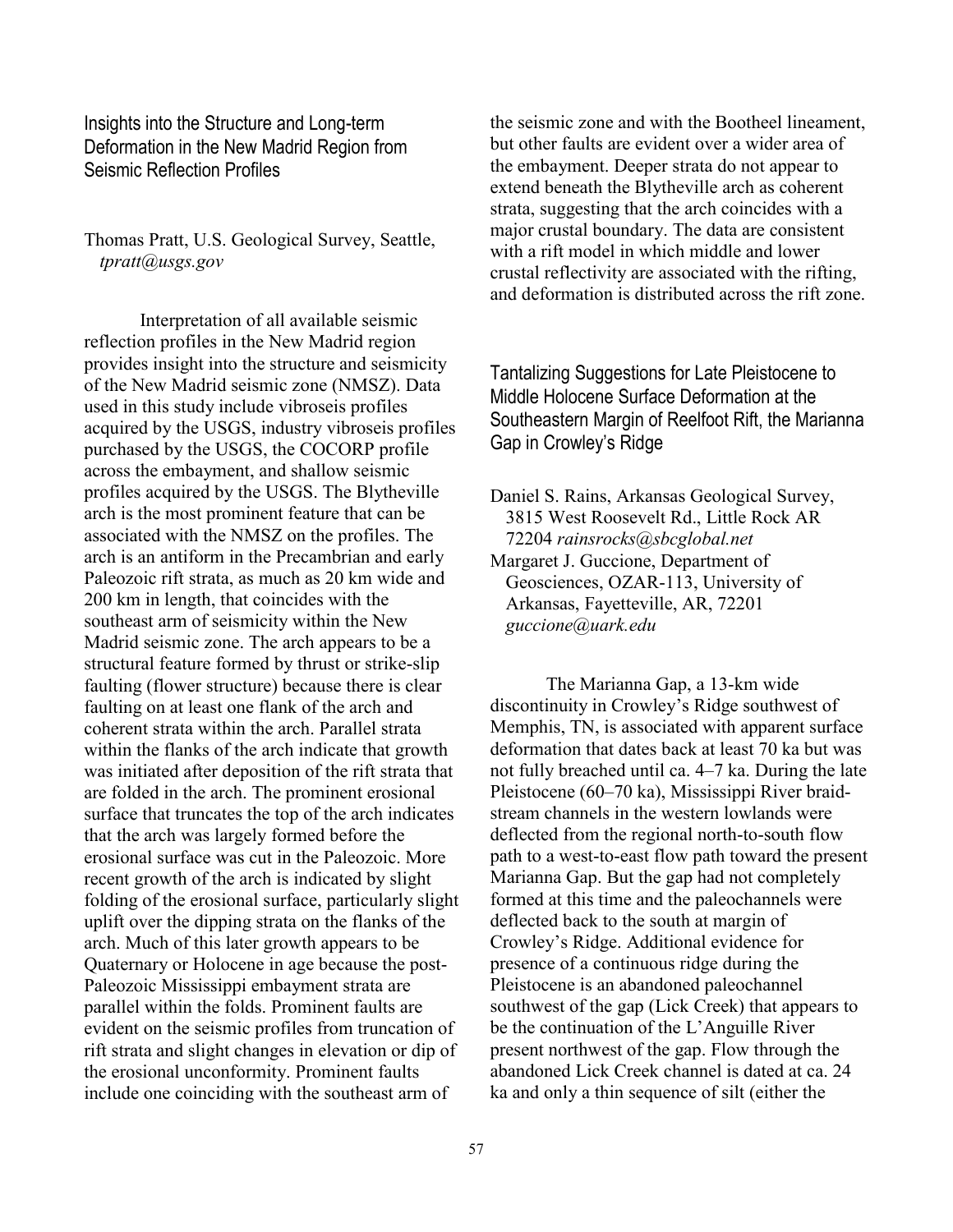## Insights into the Structure and Long-term Deformation in the New Madrid Region from Seismic Reflection Profiles

Thomas Pratt, U.S. Geological Survey, Seattle, *tpratt@usgs.gov*

Interpretation of all available seismic reflection profiles in the New Madrid region provides insight into the structure and seismicity of the New Madrid seismic zone (NMSZ). Data used in this study include vibroseis profiles acquired by the USGS, industry vibroseis profiles purchased by the USGS, the COCORP profile across the embayment, and shallow seismic profiles acquired by the USGS. The Blytheville arch is the most prominent feature that can be associated with the NMSZ on the profiles. The arch is an antiform in the Precambrian and early Paleozoic rift strata, as much as 20 km wide and 200 km in length, that coincides with the southeast arm of seismicity within the New Madrid seismic zone. The arch appears to be a structural feature formed by thrust or strike-slip faulting (flower structure) because there is clear faulting on at least one flank of the arch and coherent strata within the arch. Parallel strata within the flanks of the arch indicate that growth was initiated after deposition of the rift strata that are folded in the arch. The prominent erosional surface that truncates the top of the arch indicates that the arch was largely formed before the erosional surface was cut in the Paleozoic. More recent growth of the arch is indicated by slight folding of the erosional surface, particularly slight uplift over the dipping strata on the flanks of the arch. Much of this later growth appears to be Quaternary or Holocene in age because the post-Paleozoic Mississippi embayment strata are parallel within the folds. Prominent faults are evident on the seismic profiles from truncation of rift strata and slight changes in elevation or dip of the erosional unconformity. Prominent faults include one coinciding with the southeast arm of the seismic zone and with the Bootheel lineament, but other faults are evident over a wider area of the embayment. Deeper strata do not appear to extend beneath the Blytheville arch as coherent strata, suggesting that the arch coincides with a major crustal boundary. The data are consistent with a rift model in which middle and lower crustal reflectivity are associated with the rifting, and deformation is distributed across the rift zone.

## Tantalizing Suggestions for Late Pleistocene to Middle Holocene Surface Deformation at the Southeastern Margin of Reelfoot Rift, the Marianna Gap in Crowley's Ridge

Daniel S. Rains, Arkansas Geological Survey, 3815 West Roosevelt Rd., Little Rock AR 72204 *rainsrocks@sbcglobal.net*  
Margaret J. Guccione, Department of Geosciences, OZAR-113, University of Arkansas, Fayetteville, AR, 72201 *guccione@uark.edu*

The Marianna Gap, a 13-km wide discontinuity in Crowley's Ridge southwest of Memphis, TN, is associated with apparent surface deformation that dates back at least 70 ka but was not fully breached until ca. 4–7 ka. During the late Pleistocene (60–70 ka), Mississippi River braid-stream channels in the western lowlands were deflected from the regional north-to-south flow path to a west-to-east flow path toward the present Marianna Gap. But the gap had not completely formed at this time and the paleochannels were deflected back to the south at margin of Crowley's Ridge. Additional evidence for presence of a continuous ridge during the Pleistocene is an abandoned paleochannel southwest of the gap (Lick Creek) that appears to be the continuation of the L'Anguille River present northwest of the gap. Flow through the abandoned Lick Creek channel is dated at ca. 24 ka and only a thin sequence of silt (either the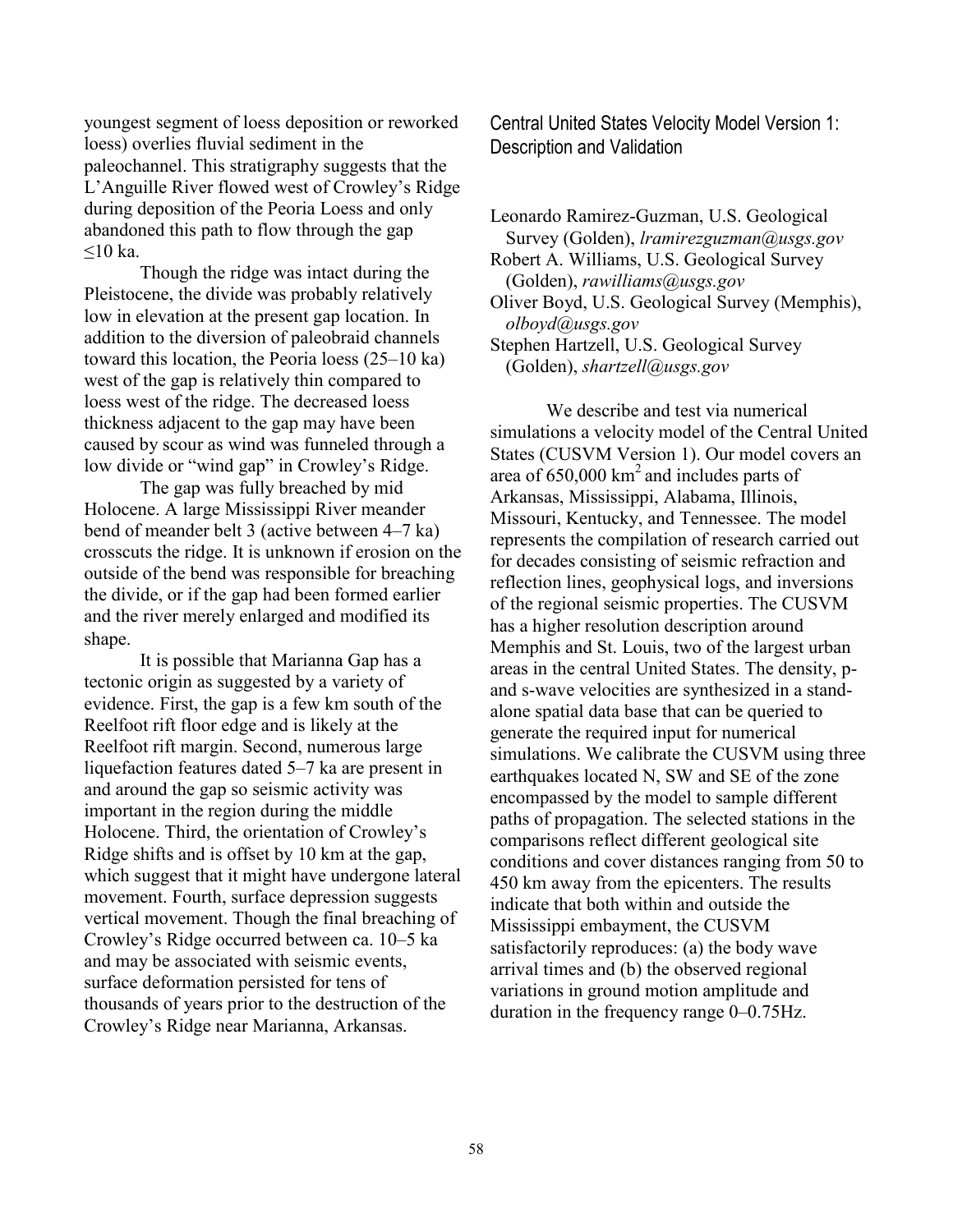youngest segment of loess deposition or reworked loess) overlies fluvial sediment in the paleochannel. This stratigraphy suggests that the L'Anguille River flowed west of Crowley's Ridge during deposition of the Peoria Loess and only abandoned this path to flow through the gap ≤10 ka.

Though the ridge was intact during the Pleistocene, the divide was probably relatively low in elevation at the present gap location. In addition to the diversion of paleobraid channels toward this location, the Peoria loess (25–10 ka) west of the gap is relatively thin compared to loess west of the ridge. The decreased loess thickness adjacent to the gap may have been caused by scour as wind was funneled through a low divide or "wind gap" in Crowley's Ridge.

The gap was fully breached by mid Holocene. A large Mississippi River meander bend of meander belt 3 (active between 4–7 ka) crosscuts the ridge. It is unknown if erosion on the outside of the bend was responsible for breaching the divide, or if the gap had been formed earlier and the river merely enlarged and modified its shape.

It is possible that Marianna Gap has a tectonic origin as suggested by a variety of evidence. First, the gap is a few km south of the Reelfoot rift floor edge and is likely at the Reelfoot rift margin. Second, numerous large liquefaction features dated 5–7 ka are present in and around the gap so seismic activity was important in the region during the middle Holocene. Third, the orientation of Crowley's Ridge shifts and is offset by 10 km at the gap, which suggest that it might have undergone lateral movement. Fourth, surface depression suggests vertical movement. Though the final breaching of Crowley's Ridge occurred between ca. 10–5 ka and may be associated with seismic events, surface deformation persisted for tens of thousands of years prior to the destruction of the Crowley's Ridge near Marianna, Arkansas.

## Central United States Velocity Model Version 1: Description and Validation

Leonardo Ramirez-Guzman, U.S. Geological Survey (Golden), *lramirezguzman@usgs.gov*
Robert A. Williams, U.S. Geological Survey (Golden), *rawilliams@usgs.gov*
Oliver Boyd, U.S. Geological Survey (Memphis), *olboyd@usgs.gov*
Stephen Hartzell, U.S. Geological Survey (Golden), *shartzell@usgs.gov*

We describe and test via numerical simulations a velocity model of the Central United States (CUSVM Version 1). Our model covers an area of 650,000 km$^2$ and includes parts of Arkansas, Mississippi, Alabama, Illinois, Missouri, Kentucky, and Tennessee. The model represents the compilation of research carried out for decades consisting of seismic refraction and reflection lines, geophysical logs, and inversions of the regional seismic properties. The CUSVM has a higher resolution description around Memphis and St. Louis, two of the largest urban areas in the central United States. The density, p- and s-wave velocities are synthesized in a stand-alone spatial data base that can be queried to generate the required input for numerical simulations. We calibrate the CUSVM using three earthquakes located N, SW and SE of the zone encompassed by the model to sample different paths of propagation. The selected stations in the comparisons reflect different geological site conditions and cover distances ranging from 50 to 450 km away from the epicenters. The results indicate that both within and outside the Mississippi embayment, the CUSVM satisfactorily reproduces: (a) the body wave arrival times and (b) the observed regional variations in ground motion amplitude and duration in the frequency range 0–0.75Hz.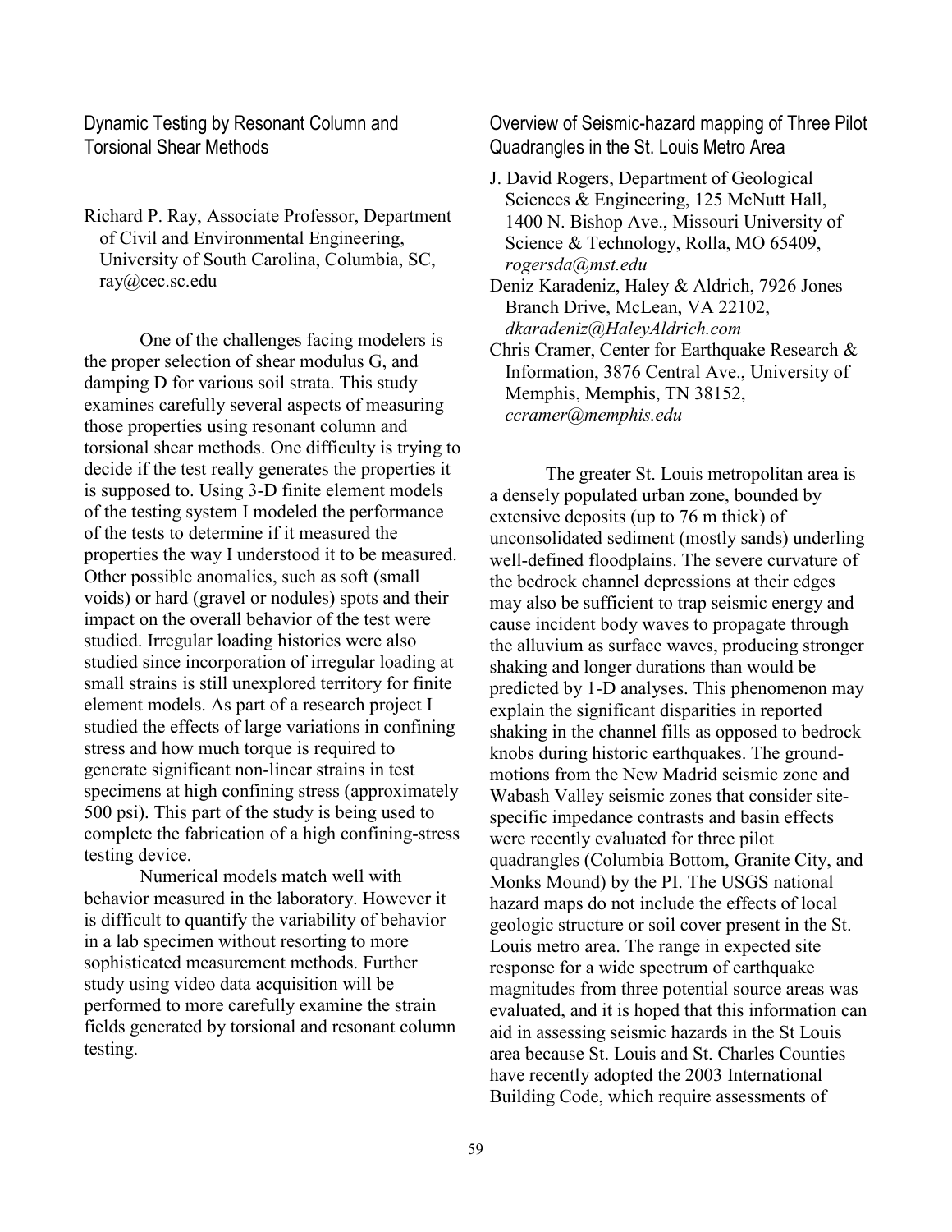## Dynamic Testing by Resonant Column and Torsional Shear Methods

Richard P. Ray, Associate Professor, Department of Civil and Environmental Engineering, University of South Carolina, Columbia, SC, ray@cec.sc.edu

One of the challenges facing modelers is the proper selection of shear modulus G, and damping D for various soil strata. This study examines carefully several aspects of measuring those properties using resonant column and torsional shear methods. One difficulty is trying to decide if the test really generates the properties it is supposed to. Using 3-D finite element models of the testing system I modeled the performance of the tests to determine if it measured the properties the way I understood it to be measured. Other possible anomalies, such as soft (small voids) or hard (gravel or nodules) spots and their impact on the overall behavior of the test were studied. Irregular loading histories were also studied since incorporation of irregular loading at small strains is still unexplored territory for finite element models. As part of a research project I studied the effects of large variations in confining stress and how much torque is required to generate significant non-linear strains in test specimens at high confining stress (approximately 500 psi). This part of the study is being used to complete the fabrication of a high confining-stress testing device.

Numerical models match well with behavior measured in the laboratory. However it is difficult to quantify the variability of behavior in a lab specimen without resorting to more sophisticated measurement methods. Further study using video data acquisition will be performed to more carefully examine the strain fields generated by torsional and resonant column testing.

## Overview of Seismic-hazard mapping of Three Pilot Quadrangles in the St. Louis Metro Area

J. David Rogers, Department of Geological Sciences & Engineering, 125 McNutt Hall, 1400 N. Bishop Ave., Missouri University of Science & Technology, Rolla, MO 65409, *rogersda@mst.edu*

Deniz Karadeniz, Haley & Aldrich, 7926 Jones Branch Drive, McLean, VA 22102, *dkaradeniz@HaleyAldrich.com*

Chris Cramer, Center for Earthquake Research & Information, 3876 Central Ave., University of Memphis, Memphis, TN 38152, *ccramer@memphis.edu*

The greater St. Louis metropolitan area is a densely populated urban zone, bounded by extensive deposits (up to 76 m thick) of unconsolidated sediment (mostly sands) underling well-defined floodplains. The severe curvature of the bedrock channel depressions at their edges may also be sufficient to trap seismic energy and cause incident body waves to propagate through the alluvium as surface waves, producing stronger shaking and longer durations than would be predicted by 1-D analyses. This phenomenon may explain the significant disparities in reported shaking in the channel fills as opposed to bedrock knobs during historic earthquakes. The ground-motions from the New Madrid seismic zone and Wabash Valley seismic zones that consider site-specific impedance contrasts and basin effects were recently evaluated for three pilot quadrangles (Columbia Bottom, Granite City, and Monks Mound) by the PI. The USGS national hazard maps do not include the effects of local geologic structure or soil cover present in the St. Louis metro area. The range in expected site response for a wide spectrum of earthquake magnitudes from three potential source areas was evaluated, and it is hoped that this information can aid in assessing seismic hazards in the St Louis area because St. Louis and St. Charles Counties have recently adopted the 2003 International Building Code, which require assessments of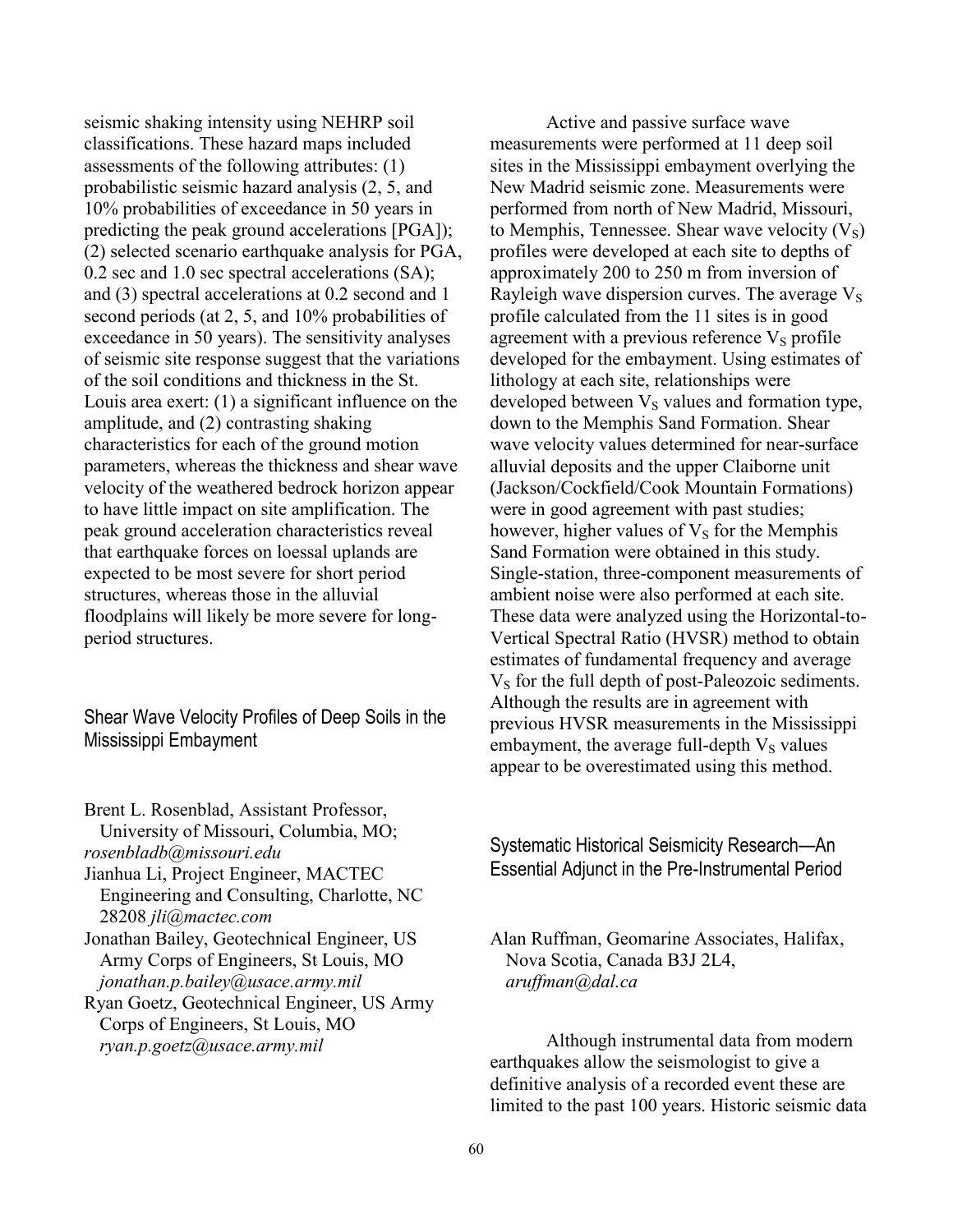seismic shaking intensity using NEHRP soil classifications. These hazard maps included assessments of the following attributes: (1) probabilistic seismic hazard analysis (2, 5, and 10% probabilities of exceedance in 50 years in predicting the peak ground accelerations [PGA]); (2) selected scenario earthquake analysis for PGA, 0.2 sec and 1.0 sec spectral accelerations (SA); and (3) spectral accelerations at 0.2 second and 1 second periods (at 2, 5, and 10% probabilities of exceedance in 50 years). The sensitivity analyses of seismic site response suggest that the variations of the soil conditions and thickness in the St. Louis area exert: (1) a significant influence on the amplitude, and (2) contrasting shaking characteristics for each of the ground motion parameters, whereas the thickness and shear wave velocity of the weathered bedrock horizon appear to have little impact on site amplification. The peak ground acceleration characteristics reveal that earthquake forces on loessal uplands are expected to be most severe for short period structures, whereas those in the alluvial floodplains will likely be more severe for long-period structures.

## Shear Wave Velocity Profiles of Deep Soils in the Mississippi Embayment

Brent L. Rosenblad, Assistant Professor, University of Missouri, Columbia, MO; *rosenbladb@missouri.edu*
Jianhua Li, Project Engineer, MACTEC Engineering and Consulting, Charlotte, NC 28208 *jli@mactec.com*
Jonathan Bailey, Geotechnical Engineer, US Army Corps of Engineers, St Louis, MO *jonathan.p.bailey@usace.army.mil*
Ryan Goetz, Geotechnical Engineer, US Army Corps of Engineers, St Louis, MO *ryan.p.goetz@usace.army.mil*

Active and passive surface wave measurements were performed at 11 deep soil sites in the Mississippi embayment overlying the New Madrid seismic zone. Measurements were performed from north of New Madrid, Missouri, to Memphis, Tennessee. Shear wave velocity ($V_S$) profiles were developed at each site to depths of approximately 200 to 250 m from inversion of Rayleigh wave dispersion curves. The average $V_S$ profile calculated from the 11 sites is in good agreement with a previous reference $V_S$ profile developed for the embayment. Using estimates of lithology at each site, relationships were developed between $V_S$ values and formation type, down to the Memphis Sand Formation. Shear wave velocity values determined for near-surface alluvial deposits and the upper Claiborne unit (Jackson/Cockfield/Cook Mountain Formations) were in good agreement with past studies; however, higher values of $V_S$ for the Memphis Sand Formation were obtained in this study. Single-station, three-component measurements of ambient noise were also performed at each site. These data were analyzed using the Horizontal-to-Vertical Spectral Ratio (HVSR) method to obtain estimates of fundamental frequency and average $V_S$ for the full depth of post-Paleozoic sediments. Although the results are in agreement with previous HVSR measurements in the Mississippi embayment, the average full-depth $V_S$ values appear to be overestimated using this method.

## Systematic Historical Seismicity Research—An Essential Adjunct in the Pre-Instrumental Period

Alan Ruffman, Geomarine Associates, Halifax, Nova Scotia, Canada B3J 2L4, *aruffman@dal.ca*

Although instrumental data from modern earthquakes allow the seismologist to give a definitive analysis of a recorded event these are limited to the past 100 years. Historic seismic data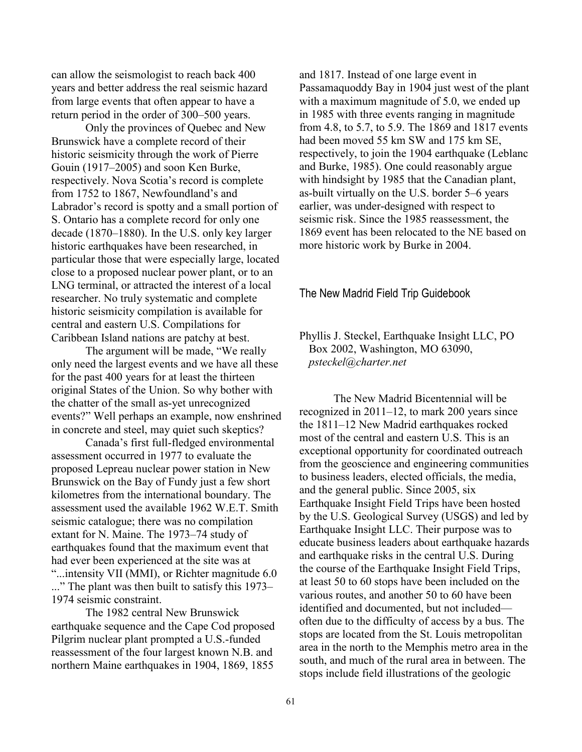can allow the seismologist to reach back 400 years and better address the real seismic hazard from large events that often appear to have a return period in the order of 300–500 years.

Only the provinces of Quebec and New Brunswick have a complete record of their historic seismicity through the work of Pierre Gouin (1917–2005) and soon Ken Burke, respectively. Nova Scotia's record is complete from 1752 to 1867, Newfoundland's and Labrador's record is spotty and a small portion of S. Ontario has a complete record for only one decade (1870–1880). In the U.S. only key larger historic earthquakes have been researched, in particular those that were especially large, located close to a proposed nuclear power plant, or to an LNG terminal, or attracted the interest of a local researcher. No truly systematic and complete historic seismicity compilation is available for central and eastern U.S. Compilations for Caribbean Island nations are patchy at best.

The argument will be made, "We really only need the largest events and we have all these for the past 400 years for at least the thirteen original States of the Union. So why bother with the chatter of the small as-yet unrecognized events?" Well perhaps an example, now enshrined in concrete and steel, may quiet such skeptics?

Canada's first full-fledged environmental assessment occurred in 1977 to evaluate the proposed Lepreau nuclear power station in New Brunswick on the Bay of Fundy just a few short kilometres from the international boundary. The assessment used the available 1962 W.E.T. Smith seismic catalogue; there was no compilation extant for N. Maine. The 1973–74 study of earthquakes found that the maximum event that had ever been experienced at the site was at "...intensity VII (MMI), or Richter magnitude 6.0 ..." The plant was then built to satisfy this 1973–1974 seismic constraint.

The 1982 central New Brunswick earthquake sequence and the Cape Cod proposed Pilgrim nuclear plant prompted a U.S.-funded reassessment of the four largest known N.B. and northern Maine earthquakes in 1904, 1869, 1855 and 1817. Instead of one large event in Passamaquoddy Bay in 1904 just west of the plant with a maximum magnitude of 5.0, we ended up in 1985 with three events ranging in magnitude from 4.8, to 5.7, to 5.9. The 1869 and 1817 events had been moved 55 km SW and 175 km SE, respectively, to join the 1904 earthquake (Leblanc and Burke, 1985). One could reasonably argue with hindsight by 1985 that the Canadian plant, as-built virtually on the U.S. border 5–6 years earlier, was under-designed with respect to seismic risk. Since the 1985 reassessment, the 1869 event has been relocated to the NE based on more historic work by Burke in 2004.

## The New Madrid Field Trip Guidebook

Phyllis J. Steckel, Earthquake Insight LLC, PO Box 2002, Washington, MO 63090, *psteckel@charter.net*

The New Madrid Bicentennial will be recognized in 2011–12, to mark 200 years since the 1811–12 New Madrid earthquakes rocked most of the central and eastern U.S. This is an exceptional opportunity for coordinated outreach from the geoscience and engineering communities to business leaders, elected officials, the media, and the general public. Since 2005, six Earthquake Insight Field Trips have been hosted by the U.S. Geological Survey (USGS) and led by Earthquake Insight LLC. Their purpose was to educate business leaders about earthquake hazards and earthquake risks in the central U.S. During the course of the Earthquake Insight Field Trips, at least 50 to 60 stops have been included on the various routes, and another 50 to 60 have been identified and documented, but not included—often due to the difficulty of access by a bus. The stops are located from the St. Louis metropolitan area in the north to the Memphis metro area in the south, and much of the rural area in between. The stops include field illustrations of the geologic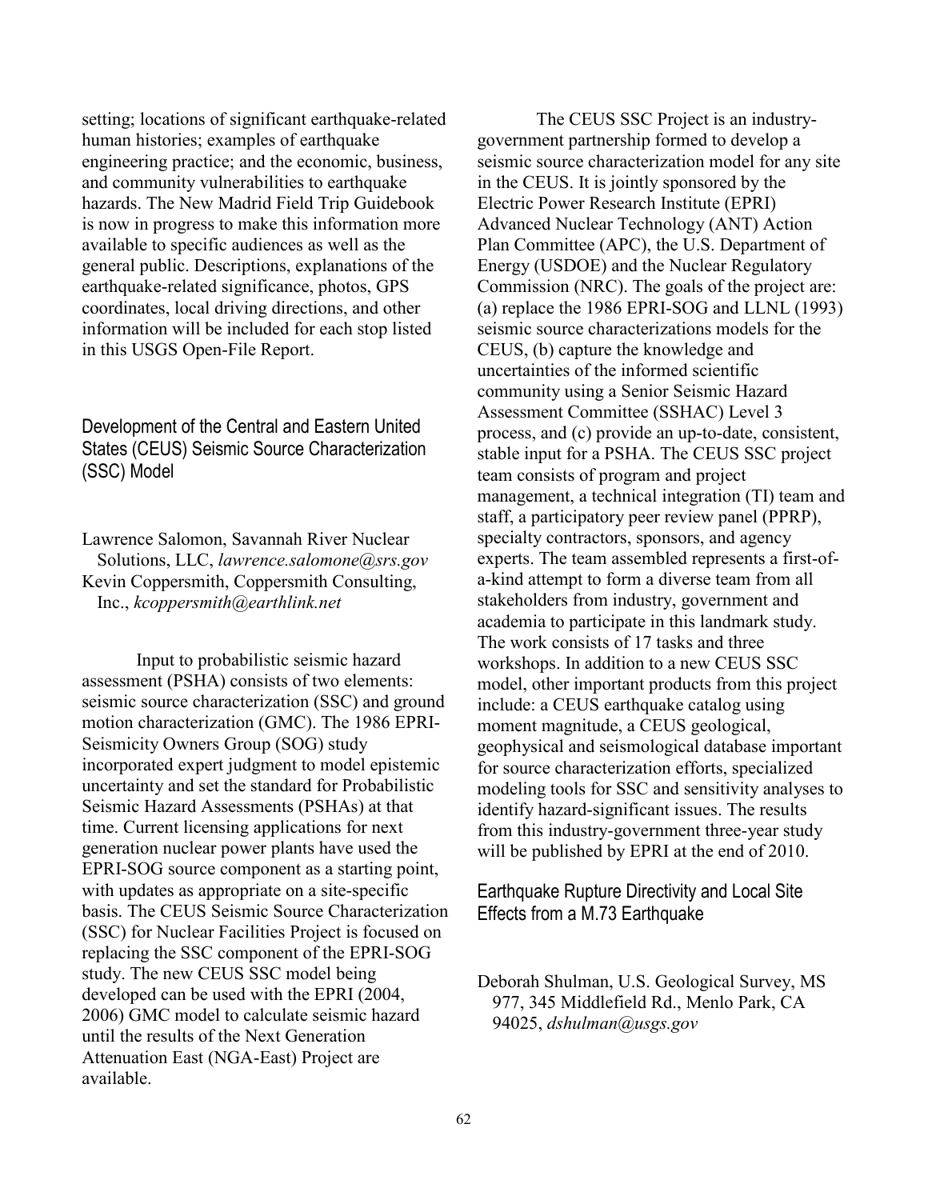setting; locations of significant earthquake-related human histories; examples of earthquake engineering practice; and the economic, business, and community vulnerabilities to earthquake hazards. The New Madrid Field Trip Guidebook is now in progress to make this information more available to specific audiences as well as the general public. Descriptions, explanations of the earthquake-related significance, photos, GPS coordinates, local driving directions, and other information will be included for each stop listed in this USGS Open-File Report.

## Development of the Central and Eastern United States (CEUS) Seismic Source Characterization (SSC) Model

Lawrence Salomon, Savannah River Nuclear Solutions, LLC, *lawrence.salomone@srs.gov*
Kevin Coppersmith, Coppersmith Consulting, Inc., *kcoppersmith@earthlink.net*

Input to probabilistic seismic hazard assessment (PSHA) consists of two elements: seismic source characterization (SSC) and ground motion characterization (GMC). The 1986 EPRI-Seismicity Owners Group (SOG) study incorporated expert judgment to model epistemic uncertainty and set the standard for Probabilistic Seismic Hazard Assessments (PSHAs) at that time. Current licensing applications for next generation nuclear power plants have used the EPRI-SOG source component as a starting point, with updates as appropriate on a site-specific basis. The CEUS Seismic Source Characterization (SSC) for Nuclear Facilities Project is focused on replacing the SSC component of the EPRI-SOG study. The new CEUS SSC model being developed can be used with the EPRI (2004, 2006) GMC model to calculate seismic hazard until the results of the Next Generation Attenuation East (NGA-East) Project are available.

The CEUS SSC Project is an industry-government partnership formed to develop a seismic source characterization model for any site in the CEUS. It is jointly sponsored by the Electric Power Research Institute (EPRI) Advanced Nuclear Technology (ANT) Action Plan Committee (APC), the U.S. Department of Energy (USDOE) and the Nuclear Regulatory Commission (NRC). The goals of the project are: (a) replace the 1986 EPRI-SOG and LLNL (1993) seismic source characterizations models for the CEUS, (b) capture the knowledge and uncertainties of the informed scientific community using a Senior Seismic Hazard Assessment Committee (SSHAC) Level 3 process, and (c) provide an up-to-date, consistent, stable input for a PSHA. The CEUS SSC project team consists of program and project management, a technical integration (TI) team and staff, a participatory peer review panel (PPRP), specialty contractors, sponsors, and agency experts. The team assembled represents a first-of-a-kind attempt to form a diverse team from all stakeholders from industry, government and academia to participate in this landmark study. The work consists of 17 tasks and three workshops. In addition to a new CEUS SSC model, other important products from this project include: a CEUS earthquake catalog using moment magnitude, a CEUS geological, geophysical and seismological database important for source characterization efforts, specialized modeling tools for SSC and sensitivity analyses to identify hazard-significant issues. The results from this industry-government three-year study will be published by EPRI at the end of 2010.

## Earthquake Rupture Directivity and Local Site Effects from a M.73 Earthquake

Deborah Shulman, U.S. Geological Survey, MS 977, 345 Middlefield Rd., Menlo Park, CA 94025, *dshulman@usgs.gov*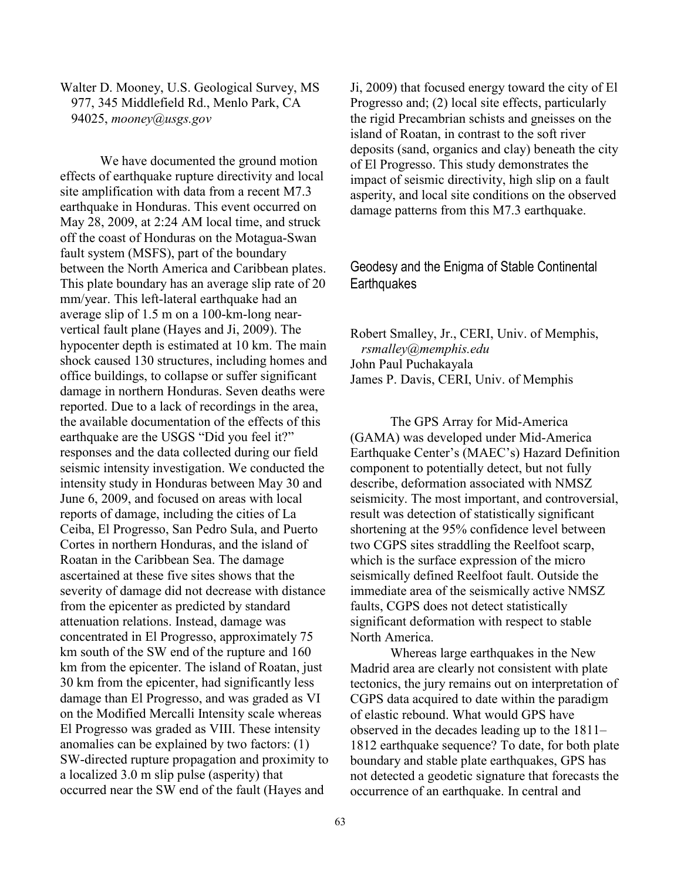Walter D. Mooney, U.S. Geological Survey, MS 977, 345 Middlefield Rd., Menlo Park, CA 94025, *mooney@usgs.gov*

We have documented the ground motion effects of earthquake rupture directivity and local site amplification with data from a recent M7.3 earthquake in Honduras. This event occurred on May 28, 2009, at 2:24 AM local time, and struck off the coast of Honduras on the Motagua-Swan fault system (MSFS), part of the boundary between the North America and Caribbean plates. This plate boundary has an average slip rate of 20 mm/year. This left-lateral earthquake had an average slip of 1.5 m on a 100-km-long near-vertical fault plane (Hayes and Ji, 2009). The hypocenter depth is estimated at 10 km. The main shock caused 130 structures, including homes and office buildings, to collapse or suffer significant damage in northern Honduras. Seven deaths were reported. Due to a lack of recordings in the area, the available documentation of the effects of this earthquake are the USGS "Did you feel it?" responses and the data collected during our field seismic intensity investigation. We conducted the intensity study in Honduras between May 30 and June 6, 2009, and focused on areas with local reports of damage, including the cities of La Ceiba, El Progresso, San Pedro Sula, and Puerto Cortes in northern Honduras, and the island of Roatan in the Caribbean Sea. The damage ascertained at these five sites shows that the severity of damage did not decrease with distance from the epicenter as predicted by standard attenuation relations. Instead, damage was concentrated in El Progresso, approximately 75 km south of the SW end of the rupture and 160 km from the epicenter. The island of Roatan, just 30 km from the epicenter, had significantly less damage than El Progresso, and was graded as VI on the Modified Mercalli Intensity scale whereas El Progresso was graded as VIII. These intensity anomalies can be explained by two factors: (1) SW-directed rupture propagation and proximity to a localized 3.0 m slip pulse (asperity) that occurred near the SW end of the fault (Hayes and Ji, 2009) that focused energy toward the city of El Progresso and; (2) local site effects, particularly the rigid Precambrian schists and gneisses on the island of Roatan, in contrast to the soft river deposits (sand, organics and clay) beneath the city of El Progresso. This study demonstrates the impact of seismic directivity, high slip on a fault asperity, and local site conditions on the observed damage patterns from this M7.3 earthquake.

## Geodesy and the Enigma of Stable Continental Earthquakes

Robert Smalley, Jr., CERI, Univ. of Memphis, *rsmalley@memphis.edu*
John Paul Puchakayala
James P. Davis, CERI, Univ. of Memphis

The GPS Array for Mid-America (GAMA) was developed under Mid-America Earthquake Center's (MAEC's) Hazard Definition component to potentially detect, but not fully describe, deformation associated with NMSZ seismicity. The most important, and controversial, result was detection of statistically significant shortening at the 95% confidence level between two CGPS sites straddling the Reelfoot scarp, which is the surface expression of the micro seismically defined Reelfoot fault. Outside the immediate area of the seismically active NMSZ faults, CGPS does not detect statistically significant deformation with respect to stable North America.

Whereas large earthquakes in the New Madrid area are clearly not consistent with plate tectonics, the jury remains out on interpretation of CGPS data acquired to date within the paradigm of elastic rebound. What would GPS have observed in the decades leading up to the 1811–1812 earthquake sequence? To date, for both plate boundary and stable plate earthquakes, GPS has not detected a geodetic signature that forecasts the occurrence of an earthquake. In central and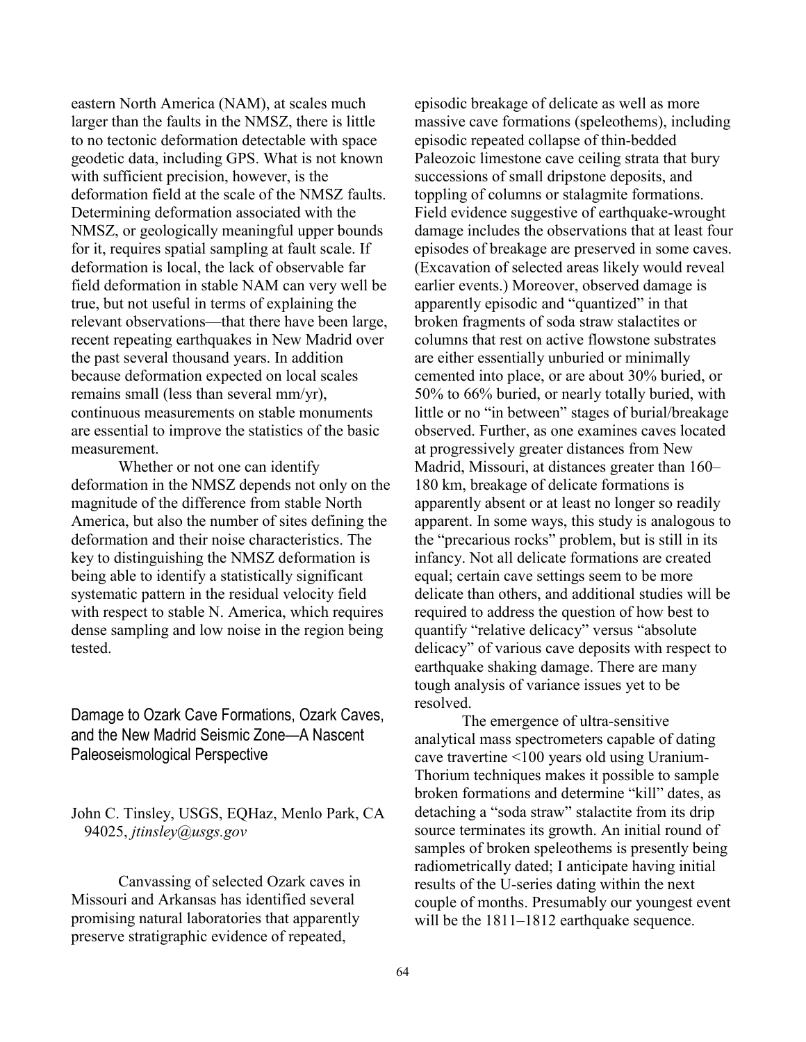eastern North America (NAM), at scales much larger than the faults in the NMSZ, there is little to no tectonic deformation detectable with space geodetic data, including GPS. What is not known with sufficient precision, however, is the deformation field at the scale of the NMSZ faults. Determining deformation associated with the NMSZ, or geologically meaningful upper bounds for it, requires spatial sampling at fault scale. If deformation is local, the lack of observable far field deformation in stable NAM can very well be true, but not useful in terms of explaining the relevant observations—that there have been large, recent repeating earthquakes in New Madrid over the past several thousand years. In addition because deformation expected on local scales remains small (less than several mm/yr), continuous measurements on stable monuments are essential to improve the statistics of the basic measurement.

Whether or not one can identify deformation in the NMSZ depends not only on the magnitude of the difference from stable North America, but also the number of sites defining the deformation and their noise characteristics. The key to distinguishing the NMSZ deformation is being able to identify a statistically significant systematic pattern in the residual velocity field with respect to stable N. America, which requires dense sampling and low noise in the region being tested.

## Damage to Ozark Cave Formations, Ozark Caves, and the New Madrid Seismic Zone—A Nascent Paleoseismological Perspective

John C. Tinsley, USGS, EQHaz, Menlo Park, CA 94025, *jtinsley@usgs.gov*

Canvassing of selected Ozark caves in Missouri and Arkansas has identified several promising natural laboratories that apparently preserve stratigraphic evidence of repeated, episodic breakage of delicate as well as more massive cave formations (speleothems), including episodic repeated collapse of thin-bedded Paleozoic limestone cave ceiling strata that bury successions of small dripstone deposits, and toppling of columns or stalagmite formations. Field evidence suggestive of earthquake-wrought damage includes the observations that at least four episodes of breakage are preserved in some caves. (Excavation of selected areas likely would reveal earlier events.) Moreover, observed damage is apparently episodic and "quantized" in that broken fragments of soda straw stalactites or columns that rest on active flowstone substrates are either essentially unburied or minimally cemented into place, or are about 30% buried, or 50% to 66% buried, or nearly totally buried, with little or no "in between" stages of burial/breakage observed. Further, as one examines caves located at progressively greater distances from New Madrid, Missouri, at distances greater than 160–180 km, breakage of delicate formations is apparently absent or at least no longer so readily apparent. In some ways, this study is analogous to the "precarious rocks" problem, but is still in its infancy. Not all delicate formations are created equal; certain cave settings seem to be more delicate than others, and additional studies will be required to address the question of how best to quantify "relative delicacy" versus "absolute delicacy" of various cave deposits with respect to earthquake shaking damage. There are many tough analysis of variance issues yet to be resolved.

The emergence of ultra-sensitive analytical mass spectrometers capable of dating cave travertine <100 years old using Uranium-Thorium techniques makes it possible to sample broken formations and determine "kill" dates, as detaching a "soda straw" stalactite from its drip source terminates its growth. An initial round of samples of broken speleothems is presently being radiometrically dated; I anticipate having initial results of the U-series dating within the next couple of months. Presumably our youngest event will be the 1811–1812 earthquake sequence.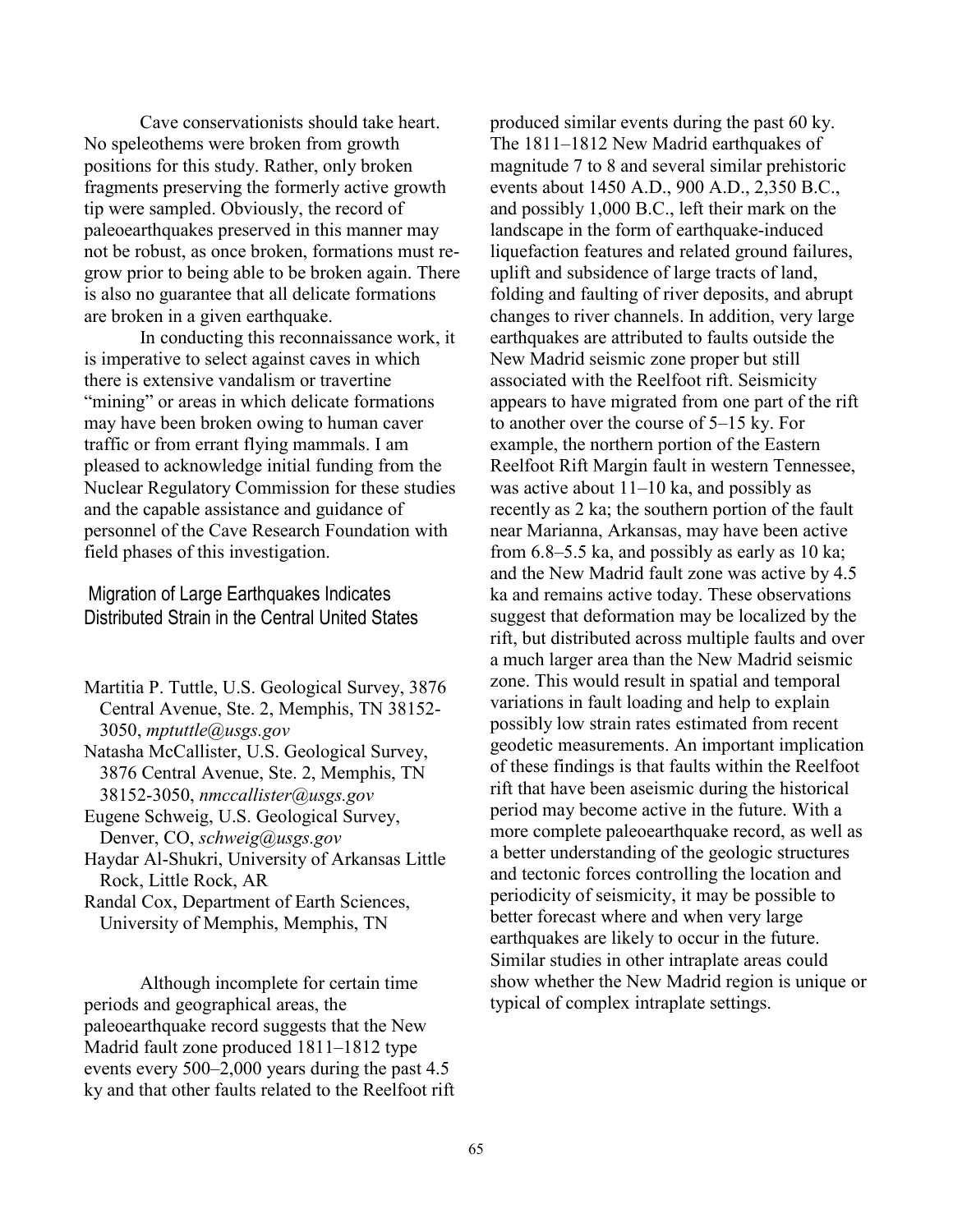Cave conservationists should take heart. No speleothems were broken from growth positions for this study. Rather, only broken fragments preserving the formerly active growth tip were sampled. Obviously, the record of paleoearthquakes preserved in this manner may not be robust, as once broken, formations must re-grow prior to being able to be broken again. There is also no guarantee that all delicate formations are broken in a given earthquake.

In conducting this reconnaissance work, it is imperative to select against caves in which there is extensive vandalism or travertine "mining" or areas in which delicate formations may have been broken owing to human caver traffic or from errant flying mammals. I am pleased to acknowledge initial funding from the Nuclear Regulatory Commission for these studies and the capable assistance and guidance of personnel of the Cave Research Foundation with field phases of this investigation.

## Migration of Large Earthquakes Indicates Distributed Strain in the Central United States

Martitia P. Tuttle, U.S. Geological Survey, 3876 Central Avenue, Ste. 2, Memphis, TN 38152-3050, *mptuttle@usgs.gov*

Natasha McCallister, U.S. Geological Survey, 3876 Central Avenue, Ste. 2, Memphis, TN 38152-3050, *nmccallister@usgs.gov*

Eugene Schweig, U.S. Geological Survey, Denver, CO, *schweig@usgs.gov*

Haydar Al-Shukri, University of Arkansas Little Rock, Little Rock, AR

Randal Cox, Department of Earth Sciences, University of Memphis, Memphis, TN

Although incomplete for certain time periods and geographical areas, the paleoearthquake record suggests that the New Madrid fault zone produced 1811–1812 type events every 500–2,000 years during the past 4.5 ky and that other faults related to the Reelfoot rift produced similar events during the past 60 ky. The 1811–1812 New Madrid earthquakes of magnitude 7 to 8 and several similar prehistoric events about 1450 A.D., 900 A.D., 2,350 B.C., and possibly 1,000 B.C., left their mark on the landscape in the form of earthquake-induced liquefaction features and related ground failures, uplift and subsidence of large tracts of land, folding and faulting of river deposits, and abrupt changes to river channels. In addition, very large earthquakes are attributed to faults outside the New Madrid seismic zone proper but still associated with the Reelfoot rift. Seismicity appears to have migrated from one part of the rift to another over the course of 5–15 ky. For example, the northern portion of the Eastern Reelfoot Rift Margin fault in western Tennessee, was active about 11–10 ka, and possibly as recently as 2 ka; the southern portion of the fault near Marianna, Arkansas, may have been active from 6.8–5.5 ka, and possibly as early as 10 ka; and the New Madrid fault zone was active by 4.5 ka and remains active today. These observations suggest that deformation may be localized by the rift, but distributed across multiple faults and over a much larger area than the New Madrid seismic zone. This would result in spatial and temporal variations in fault loading and help to explain possibly low strain rates estimated from recent geodetic measurements. An important implication of these findings is that faults within the Reelfoot rift that have been aseismic during the historical period may become active in the future. With a more complete paleoearthquake record, as well as a better understanding of the geologic structures and tectonic forces controlling the location and periodicity of seismicity, it may be possible to better forecast where and when very large earthquakes are likely to occur in the future. Similar studies in other intraplate areas could show whether the New Madrid region is unique or typical of complex intraplate settings.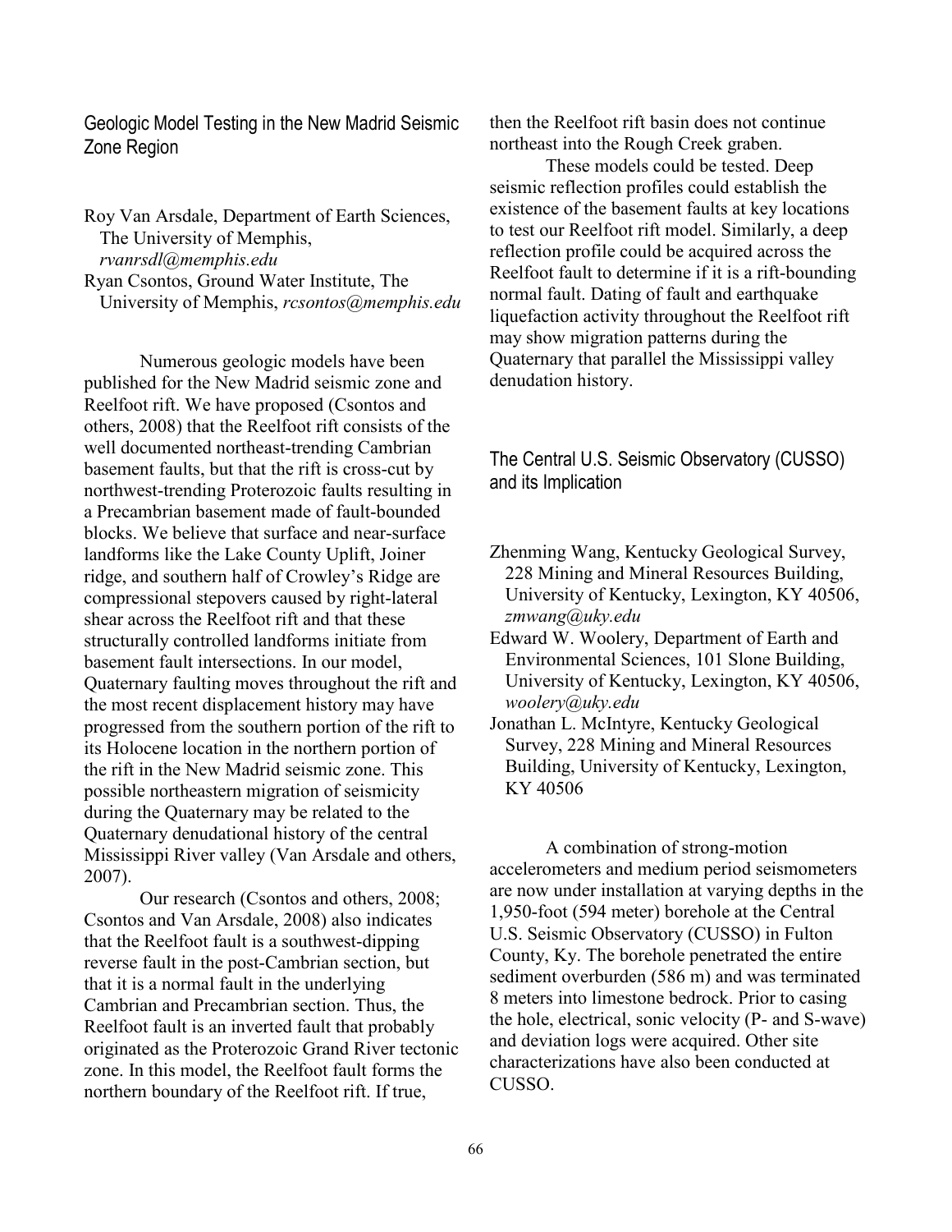## Geologic Model Testing in the New Madrid Seismic Zone Region

Roy Van Arsdale, Department of Earth Sciences, The University of Memphis, *rvanrsdl@memphis.edu*
Ryan Csontos, Ground Water Institute, The University of Memphis, *rcsontos@memphis.edu*

Numerous geologic models have been published for the New Madrid seismic zone and Reelfoot rift. We have proposed (Csontos and others, 2008) that the Reelfoot rift consists of the well documented northeast-trending Cambrian basement faults, but that the rift is cross-cut by northwest-trending Proterozoic faults resulting in a Precambrian basement made of fault-bounded blocks. We believe that surface and near-surface landforms like the Lake County Uplift, Joiner ridge, and southern half of Crowley's Ridge are compressional stepovers caused by right-lateral shear across the Reelfoot rift and that these structurally controlled landforms initiate from basement fault intersections. In our model, Quaternary faulting moves throughout the rift and the most recent displacement history may have progressed from the southern portion of the rift to its Holocene location in the northern portion of the rift in the New Madrid seismic zone. This possible northeastern migration of seismicity during the Quaternary may be related to the Quaternary denudational history of the central Mississippi River valley (Van Arsdale and others, 2007).

Our research (Csontos and others, 2008; Csontos and Van Arsdale, 2008) also indicates that the Reelfoot fault is a southwest-dipping reverse fault in the post-Cambrian section, but that it is a normal fault in the underlying Cambrian and Precambrian section. Thus, the Reelfoot fault is an inverted fault that probably originated as the Proterozoic Grand River tectonic zone. In this model, the Reelfoot fault forms the northern boundary of the Reelfoot rift. If true, then the Reelfoot rift basin does not continue northeast into the Rough Creek graben.

These models could be tested. Deep seismic reflection profiles could establish the existence of the basement faults at key locations to test our Reelfoot rift model. Similarly, a deep reflection profile could be acquired across the Reelfoot fault to determine if it is a rift-bounding normal fault. Dating of fault and earthquake liquefaction activity throughout the Reelfoot rift may show migration patterns during the Quaternary that parallel the Mississippi valley denudation history.

## The Central U.S. Seismic Observatory (CUSSO) and its Implication

Zhenming Wang, Kentucky Geological Survey, 228 Mining and Mineral Resources Building, University of Kentucky, Lexington, KY 40506, *zmwang@uky.edu*
Edward W. Woolery, Department of Earth and Environmental Sciences, 101 Slone Building, University of Kentucky, Lexington, KY 40506, *woolery@uky.edu*
Jonathan L. McIntyre, Kentucky Geological Survey, 228 Mining and Mineral Resources Building, University of Kentucky, Lexington, KY 40506

A combination of strong-motion accelerometers and medium period seismometers are now under installation at varying depths in the 1,950-foot (594 meter) borehole at the Central U.S. Seismic Observatory (CUSSO) in Fulton County, Ky. The borehole penetrated the entire sediment overburden (586 m) and was terminated 8 meters into limestone bedrock. Prior to casing the hole, electrical, sonic velocity (P- and S-wave) and deviation logs were acquired. Other site characterizations have also been conducted at CUSSO.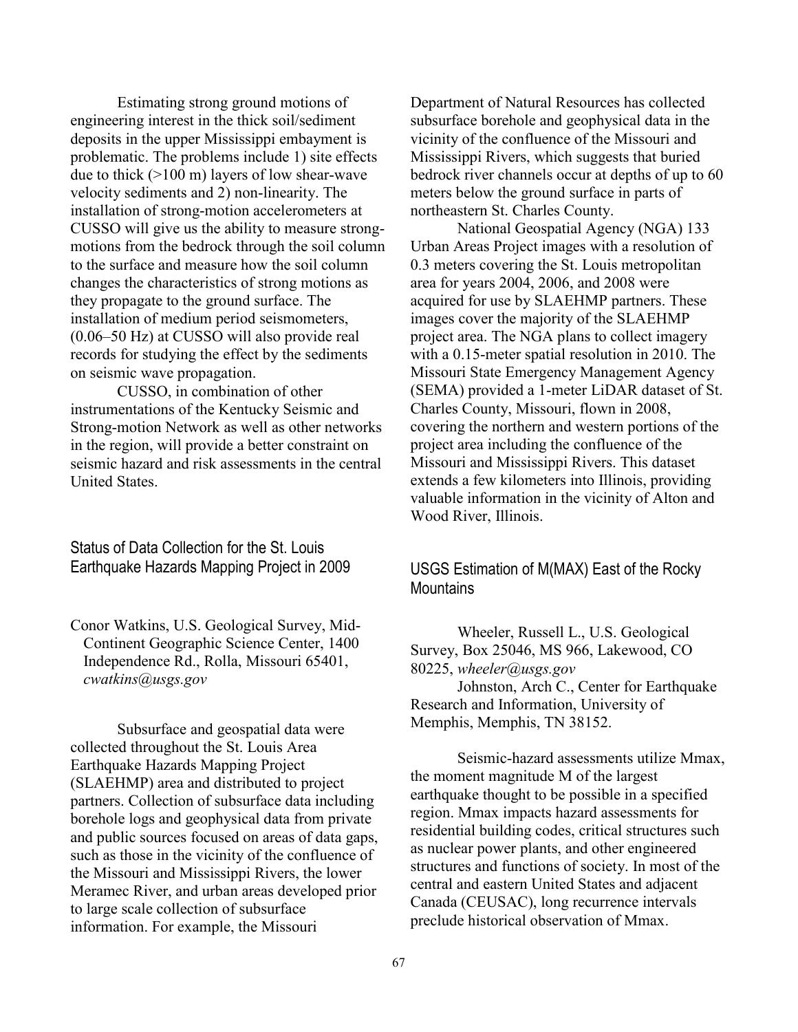Estimating strong ground motions of engineering interest in the thick soil/sediment deposits in the upper Mississippi embayment is problematic. The problems include 1) site effects due to thick (>100 m) layers of low shear-wave velocity sediments and 2) non-linearity. The installation of strong-motion accelerometers at CUSSO will give us the ability to measure strong-motions from the bedrock through the soil column to the surface and measure how the soil column changes the characteristics of strong motions as they propagate to the ground surface. The installation of medium period seismometers, (0.06–50 Hz) at CUSSO will also provide real records for studying the effect by the sediments on seismic wave propagation.

CUSSO, in combination of other instrumentations of the Kentucky Seismic and Strong-motion Network as well as other networks in the region, will provide a better constraint on seismic hazard and risk assessments in the central United States.

## Status of Data Collection for the St. Louis Earthquake Hazards Mapping Project in 2009

Conor Watkins, U.S. Geological Survey, Mid-Continent Geographic Science Center, 1400 Independence Rd., Rolla, Missouri 65401, *cwatkins@usgs.gov*

Subsurface and geospatial data were collected throughout the St. Louis Area Earthquake Hazards Mapping Project (SLAEHMP) area and distributed to project partners. Collection of subsurface data including borehole logs and geophysical data from private and public sources focused on areas of data gaps, such as those in the vicinity of the confluence of the Missouri and Mississippi Rivers, the lower Meramec River, and urban areas developed prior to large scale collection of subsurface information. For example, the Missouri Department of Natural Resources has collected subsurface borehole and geophysical data in the vicinity of the confluence of the Missouri and Mississippi Rivers, which suggests that buried bedrock river channels occur at depths of up to 60 meters below the ground surface in parts of northeastern St. Charles County.

National Geospatial Agency (NGA) 133 Urban Areas Project images with a resolution of 0.3 meters covering the St. Louis metropolitan area for years 2004, 2006, and 2008 were acquired for use by SLAEHMP partners. These images cover the majority of the SLAEHMP project area. The NGA plans to collect imagery with a 0.15-meter spatial resolution in 2010. The Missouri State Emergency Management Agency (SEMA) provided a 1-meter LiDAR dataset of St. Charles County, Missouri, flown in 2008, covering the northern and western portions of the project area including the confluence of the Missouri and Mississippi Rivers. This dataset extends a few kilometers into Illinois, providing valuable information in the vicinity of Alton and Wood River, Illinois.

## USGS Estimation of M(MAX) East of the Rocky Mountains

Wheeler, Russell L., U.S. Geological Survey, Box 25046, MS 966, Lakewood, CO 80225, *wheeler@usgs.gov*

Johnston, Arch C., Center for Earthquake Research and Information, University of Memphis, Memphis, TN 38152.

Seismic-hazard assessments utilize Mmax, the moment magnitude M of the largest earthquake thought to be possible in a specified region. Mmax impacts hazard assessments for residential building codes, critical structures such as nuclear power plants, and other engineered structures and functions of society. In most of the central and eastern United States and adjacent Canada (CEUSAC), long recurrence intervals preclude historical observation of Mmax.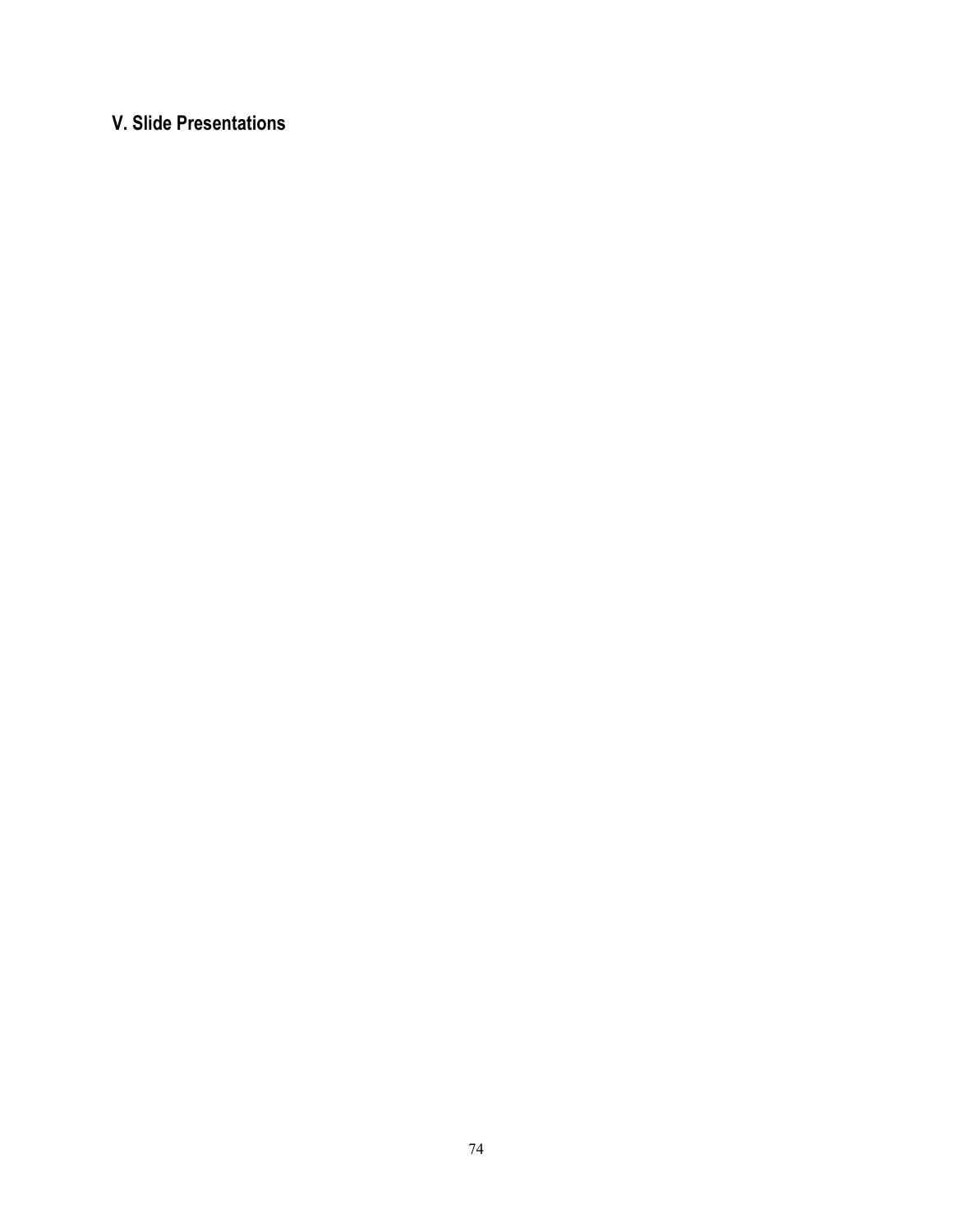## V. Slide Presentations